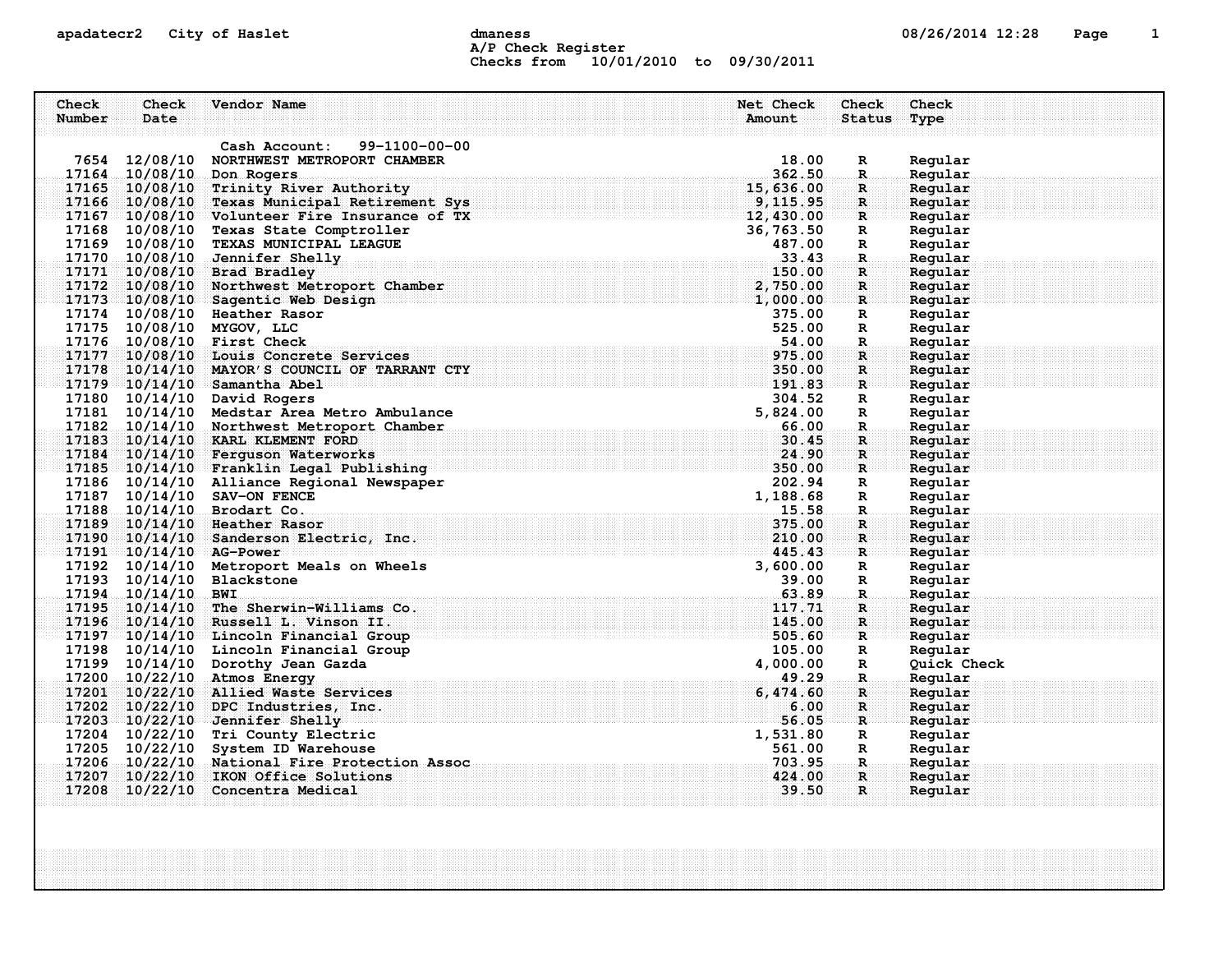apadatecr2 City of Haslet dmaness 08/26/2014 12:28

A/P Check Register
Checks from 10/01/2010 to 09/30/2011

Cash Account: 99-1100-00-00

| Check Number | Check Date | Vendor Name | Net Check Amount | Check Status | Check Type |
|---|---|---|---|---|---|
| 7654 | 12/08/10 | NORTHWEST METROPORT CHAMBER | 18.00 | R | Regular |
| 17164 | 10/08/10 | Don Rogers | 362.50 | R | Regular |
| 17165 | 10/08/10 | Trinity River Authority | 15,636.00 | R | Regular |
| 17166 | 10/08/10 | Texas Municipal Retirement Sys | 9,115.95 | R | Regular |
| 17167 | 10/08/10 | Volunteer Fire Insurance of TX | 12,430.00 | R | Regular |
| 17168 | 10/08/10 | Texas State Comptroller | 36,763.50 | R | Regular |
| 17169 | 10/08/10 | TEXAS MUNICIPAL LEAGUE | 487.00 | R | Regular |
| 17170 | 10/08/10 | Jennifer Shelly | 33.43 | R | Regular |
| 17171 | 10/08/10 | Brad Bradley | 150.00 | R | Regular |
| 17172 | 10/08/10 | Northwest Metroport Chamber | 2,750.00 | R | Regular |
| 17173 | 10/08/10 | Sagentic Web Design | 1,000.00 | R | Regular |
| 17174 | 10/08/10 | Heather Rasor | 375.00 | R | Regular |
| 17175 | 10/08/10 | MYGOV, LLC | 525.00 | R | Regular |
| 17176 | 10/08/10 | First Check | 54.00 | R | Regular |
| 17177 | 10/08/10 | Louis Concrete Services | 975.00 | R | Regular |
| 17178 | 10/14/10 | MAYOR'S COUNCIL OF TARRANT CTY | 350.00 | R | Regular |
| 17179 | 10/14/10 | Samantha Abel | 191.83 | R | Regular |
| 17180 | 10/14/10 | David Rogers | 304.52 | R | Regular |
| 17181 | 10/14/10 | Medstar Area Metro Ambulance | 5,824.00 | R | Regular |
| 17182 | 10/14/10 | Northwest Metroport Chamber | 66.00 | R | Regular |
| 17183 | 10/14/10 | KARL KLEMENT FORD | 30.45 | R | Regular |
| 17184 | 10/14/10 | Ferguson Waterworks | 24.90 | R | Regular |
| 17185 | 10/14/10 | Franklin Legal Publishing | 350.00 | R | Regular |
| 17186 | 10/14/10 | Alliance Regional Newspaper | 202.94 | R | Regular |
| 17187 | 10/14/10 | SAV-ON FENCE | 1,188.68 | R | Regular |
| 17188 | 10/14/10 | Brodart Co. | 15.58 | R | Regular |
| 17189 | 10/14/10 | Heather Rasor | 375.00 | R | Regular |
| 17190 | 10/14/10 | Sanderson Electric, Inc. | 210.00 | R | Regular |
| 17191 | 10/14/10 | AG-Power | 445.43 | R | Regular |
| 17192 | 10/14/10 | Metroport Meals on Wheels | 3,600.00 | R | Regular |
| 17193 | 10/14/10 | Blackstone | 39.00 | R | Regular |
| 17194 | 10/14/10 | BWI | 63.89 | R | Regular |
| 17195 | 10/14/10 | The Sherwin-Williams Co. | 117.71 | R | Regular |
| 17196 | 10/14/10 | Russell L. Vinson II. | 145.00 | R | Regular |
| 17197 | 10/14/10 | Lincoln Financial Group | 505.60 | R | Regular |
| 17198 | 10/14/10 | Lincoln Financial Group | 105.00 | R | Regular |
| 17199 | 10/14/10 | Dorothy Jean Gazda | 4,000.00 | R | Quick Check |
| 17200 | 10/22/10 | Atmos Energy | 49.29 | R | Regular |
| 17201 | 10/22/10 | Allied Waste Services | 6,474.60 | R | Regular |
| 17202 | 10/22/10 | DPC Industries, Inc. | 6.00 | R | Regular |
| 17203 | 10/22/10 | Jennifer Shelly | 56.05 | R | Regular |
| 17204 | 10/22/10 | Tri County Electric | 1,531.80 | R | Regular |
| 17205 | 10/22/10 | System ID Warehouse | 561.00 | R | Regular |
| 17206 | 10/22/10 | National Fire Protection Assoc | 703.95 | R | Regular |
| 17207 | 10/22/10 | IKON Office Solutions | 424.00 | R | Regular |
| 17208 | 10/22/10 | Concentra Medical | 39.50 | R | Regular |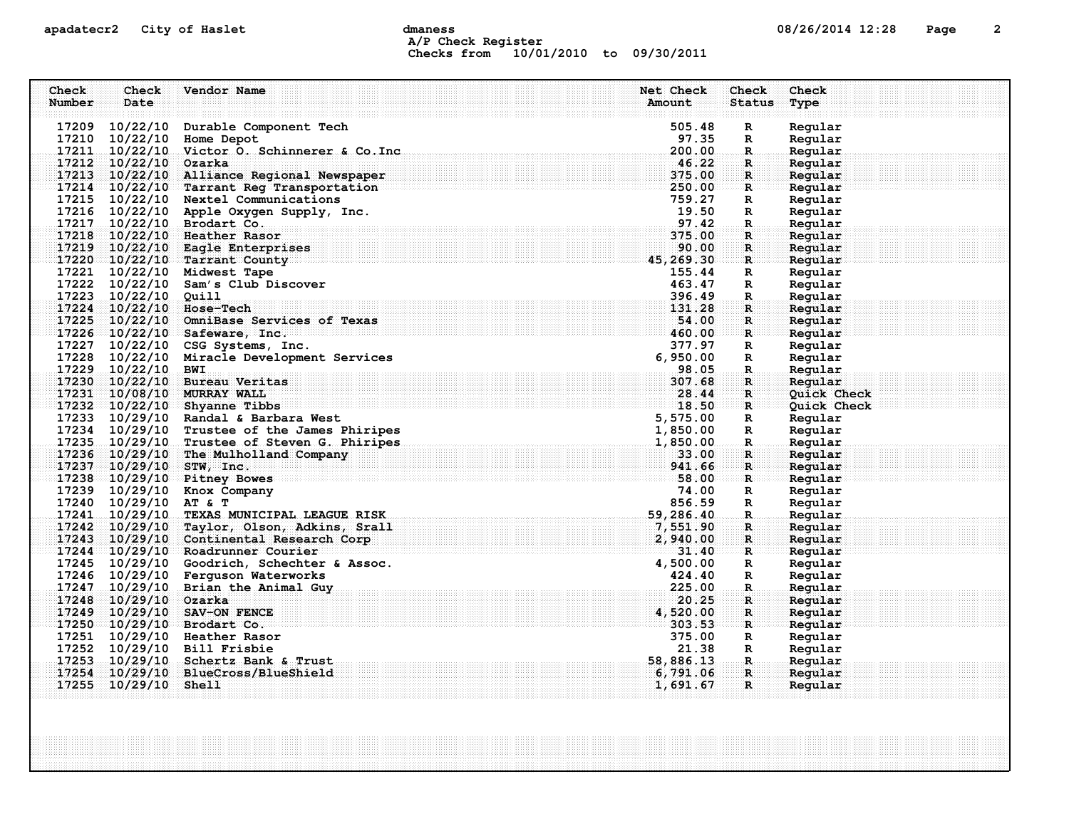A/P Check Register
Checks from 10/01/2010 to 09/30/2011

| Check Number | Check Date | Vendor Name | Net Check Amount | Check Status | Check Type |
|---|---|---|---|---|---|
| 17209 | 10/22/10 | Durable Component Tech | 505.48 | R | Regular |
| 17210 | 10/22/10 | Home Depot | 97.35 | R | Regular |
| 17211 | 10/22/10 | Victor O. Schinnerer & Co.Inc | 200.00 | R | Regular |
| 17212 | 10/22/10 | Ozarka | 46.22 | R | Regular |
| 17213 | 10/22/10 | Alliance Regional Newspaper | 375.00 | R | Regular |
| 17214 | 10/22/10 | Tarrant Reg Transportation | 250.00 | R | Regular |
| 17215 | 10/22/10 | Nextel Communications | 759.27 | R | Regular |
| 17216 | 10/22/10 | Apple Oxygen Supply, Inc. | 19.50 | R | Regular |
| 17217 | 10/22/10 | Brodart Co. | 97.42 | R | Regular |
| 17218 | 10/22/10 | Heather Rasor | 375.00 | R | Regular |
| 17219 | 10/22/10 | Eagle Enterprises | 90.00 | R | Regular |
| 17220 | 10/22/10 | Tarrant County | 45,269.30 | R | Regular |
| 17221 | 10/22/10 | Midwest Tape | 155.44 | R | Regular |
| 17222 | 10/22/10 | Sam's Club Discover | 463.47 | R | Regular |
| 17223 | 10/22/10 | Quill | 396.49 | R | Regular |
| 17224 | 10/22/10 | Hose-Tech | 131.28 | R | Regular |
| 17225 | 10/22/10 | OmniBase Services of Texas | 54.00 | R | Regular |
| 17226 | 10/22/10 | Safeware, Inc. | 460.00 | R | Regular |
| 17227 | 10/22/10 | CSG Systems, Inc. | 377.97 | R | Regular |
| 17228 | 10/22/10 | Miracle Development Services | 6,950.00 | R | Regular |
| 17229 | 10/22/10 | BWI | 98.05 | R | Regular |
| 17230 | 10/22/10 | Bureau Veritas | 307.68 | R | Regular |
| 17231 | 10/08/10 | MURRAY WALL | 28.44 | R | Quick Check |
| 17232 | 10/22/10 | Shyanne Tibbs | 18.50 | R | Quick Check |
| 17233 | 10/29/10 | Randal & Barbara West | 5,575.00 | R | Regular |
| 17234 | 10/29/10 | Trustee of the James Phiripes | 1,850.00 | R | Regular |
| 17235 | 10/29/10 | Trustee of Steven G. Phiripes | 1,850.00 | R | Regular |
| 17236 | 10/29/10 | The Mulholland Company | 33.00 | R | Regular |
| 17237 | 10/29/10 | STW, Inc. | 941.66 | R | Regular |
| 17238 | 10/29/10 | Pitney Bowes | 58.00 | R | Regular |
| 17239 | 10/29/10 | Knox Company | 74.00 | R | Regular |
| 17240 | 10/29/10 | AT & T | 856.59 | R | Regular |
| 17241 | 10/29/10 | TEXAS MUNICIPAL LEAGUE RISK | 59,286.40 | R | Regular |
| 17242 | 10/29/10 | Taylor, Olson, Adkins, Srall | 7,551.90 | R | Regular |
| 17243 | 10/29/10 | Continental Research Corp | 2,940.00 | R | Regular |
| 17244 | 10/29/10 | Roadrunner Courier | 31.40 | R | Regular |
| 17245 | 10/29/10 | Goodrich, Schechter & Assoc. | 4,500.00 | R | Regular |
| 17246 | 10/29/10 | Ferguson Waterworks | 424.40 | R | Regular |
| 17247 | 10/29/10 | Brian the Animal Guy | 225.00 | R | Regular |
| 17248 | 10/29/10 | Ozarka | 20.25 | R | Regular |
| 17249 | 10/29/10 | SAV-ON FENCE | 4,520.00 | R | Regular |
| 17250 | 10/29/10 | Brodart Co. | 303.53 | R | Regular |
| 17251 | 10/29/10 | Heather Rasor | 375.00 | R | Regular |
| 17252 | 10/29/10 | Bill Frisbie | 21.38 | R | Regular |
| 17253 | 10/29/10 | Schertz Bank & Trust | 58,886.13 | R | Regular |
| 17254 | 10/29/10 | BlueCross/BlueShield | 6,791.06 | R | Regular |
| 17255 | 10/29/10 | Shell | 1,691.67 | R | Regular |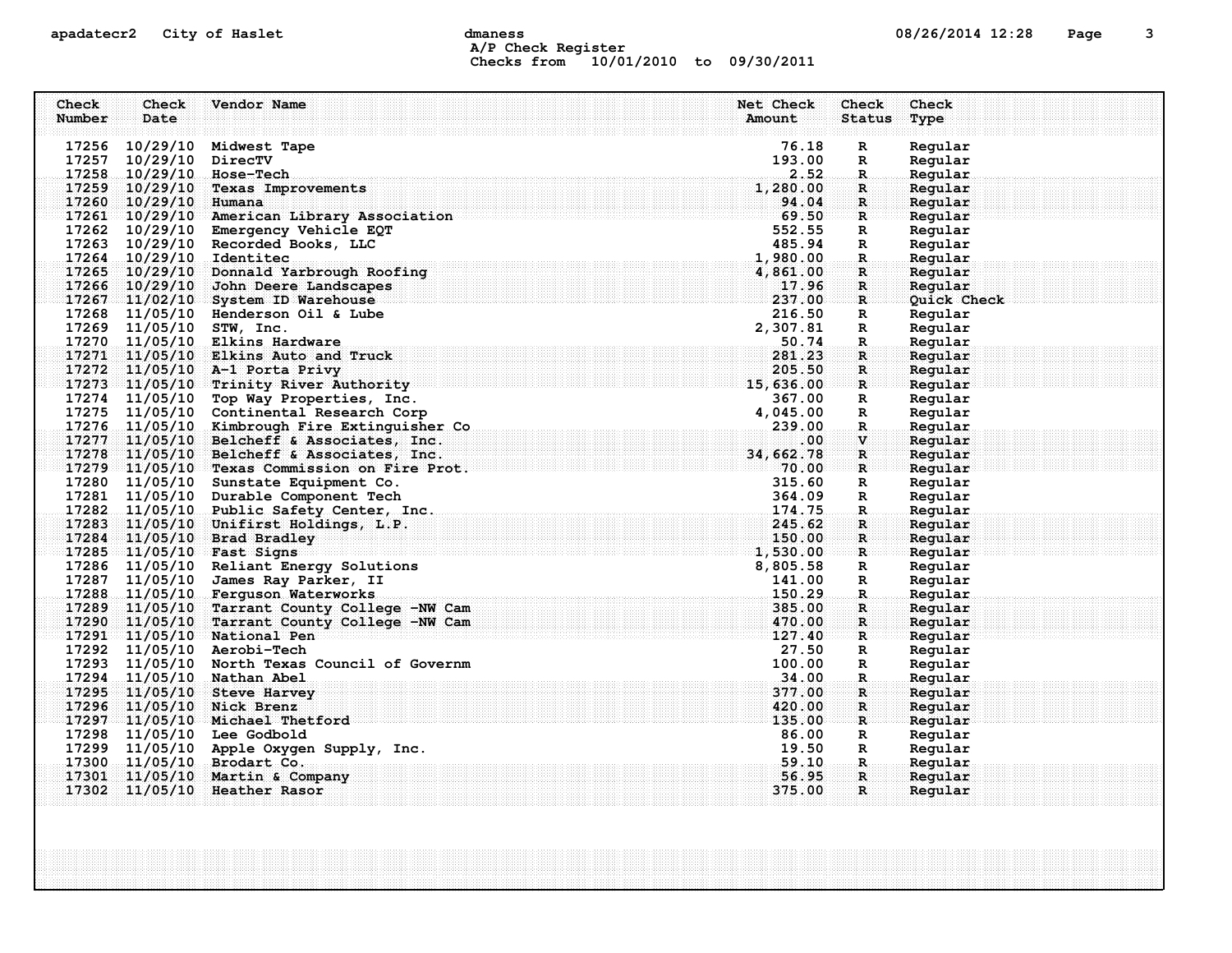A/P Check Register
Checks from 10/01/2010 to 09/30/2011

| Check Number | Check Date | Vendor Name | Net Check Amount | Check Status | Check Type |
|---|---|---|---|---|---|
| 17256 | 10/29/10 | Midwest Tape | 76.18 | R | Regular |
| 17257 | 10/29/10 | DirecTV | 193.00 | R | Regular |
| 17258 | 10/29/10 | Hose-Tech | 2.52 | R | Regular |
| 17259 | 10/29/10 | Texas Improvements | 1,280.00 | R | Regular |
| 17260 | 10/29/10 | Humana | 94.04 | R | Regular |
| 17261 | 10/29/10 | American Library Association | 69.50 | R | Regular |
| 17262 | 10/29/10 | Emergency Vehicle EQT | 552.55 | R | Regular |
| 17263 | 10/29/10 | Recorded Books, LLC | 485.94 | R | Regular |
| 17264 | 10/29/10 | Identitec | 1,980.00 | R | Regular |
| 17265 | 10/29/10 | Donnald Yarbrough Roofing | 4,861.00 | R | Regular |
| 17266 | 10/29/10 | John Deere Landscapes | 17.96 | R | Regular |
| 17267 | 11/02/10 | System ID Warehouse | 237.00 | R | Quick Check |
| 17268 | 11/05/10 | Henderson Oil & Lube | 216.50 | R | Regular |
| 17269 | 11/05/10 | STW, Inc. | 2,307.81 | R | Regular |
| 17270 | 11/05/10 | Elkins Hardware | 50.74 | R | Regular |
| 17271 | 11/05/10 | Elkins Auto and Truck | 281.23 | R | Regular |
| 17272 | 11/05/10 | A-1 Porta Privy | 205.50 | R | Regular |
| 17273 | 11/05/10 | Trinity River Authority | 15,636.00 | R | Regular |
| 17274 | 11/05/10 | Top Way Properties, Inc. | 367.00 | R | Regular |
| 17275 | 11/05/10 | Continental Research Corp | 4,045.00 | R | Regular |
| 17276 | 11/05/10 | Kimbrough Fire Extinguisher Co | 239.00 | R | Regular |
| 17277 | 11/05/10 | Belcheff & Associates, Inc. | .00 | V | Regular |
| 17278 | 11/05/10 | Belcheff & Associates, Inc. | 34,662.78 | R | Regular |
| 17279 | 11/05/10 | Texas Commission on Fire Prot. | 70.00 | R | Regular |
| 17280 | 11/05/10 | Sunstate Equipment Co. | 315.60 | R | Regular |
| 17281 | 11/05/10 | Durable Component Tech | 364.09 | R | Regular |
| 17282 | 11/05/10 | Public Safety Center, Inc. | 174.75 | R | Regular |
| 17283 | 11/05/10 | Unifirst Holdings, L.P. | 245.62 | R | Regular |
| 17284 | 11/05/10 | Brad Bradley | 150.00 | R | Regular |
| 17285 | 11/05/10 | Fast Signs | 1,530.00 | R | Regular |
| 17286 | 11/05/10 | Reliant Energy Solutions | 8,805.58 | R | Regular |
| 17287 | 11/05/10 | James Ray Parker, II | 141.00 | R | Regular |
| 17288 | 11/05/10 | Ferguson Waterworks | 150.29 | R | Regular |
| 17289 | 11/05/10 | Tarrant County College -NW Cam | 385.00 | R | Regular |
| 17290 | 11/05/10 | Tarrant County College -NW Cam | 470.00 | R | Regular |
| 17291 | 11/05/10 | National Pen | 127.40 | R | Regular |
| 17292 | 11/05/10 | Aerobi-Tech | 27.50 | R | Regular |
| 17293 | 11/05/10 | North Texas Council of Governm | 100.00 | R | Regular |
| 17294 | 11/05/10 | Nathan Abel | 34.00 | R | Regular |
| 17295 | 11/05/10 | Steve Harvey | 377.00 | R | Regular |
| 17296 | 11/05/10 | Nick Brenz | 420.00 | R | Regular |
| 17297 | 11/05/10 | Michael Thetford | 135.00 | R | Regular |
| 17298 | 11/05/10 | Lee Godbold | 86.00 | R | Regular |
| 17299 | 11/05/10 | Apple Oxygen Supply, Inc. | 19.50 | R | Regular |
| 17300 | 11/05/10 | Brodart Co. | 59.10 | R | Regular |
| 17301 | 11/05/10 | Martin & Company | 56.95 | R | Regular |
| 17302 | 11/05/10 | Heather Rasor | 375.00 | R | Regular |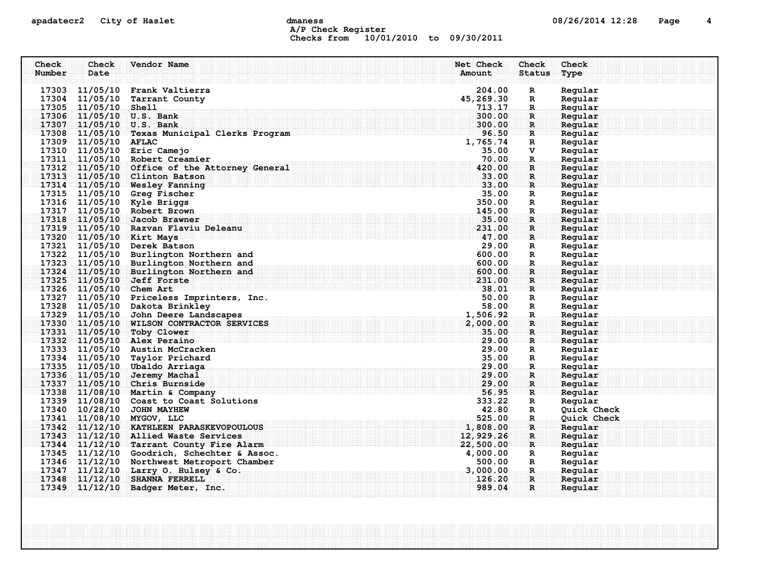A/P Check Register
Checks from 10/01/2010 to 09/30/2011

| Check Number | Check Date | Vendor Name | Net Check Amount | Check Status | Check Type |
|---|---|---|---|---|---|
| 17303 | 11/05/10 | Frank Valtierra | 204.00 | R | Regular |
| 17304 | 11/05/10 | Tarrant County | 45,269.30 | R | Regular |
| 17305 | 11/05/10 | Shell | 713.17 | R | Regular |
| 17306 | 11/05/10 | U.S. Bank | 300.00 | R | Regular |
| 17307 | 11/05/10 | U.S. Bank | 300.00 | R | Regular |
| 17308 | 11/05/10 | Texas Municipal Clerks Program | 96.50 | R | Regular |
| 17309 | 11/05/10 | AFLAC | 1,765.74 | R | Regular |
| 17310 | 11/05/10 | Eric Camejo | 35.00 | V | Regular |
| 17311 | 11/05/10 | Robert Creamier | 70.00 | R | Regular |
| 17312 | 11/05/10 | Office of the Attorney General | 420.00 | R | Regular |
| 17313 | 11/05/10 | Clinton Batson | 33.00 | R | Regular |
| 17314 | 11/05/10 | Wesley Fanning | 33.00 | R | Regular |
| 17315 | 11/05/10 | Greg Fischer | 35.00 | R | Regular |
| 17316 | 11/05/10 | Kyle Briggs | 350.00 | R | Regular |
| 17317 | 11/05/10 | Robert Brown | 145.00 | R | Regular |
| 17318 | 11/05/10 | Jacob Brawner | 35.00 | R | Regular |
| 17319 | 11/05/10 | Razvan Flaviu Deleanu | 231.00 | R | Regular |
| 17320 | 11/05/10 | Kirt Mays | 47.00 | R | Regular |
| 17321 | 11/05/10 | Derek Batson | 29.00 | R | Regular |
| 17322 | 11/05/10 | Burlington Northern and | 600.00 | R | Regular |
| 17323 | 11/05/10 | Burlington Northern and | 600.00 | R | Regular |
| 17324 | 11/05/10 | Burlington Northern and | 600.00 | R | Regular |
| 17325 | 11/05/10 | Jeff Forste | 231.00 | R | Regular |
| 17326 | 11/05/10 | Chem Art | 38.01 | R | Regular |
| 17327 | 11/05/10 | Priceless Imprinters, Inc. | 50.00 | R | Regular |
| 17328 | 11/05/10 | Dakota Brinkley | 58.00 | R | Regular |
| 17329 | 11/05/10 | John Deere Landscapes | 1,506.92 | R | Regular |
| 17330 | 11/05/10 | WILSON CONTRACTOR SERVICES | 2,000.00 | R | Regular |
| 17331 | 11/05/10 | Toby Clower | 35.00 | R | Regular |
| 17332 | 11/05/10 | Alex Peraino | 29.00 | R | Regular |
| 17333 | 11/05/10 | Austin McCracken | 29.00 | R | Regular |
| 17334 | 11/05/10 | Taylor Prichard | 35.00 | R | Regular |
| 17335 | 11/05/10 | Ubaldo Arriaga | 29.00 | R | Regular |
| 17336 | 11/05/10 | Jeremy Machal | 29.00 | R | Regular |
| 17337 | 11/05/10 | Chris Burnside | 29.00 | R | Regular |
| 17338 | 11/08/10 | Martin & Company | 56.95 | R | Regular |
| 17339 | 11/08/10 | Coast to Coast Solutions | 333.22 | R | Regular |
| 17340 | 10/28/10 | JOHN MAYHEW | 42.80 | R | Quick Check |
| 17341 | 11/08/10 | MYGOV, LLC | 525.00 | R | Quick Check |
| 17342 | 11/12/10 | KATHLEEN PARASKEVOPOULOUS | 1,808.00 | R | Regular |
| 17343 | 11/12/10 | Allied Waste Services | 12,929.26 | R | Regular |
| 17344 | 11/12/10 | Tarrant County Fire Alarm | 22,500.00 | R | Regular |
| 17345 | 11/12/10 | Goodrich, Schechter & Assoc. | 4,000.00 | R | Regular |
| 17346 | 11/12/10 | Northwest Metroport Chamber | 500.00 | R | Regular |
| 17347 | 11/12/10 | Larry O. Hulsey & Co. | 3,000.00 | R | Regular |
| 17348 | 11/12/10 | SHANNA FERRELL | 126.20 | R | Regular |
| 17349 | 11/12/10 | Badger Meter, Inc. | 989.04 | R | Regular |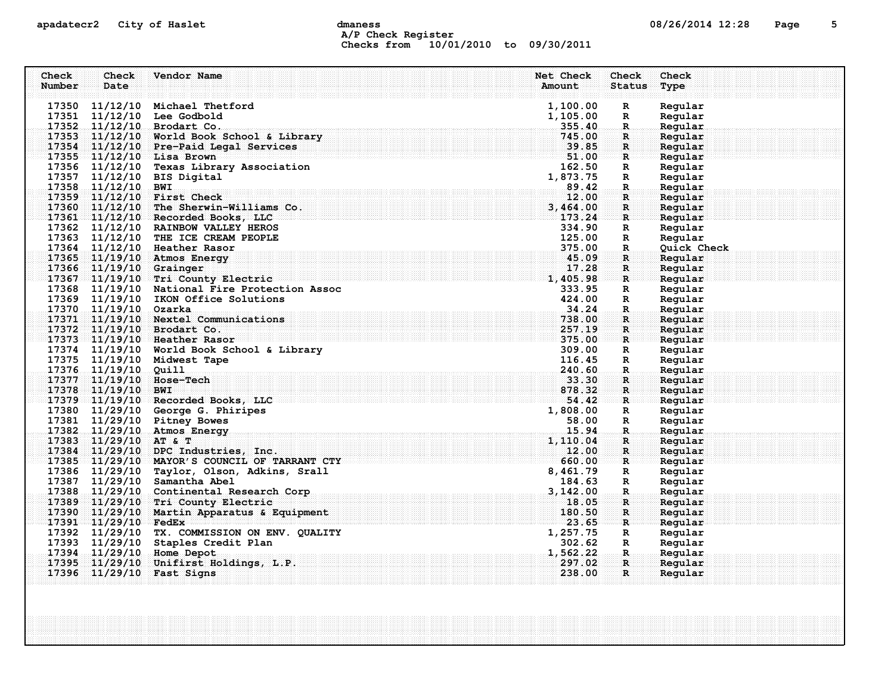A/P Check Register
Checks from 10/01/2010 to 09/30/2011

| Check Number | Check Date | Vendor Name | Net Check Amount | Check Status | Check Type |
|---|---|---|---|---|---|
| 17350 | 11/12/10 | Michael Thetford | 1,100.00 | R | Regular |
| 17351 | 11/12/10 | Lee Godbold | 1,105.00 | R | Regular |
| 17352 | 11/12/10 | Brodart Co. | 355.40 | R | Regular |
| 17353 | 11/12/10 | World Book School & Library | 745.00 | R | Regular |
| 17354 | 11/12/10 | Pre-Paid Legal Services | 39.85 | R | Regular |
| 17355 | 11/12/10 | Lisa Brown | 51.00 | R | Regular |
| 17356 | 11/12/10 | Texas Library Association | 162.50 | R | Regular |
| 17357 | 11/12/10 | BIS Digital | 1,873.75 | R | Regular |
| 17358 | 11/12/10 | BWI | 89.42 | R | Regular |
| 17359 | 11/12/10 | First Check | 12.00 | R | Regular |
| 17360 | 11/12/10 | The Sherwin-Williams Co. | 3,464.00 | R | Regular |
| 17361 | 11/12/10 | Recorded Books, LLC | 173.24 | R | Regular |
| 17362 | 11/12/10 | RAINBOW VALLEY HEROS | 334.90 | R | Regular |
| 17363 | 11/12/10 | THE ICE CREAM PEOPLE | 125.00 | R | Regular |
| 17364 | 11/12/10 | Heather Rasor | 375.00 | R | Quick Check |
| 17365 | 11/19/10 | Atmos Energy | 45.09 | R | Regular |
| 17366 | 11/19/10 | Grainger | 17.28 | R | Regular |
| 17367 | 11/19/10 | Tri County Electric | 1,405.98 | R | Regular |
| 17368 | 11/19/10 | National Fire Protection Assoc | 333.95 | R | Regular |
| 17369 | 11/19/10 | IKON Office Solutions | 424.00 | R | Regular |
| 17370 | 11/19/10 | Ozarka | 34.24 | R | Regular |
| 17371 | 11/19/10 | Nextel Communications | 738.00 | R | Regular |
| 17372 | 11/19/10 | Brodart Co. | 257.19 | R | Regular |
| 17373 | 11/19/10 | Heather Rasor | 375.00 | R | Regular |
| 17374 | 11/19/10 | World Book School & Library | 309.00 | R | Regular |
| 17375 | 11/19/10 | Midwest Tape | 116.45 | R | Regular |
| 17376 | 11/19/10 | Quill | 240.60 | R | Regular |
| 17377 | 11/19/10 | Hose-Tech | 33.30 | R | Regular |
| 17378 | 11/19/10 | BWI | 878.32 | R | Regular |
| 17379 | 11/19/10 | Recorded Books, LLC | 54.42 | R | Regular |
| 17380 | 11/29/10 | George G. Phiripes | 1,808.00 | R | Regular |
| 17381 | 11/29/10 | Pitney Bowes | 58.00 | R | Regular |
| 17382 | 11/29/10 | Atmos Energy | 15.94 | R | Regular |
| 17383 | 11/29/10 | AT & T | 1,110.04 | R | Regular |
| 17384 | 11/29/10 | DPC Industries, Inc. | 12.00 | R | Regular |
| 17385 | 11/29/10 | MAYOR'S COUNCIL OF TARRANT CTY | 660.00 | R | Regular |
| 17386 | 11/29/10 | Taylor, Olson, Adkins, Srall | 8,461.79 | R | Regular |
| 17387 | 11/29/10 | Samantha Abel | 184.63 | R | Regular |
| 17388 | 11/29/10 | Continental Research Corp | 3,142.00 | R | Regular |
| 17389 | 11/29/10 | Tri County Electric | 18.05 | R | Regular |
| 17390 | 11/29/10 | Martin Apparatus & Equipment | 180.50 | R | Regular |
| 17391 | 11/29/10 | FedEx | 23.65 | R | Regular |
| 17392 | 11/29/10 | TX. COMMISSION ON ENV. QUALITY | 1,257.75 | R | Regular |
| 17393 | 11/29/10 | Staples Credit Plan | 302.62 | R | Regular |
| 17394 | 11/29/10 | Home Depot | 1,562.22 | R | Regular |
| 17395 | 11/29/10 | Unifirst Holdings, L.P. | 297.02 | R | Regular |
| 17396 | 11/29/10 | Fast Signs | 238.00 | R | Regular |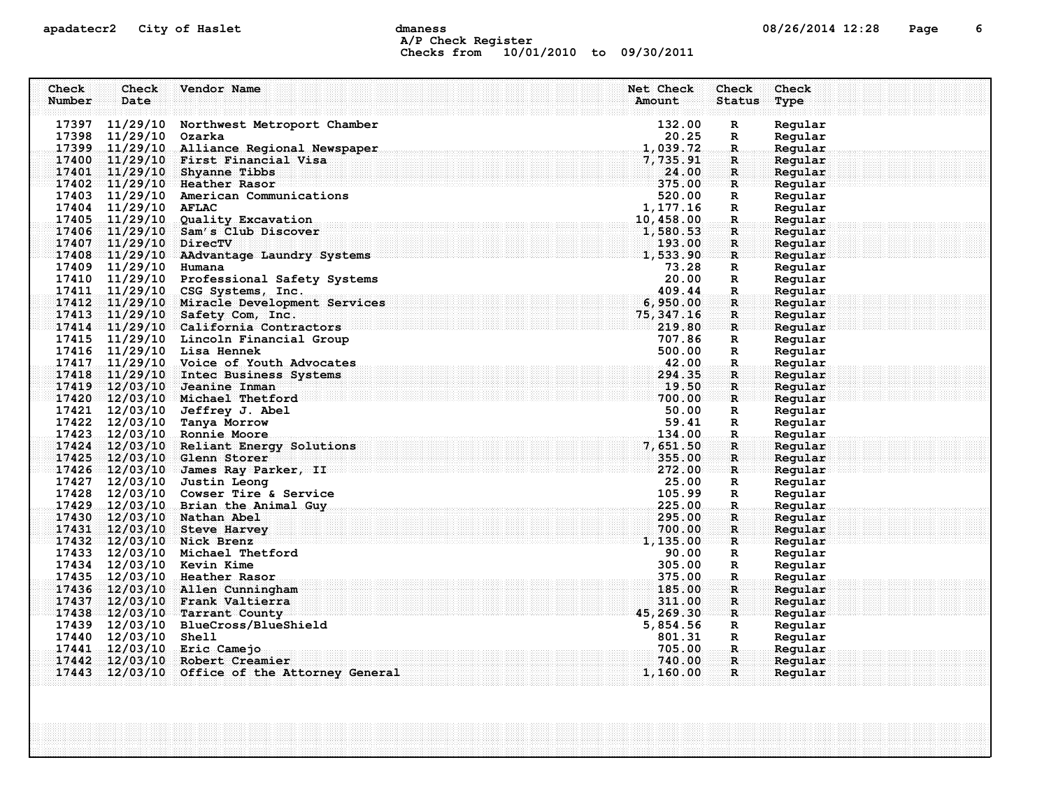A/P Check Register
Checks from 10/01/2010 to 09/30/2011

| Check Number | Check Date | Vendor Name | Net Check Amount | Check Status | Check Type |
|---|---|---|---|---|---|
| 17397 | 11/29/10 | Northwest Metroport Chamber | 132.00 | R | Regular |
| 17398 | 11/29/10 | Ozarka | 20.25 | R | Regular |
| 17399 | 11/29/10 | Alliance Regional Newspaper | 1,039.72 | R | Regular |
| 17400 | 11/29/10 | First Financial Visa | 7,735.91 | R | Regular |
| 17401 | 11/29/10 | Shyanne Tibbs | 24.00 | R | Regular |
| 17402 | 11/29/10 | Heather Rasor | 375.00 | R | Regular |
| 17403 | 11/29/10 | American Communications | 520.00 | R | Regular |
| 17404 | 11/29/10 | AFLAC | 1,177.16 | R | Regular |
| 17405 | 11/29/10 | Quality Excavation | 10,458.00 | R | Regular |
| 17406 | 11/29/10 | Sam's Club Discover | 1,580.53 | R | Regular |
| 17407 | 11/29/10 | DirecTV | 193.00 | R | Regular |
| 17408 | 11/29/10 | AAdvantage Laundry Systems | 1,533.90 | R | Regular |
| 17409 | 11/29/10 | Humana | 73.28 | R | Regular |
| 17410 | 11/29/10 | Professional Safety Systems | 20.00 | R | Regular |
| 17411 | 11/29/10 | CSG Systems, Inc. | 409.44 | R | Regular |
| 17412 | 11/29/10 | Miracle Development Services | 6,950.00 | R | Regular |
| 17413 | 11/29/10 | Safety Com, Inc. | 75,347.16 | R | Regular |
| 17414 | 11/29/10 | California Contractors | 219.80 | R | Regular |
| 17415 | 11/29/10 | Lincoln Financial Group | 707.86 | R | Regular |
| 17416 | 11/29/10 | Lisa Hennek | 500.00 | R | Regular |
| 17417 | 11/29/10 | Voice of Youth Advocates | 42.00 | R | Regular |
| 17418 | 11/29/10 | Intec Business Systems | 294.35 | R | Regular |
| 17419 | 12/03/10 | Jeanine Inman | 19.50 | R | Regular |
| 17420 | 12/03/10 | Michael Thetford | 700.00 | R | Regular |
| 17421 | 12/03/10 | Jeffrey J. Abel | 50.00 | R | Regular |
| 17422 | 12/03/10 | Tanya Morrow | 59.41 | R | Regular |
| 17423 | 12/03/10 | Ronnie Moore | 134.00 | R | Regular |
| 17424 | 12/03/10 | Reliant Energy Solutions | 7,651.50 | R | Regular |
| 17425 | 12/03/10 | Glenn Storer | 355.00 | R | Regular |
| 17426 | 12/03/10 | James Ray Parker, II | 272.00 | R | Regular |
| 17427 | 12/03/10 | Justin Leong | 25.00 | R | Regular |
| 17428 | 12/03/10 | Cowser Tire & Service | 105.99 | R | Regular |
| 17429 | 12/03/10 | Brian the Animal Guy | 225.00 | R | Regular |
| 17430 | 12/03/10 | Nathan Abel | 295.00 | R | Regular |
| 17431 | 12/03/10 | Steve Harvey | 700.00 | R | Regular |
| 17432 | 12/03/10 | Nick Brenz | 1,135.00 | R | Regular |
| 17433 | 12/03/10 | Michael Thetford | 90.00 | R | Regular |
| 17434 | 12/03/10 | Kevin Kime | 305.00 | R | Regular |
| 17435 | 12/03/10 | Heather Rasor | 375.00 | R | Regular |
| 17436 | 12/03/10 | Allen Cunningham | 185.00 | R | Regular |
| 17437 | 12/03/10 | Frank Valtierra | 311.00 | R | Regular |
| 17438 | 12/03/10 | Tarrant County | 45,269.30 | R | Regular |
| 17439 | 12/03/10 | BlueCross/BlueShield | 5,854.56 | R | Regular |
| 17440 | 12/03/10 | Shell | 801.31 | R | Regular |
| 17441 | 12/03/10 | Eric Camejo | 705.00 | R | Regular |
| 17442 | 12/03/10 | Robert Creamier | 740.00 | R | Regular |
| 17443 | 12/03/10 | Office of the Attorney General | 1,160.00 | R | Regular |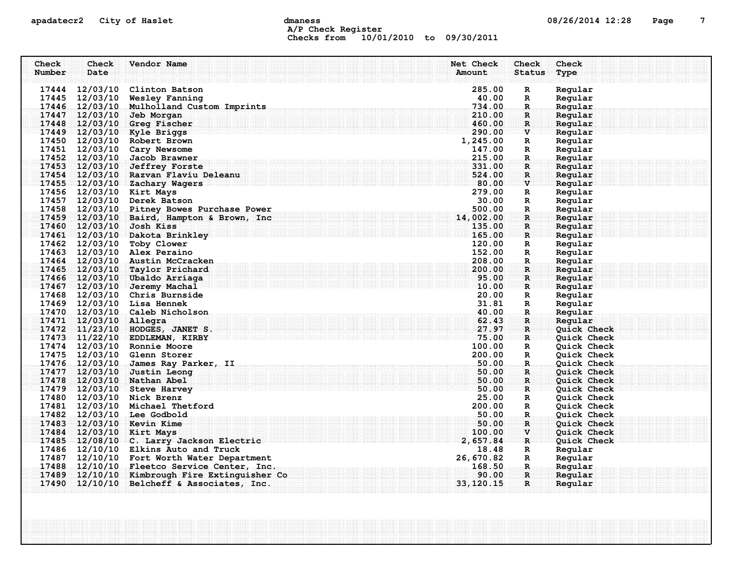| Check Number | Check Date | Vendor Name | Net Check Amount | Check Status | Check Type |
|---|---|---|---|---|---|
| 17444 | 12/03/10 | Clinton Batson | 285.00 | R | Regular |
| 17445 | 12/03/10 | Wesley Fanning | 40.00 | R | Regular |
| 17446 | 12/03/10 | Mulholland Custom Imprints | 734.00 | R | Regular |
| 17447 | 12/03/10 | Jeb Morgan | 210.00 | R | Regular |
| 17448 | 12/03/10 | Greg Fischer | 460.00 | R | Regular |
| 17449 | 12/03/10 | Kyle Briggs | 290.00 | V | Regular |
| 17450 | 12/03/10 | Robert Brown | 1,245.00 | R | Regular |
| 17451 | 12/03/10 | Cary Newsome | 147.00 | R | Regular |
| 17452 | 12/03/10 | Jacob Brawner | 215.00 | R | Regular |
| 17453 | 12/03/10 | Jeffrey Forste | 331.00 | R | Regular |
| 17454 | 12/03/10 | Razvan Flaviu Deleanu | 524.00 | R | Regular |
| 17455 | 12/03/10 | Zachary Wagers | 80.00 | V | Regular |
| 17456 | 12/03/10 | Kirt Mays | 279.00 | R | Regular |
| 17457 | 12/03/10 | Derek Batson | 30.00 | R | Regular |
| 17458 | 12/03/10 | Pitney Bowes Purchase Power | 500.00 | R | Regular |
| 17459 | 12/03/10 | Baird, Hampton & Brown, Inc | 14,002.00 | R | Regular |
| 17460 | 12/03/10 | Josh Kiss | 135.00 | R | Regular |
| 17461 | 12/03/10 | Dakota Brinkley | 165.00 | R | Regular |
| 17462 | 12/03/10 | Toby Clower | 120.00 | R | Regular |
| 17463 | 12/03/10 | Alex Peraino | 152.00 | R | Regular |
| 17464 | 12/03/10 | Austin McCracken | 208.00 | R | Regular |
| 17465 | 12/03/10 | Taylor Prichard | 200.00 | R | Regular |
| 17466 | 12/03/10 | Ubaldo Arriaga | 95.00 | R | Regular |
| 17467 | 12/03/10 | Jeremy Machal | 10.00 | R | Regular |
| 17468 | 12/03/10 | Chris Burnside | 20.00 | R | Regular |
| 17469 | 12/03/10 | Lisa Hennek | 31.81 | R | Regular |
| 17470 | 12/03/10 | Caleb Nicholson | 40.00 | R | Regular |
| 17471 | 12/03/10 | Allegra | 62.43 | R | Regular |
| 17472 | 11/23/10 | HODGES, JANET S. | 27.97 | R | Quick Check |
| 17473 | 11/22/10 | EDDLEMAN, KIRBY | 75.00 | R | Quick Check |
| 17474 | 12/03/10 | Ronnie Moore | 100.00 | R | Quick Check |
| 17475 | 12/03/10 | Glenn Storer | 200.00 | R | Quick Check |
| 17476 | 12/03/10 | James Ray Parker, II | 50.00 | R | Quick Check |
| 17477 | 12/03/10 | Justin Leong | 50.00 | R | Quick Check |
| 17478 | 12/03/10 | Nathan Abel | 50.00 | R | Quick Check |
| 17479 | 12/03/10 | Steve Harvey | 50.00 | R | Quick Check |
| 17480 | 12/03/10 | Nick Brenz | 25.00 | R | Quick Check |
| 17481 | 12/03/10 | Michael Thetford | 200.00 | R | Quick Check |
| 17482 | 12/03/10 | Lee Godbold | 50.00 | R | Quick Check |
| 17483 | 12/03/10 | Kevin Kime | 50.00 | R | Quick Check |
| 17484 | 12/03/10 | Kirt Mays | 100.00 | V | Quick Check |
| 17485 | 12/08/10 | C. Larry Jackson Electric | 2,657.84 | R | Quick Check |
| 17486 | 12/10/10 | Elkins Auto and Truck | 18.48 | R | Regular |
| 17487 | 12/10/10 | Fort Worth Water Department | 26,670.82 | R | Regular |
| 17488 | 12/10/10 | Fleetco Service Center, Inc. | 168.50 | R | Regular |
| 17489 | 12/10/10 | Kimbrough Fire Extinguisher Co | 90.00 | R | Regular |
| 17490 | 12/10/10 | Belcheff & Associates, Inc. | 33,120.15 | R | Regular |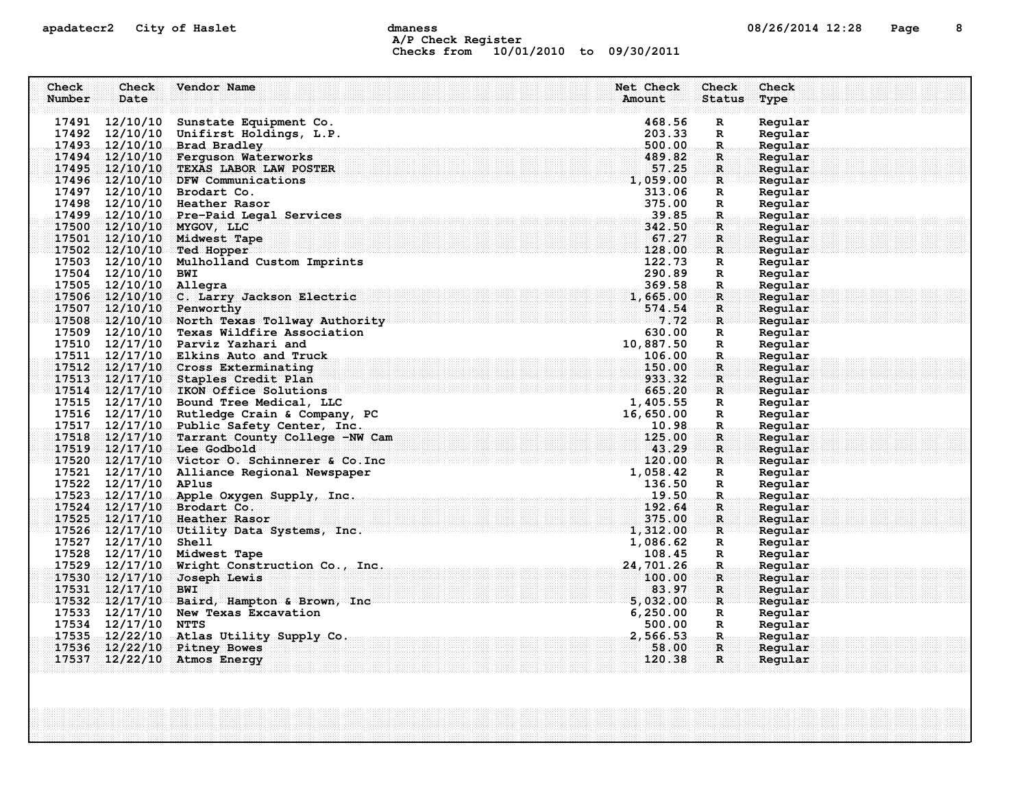| Check Number | Check Date | Vendor Name | Net Check Amount | Check Status | Check Type |
|---|---|---|---|---|---|
| 17491 | 12/10/10 | Sunstate Equipment Co. | 468.56 | R | Regular |
| 17492 | 12/10/10 | Unifirst Holdings, L.P. | 203.33 | R | Regular |
| 17493 | 12/10/10 | Brad Bradley | 500.00 | R | Regular |
| 17494 | 12/10/10 | Ferguson Waterworks | 489.82 | R | Regular |
| 17495 | 12/10/10 | TEXAS LABOR LAW POSTER | 57.25 | R | Regular |
| 17496 | 12/10/10 | DFW Communications | 1,059.00 | R | Regular |
| 17497 | 12/10/10 | Brodart Co. | 313.06 | R | Regular |
| 17498 | 12/10/10 | Heather Rasor | 375.00 | R | Regular |
| 17499 | 12/10/10 | Pre-Paid Legal Services | 39.85 | R | Regular |
| 17500 | 12/10/10 | MYGOV, LLC | 342.50 | R | Regular |
| 17501 | 12/10/10 | Midwest Tape | 67.27 | R | Regular |
| 17502 | 12/10/10 | Ted Hopper | 128.00 | R | Regular |
| 17503 | 12/10/10 | Mulholland Custom Imprints | 122.73 | R | Regular |
| 17504 | 12/10/10 | BWI | 290.89 | R | Regular |
| 17505 | 12/10/10 | Allegra | 369.58 | R | Regular |
| 17506 | 12/10/10 | C. Larry Jackson Electric | 1,665.00 | R | Regular |
| 17507 | 12/10/10 | Penworthy | 574.54 | R | Regular |
| 17508 | 12/10/10 | North Texas Tollway Authority | 7.72 | R | Regular |
| 17509 | 12/10/10 | Texas Wildfire Association | 630.00 | R | Regular |
| 17510 | 12/17/10 | Parviz Yazhari and | 10,887.50 | R | Regular |
| 17511 | 12/17/10 | Elkins Auto and Truck | 106.00 | R | Regular |
| 17512 | 12/17/10 | Cross Exterminating | 150.00 | R | Regular |
| 17513 | 12/17/10 | Staples Credit Plan | 933.32 | R | Regular |
| 17514 | 12/17/10 | IKON Office Solutions | 665.20 | R | Regular |
| 17515 | 12/17/10 | Bound Tree Medical, LLC | 1,405.55 | R | Regular |
| 17516 | 12/17/10 | Rutledge Crain & Company, PC | 16,650.00 | R | Regular |
| 17517 | 12/17/10 | Public Safety Center, Inc. | 10.98 | R | Regular |
| 17518 | 12/17/10 | Tarrant County College -NW Cam | 125.00 | R | Regular |
| 17519 | 12/17/10 | Lee Godbold | 43.29 | R | Regular |
| 17520 | 12/17/10 | Victor O. Schinnerer & Co.Inc | 120.00 | R | Regular |
| 17521 | 12/17/10 | Alliance Regional Newspaper | 1,058.42 | R | Regular |
| 17522 | 12/17/10 | APlus | 136.50 | R | Regular |
| 17523 | 12/17/10 | Apple Oxygen Supply, Inc. | 19.50 | R | Regular |
| 17524 | 12/17/10 | Brodart Co. | 192.64 | R | Regular |
| 17525 | 12/17/10 | Heather Rasor | 375.00 | R | Regular |
| 17526 | 12/17/10 | Utility Data Systems, Inc. | 1,312.00 | R | Regular |
| 17527 | 12/17/10 | Shell | 1,086.62 | R | Regular |
| 17528 | 12/17/10 | Midwest Tape | 108.45 | R | Regular |
| 17529 | 12/17/10 | Wright Construction Co., Inc. | 24,701.26 | R | Regular |
| 17530 | 12/17/10 | Joseph Lewis | 100.00 | R | Regular |
| 17531 | 12/17/10 | BWI | 83.97 | R | Regular |
| 17532 | 12/17/10 | Baird, Hampton & Brown, Inc | 5,032.00 | R | Regular |
| 17533 | 12/17/10 | New Texas Excavation | 6,250.00 | R | Regular |
| 17534 | 12/17/10 | NTTS | 500.00 | R | Regular |
| 17535 | 12/22/10 | Atlas Utility Supply Co. | 2,566.53 | R | Regular |
| 17536 | 12/22/10 | Pitney Bowes | 58.00 | R | Regular |
| 17537 | 12/22/10 | Atmos Energy | 120.38 | R | Regular |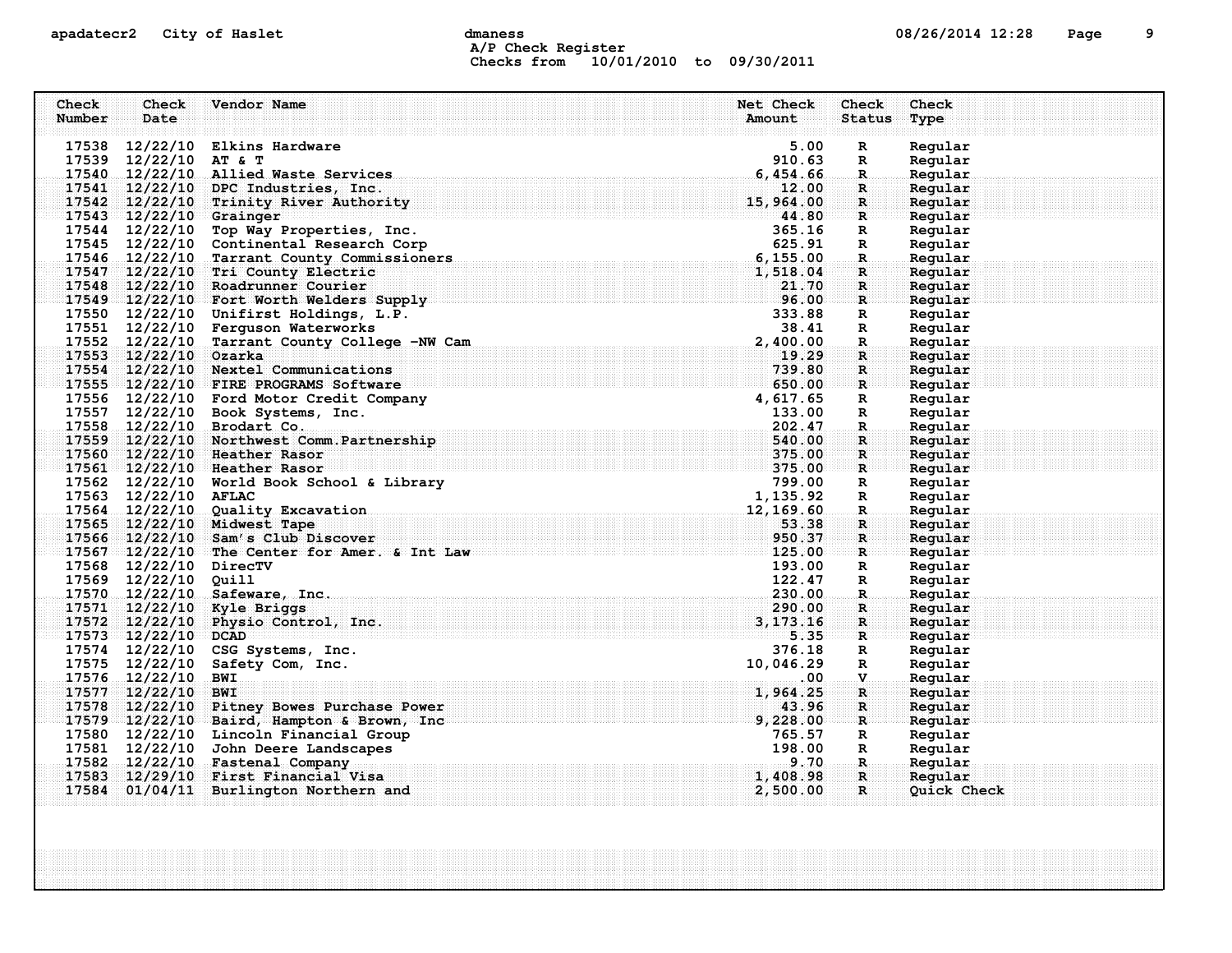A/P Check Register
Checks from 10/01/2010 to 09/30/2011

| Check Number | Check Date | Vendor Name | Net Check Amount | Check Status | Check Type |
|---|---|---|---|---|---|
| 17538 | 12/22/10 | Elkins Hardware | 5.00 | R | Regular |
| 17539 | 12/22/10 | AT & T | 910.63 | R | Regular |
| 17540 | 12/22/10 | Allied Waste Services | 6,454.66 | R | Regular |
| 17541 | 12/22/10 | DPC Industries, Inc. | 12.00 | R | Regular |
| 17542 | 12/22/10 | Trinity River Authority | 15,964.00 | R | Regular |
| 17543 | 12/22/10 | Grainger | 44.80 | R | Regular |
| 17544 | 12/22/10 | Top Way Properties, Inc. | 365.16 | R | Regular |
| 17545 | 12/22/10 | Continental Research Corp | 625.91 | R | Regular |
| 17546 | 12/22/10 | Tarrant County Commissioners | 6,155.00 | R | Regular |
| 17547 | 12/22/10 | Tri County Electric | 1,518.04 | R | Regular |
| 17548 | 12/22/10 | Roadrunner Courier | 21.70 | R | Regular |
| 17549 | 12/22/10 | Fort Worth Welders Supply | 96.00 | R | Regular |
| 17550 | 12/22/10 | Unifirst Holdings, L.P. | 333.88 | R | Regular |
| 17551 | 12/22/10 | Ferguson Waterworks | 38.41 | R | Regular |
| 17552 | 12/22/10 | Tarrant County College -NW Cam | 2,400.00 | R | Regular |
| 17553 | 12/22/10 | Ozarka | 19.29 | R | Regular |
| 17554 | 12/22/10 | Nextel Communications | 739.80 | R | Regular |
| 17555 | 12/22/10 | FIRE PROGRAMS Software | 650.00 | R | Regular |
| 17556 | 12/22/10 | Ford Motor Credit Company | 4,617.65 | R | Regular |
| 17557 | 12/22/10 | Book Systems, Inc. | 133.00 | R | Regular |
| 17558 | 12/22/10 | Brodart Co. | 202.47 | R | Regular |
| 17559 | 12/22/10 | Northwest Comm.Partnership | 540.00 | R | Regular |
| 17560 | 12/22/10 | Heather Rasor | 375.00 | R | Regular |
| 17561 | 12/22/10 | Heather Rasor | 375.00 | R | Regular |
| 17562 | 12/22/10 | World Book School & Library | 799.00 | R | Regular |
| 17563 | 12/22/10 | AFLAC | 1,135.92 | R | Regular |
| 17564 | 12/22/10 | Quality Excavation | 12,169.60 | R | Regular |
| 17565 | 12/22/10 | Midwest Tape | 53.38 | R | Regular |
| 17566 | 12/22/10 | Sam's Club Discover | 950.37 | R | Regular |
| 17567 | 12/22/10 | The Center for Amer. & Int Law | 125.00 | R | Regular |
| 17568 | 12/22/10 | DirecTV | 193.00 | R | Regular |
| 17569 | 12/22/10 | Quill | 122.47 | R | Regular |
| 17570 | 12/22/10 | Safeware, Inc. | 230.00 | R | Regular |
| 17571 | 12/22/10 | Kyle Briggs | 290.00 | R | Regular |
| 17572 | 12/22/10 | Physio Control, Inc. | 3,173.16 | R | Regular |
| 17573 | 12/22/10 | DCAD | 5.35 | R | Regular |
| 17574 | 12/22/10 | CSG Systems, Inc. | 376.18 | R | Regular |
| 17575 | 12/22/10 | Safety Com, Inc. | 10,046.29 | R | Regular |
| 17576 | 12/22/10 | BWI | .00 | V | Regular |
| 17577 | 12/22/10 | BWI | 1,964.25 | R | Regular |
| 17578 | 12/22/10 | Pitney Bowes Purchase Power | 43.96 | R | Regular |
| 17579 | 12/22/10 | Baird, Hampton & Brown, Inc | 9,228.00 | R | Regular |
| 17580 | 12/22/10 | Lincoln Financial Group | 765.57 | R | Regular |
| 17581 | 12/22/10 | John Deere Landscapes | 198.00 | R | Regular |
| 17582 | 12/22/10 | Fastenal Company | 9.70 | R | Regular |
| 17583 | 12/29/10 | First Financial Visa | 1,408.98 | R | Regular |
| 17584 | 01/04/11 | Burlington Northern and | 2,500.00 | R | Quick Check |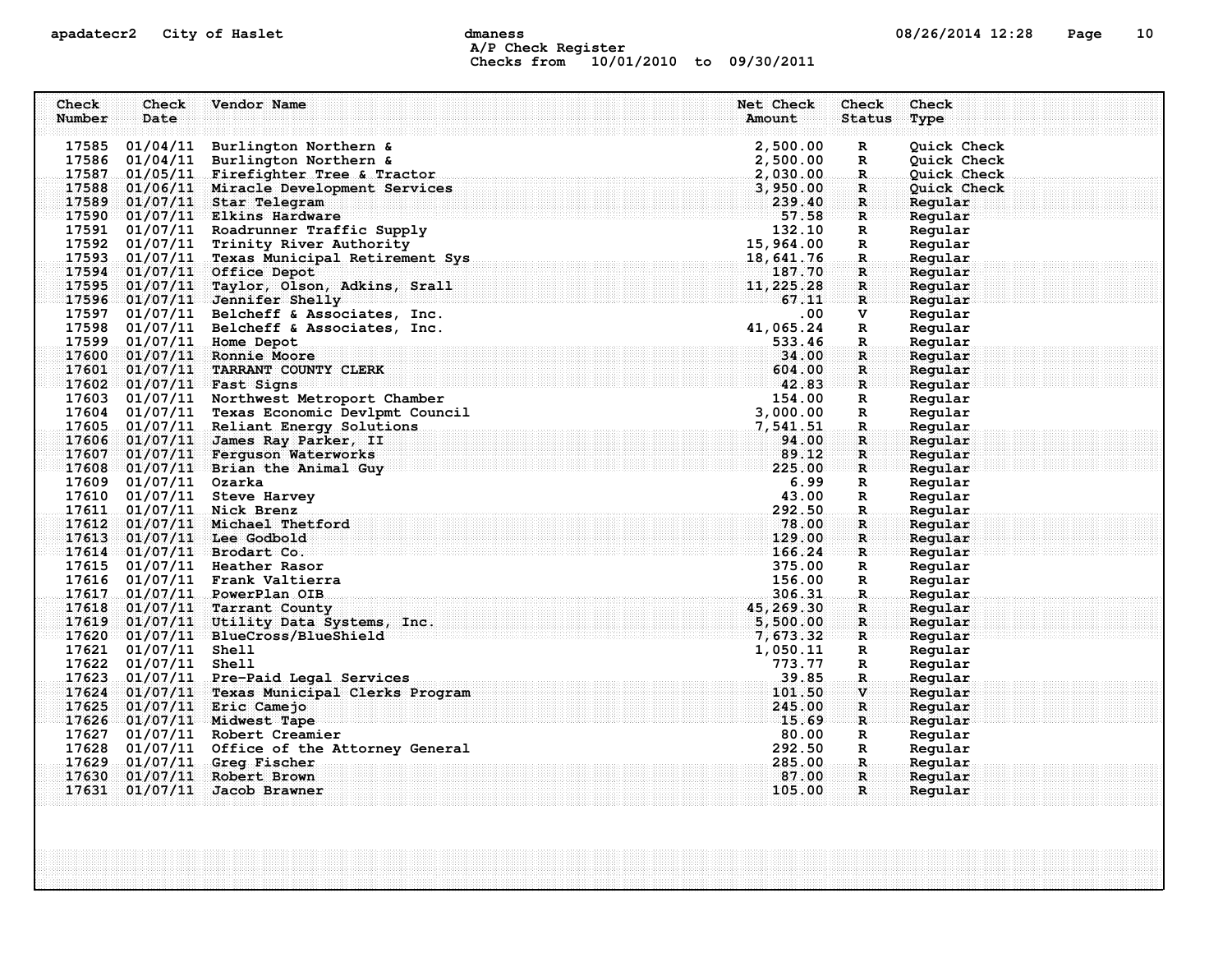A/P Check Register
Checks from 10/01/2010 to 09/30/2011

| Check Number | Check Date | Vendor Name | Net Check Amount | Check Status | Check Type |
|---|---|---|---|---|---|
| 17585 | 01/04/11 | Burlington Northern & | 2,500.00 | R | Quick Check |
| 17586 | 01/04/11 | Burlington Northern & | 2,500.00 | R | Quick Check |
| 17587 | 01/05/11 | Firefighter Tree & Tractor | 2,030.00 | R | Quick Check |
| 17588 | 01/06/11 | Miracle Development Services | 3,950.00 | R | Quick Check |
| 17589 | 01/07/11 | Star Telegram | 239.40 | R | Regular |
| 17590 | 01/07/11 | Elkins Hardware | 57.58 | R | Regular |
| 17591 | 01/07/11 | Roadrunner Traffic Supply | 132.10 | R | Regular |
| 17592 | 01/07/11 | Trinity River Authority | 15,964.00 | R | Regular |
| 17593 | 01/07/11 | Texas Municipal Retirement Sys | 18,641.76 | R | Regular |
| 17594 | 01/07/11 | Office Depot | 187.70 | R | Regular |
| 17595 | 01/07/11 | Taylor, Olson, Adkins, Srall | 11,225.28 | R | Regular |
| 17596 | 01/07/11 | Jennifer Shelly | 67.11 | R | Regular |
| 17597 | 01/07/11 | Belcheff & Associates, Inc. | .00 | V | Regular |
| 17598 | 01/07/11 | Belcheff & Associates, Inc. | 41,065.24 | R | Regular |
| 17599 | 01/07/11 | Home Depot | 533.46 | R | Regular |
| 17600 | 01/07/11 | Ronnie Moore | 34.00 | R | Regular |
| 17601 | 01/07/11 | TARRANT COUNTY CLERK | 604.00 | R | Regular |
| 17602 | 01/07/11 | Fast Signs | 42.83 | R | Regular |
| 17603 | 01/07/11 | Northwest Metroport Chamber | 154.00 | R | Regular |
| 17604 | 01/07/11 | Texas Economic Devlpmt Council | 3,000.00 | R | Regular |
| 17605 | 01/07/11 | Reliant Energy Solutions | 7,541.51 | R | Regular |
| 17606 | 01/07/11 | James Ray Parker, II | 94.00 | R | Regular |
| 17607 | 01/07/11 | Ferguson Waterworks | 89.12 | R | Regular |
| 17608 | 01/07/11 | Brian the Animal Guy | 225.00 | R | Regular |
| 17609 | 01/07/11 | Ozarka | 6.99 | R | Regular |
| 17610 | 01/07/11 | Steve Harvey | 43.00 | R | Regular |
| 17611 | 01/07/11 | Nick Brenz | 292.50 | R | Regular |
| 17612 | 01/07/11 | Michael Thetford | 78.00 | R | Regular |
| 17613 | 01/07/11 | Lee Godbold | 129.00 | R | Regular |
| 17614 | 01/07/11 | Brodart Co. | 166.24 | R | Regular |
| 17615 | 01/07/11 | Heather Rasor | 375.00 | R | Regular |
| 17616 | 01/07/11 | Frank Valtierra | 156.00 | R | Regular |
| 17617 | 01/07/11 | PowerPlan OIB | 306.31 | R | Regular |
| 17618 | 01/07/11 | Tarrant County | 45,269.30 | R | Regular |
| 17619 | 01/07/11 | Utility Data Systems, Inc. | 5,500.00 | R | Regular |
| 17620 | 01/07/11 | BlueCross/BlueShield | 7,673.32 | R | Regular |
| 17621 | 01/07/11 | Shell | 1,050.11 | R | Regular |
| 17622 | 01/07/11 | Shell | 773.77 | R | Regular |
| 17623 | 01/07/11 | Pre-Paid Legal Services | 39.85 | R | Regular |
| 17624 | 01/07/11 | Texas Municipal Clerks Program | 101.50 | V | Regular |
| 17625 | 01/07/11 | Eric Camejo | 245.00 | R | Regular |
| 17626 | 01/07/11 | Midwest Tape | 15.69 | R | Regular |
| 17627 | 01/07/11 | Robert Creamier | 80.00 | R | Regular |
| 17628 | 01/07/11 | Office of the Attorney General | 292.50 | R | Regular |
| 17629 | 01/07/11 | Greg Fischer | 285.00 | R | Regular |
| 17630 | 01/07/11 | Robert Brown | 87.00 | R | Regular |
| 17631 | 01/07/11 | Jacob Brawner | 105.00 | R | Regular |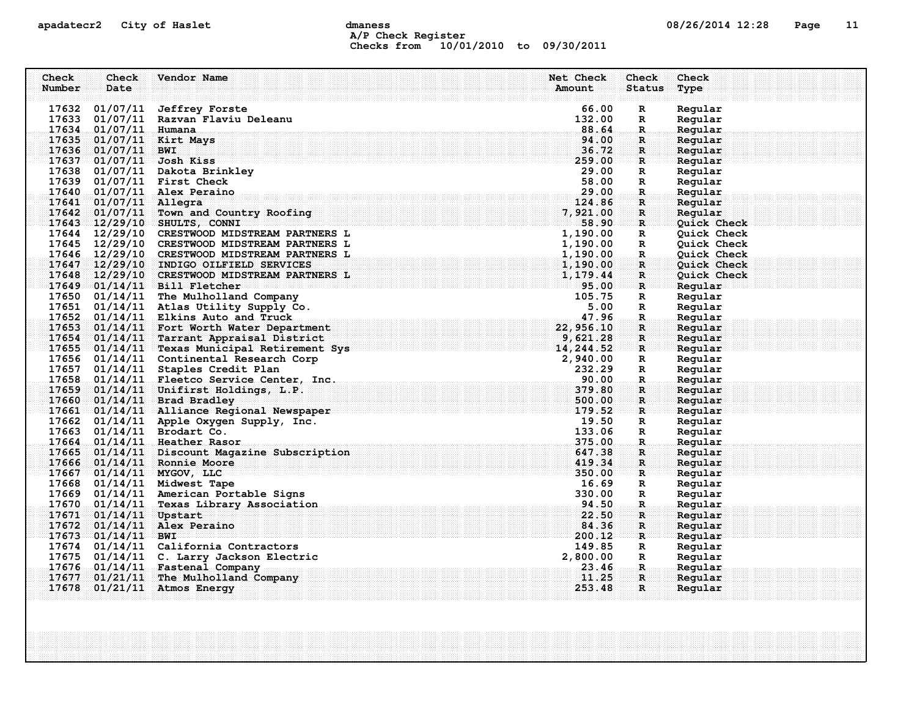A/P Check Register
Checks from 10/01/2010 to 09/30/2011

| Check Number | Check Date | Vendor Name | Net Check Amount | Check Status | Check Type |
|---|---|---|---|---|---|
| 17632 | 01/07/11 | Jeffrey Forste | 66.00 | R | Regular |
| 17633 | 01/07/11 | Razvan Flaviu Deleanu | 132.00 | R | Regular |
| 17634 | 01/07/11 | Humana | 88.64 | R | Regular |
| 17635 | 01/07/11 | Kirt Mays | 94.00 | R | Regular |
| 17636 | 01/07/11 | BWI | 36.72 | R | Regular |
| 17637 | 01/07/11 | Josh Kiss | 259.00 | R | Regular |
| 17638 | 01/07/11 | Dakota Brinkley | 29.00 | R | Regular |
| 17639 | 01/07/11 | First Check | 58.00 | R | Regular |
| 17640 | 01/07/11 | Alex Peraino | 29.00 | R | Regular |
| 17641 | 01/07/11 | Allegra | 124.86 | R | Regular |
| 17642 | 01/07/11 | Town and Country Roofing | 7,921.00 | R | Regular |
| 17643 | 12/29/10 | SHULTS, CONNI | 58.90 | R | Quick Check |
| 17644 | 12/29/10 | CRESTWOOD MIDSTREAM PARTNERS L | 1,190.00 | R | Quick Check |
| 17645 | 12/29/10 | CRESTWOOD MIDSTREAM PARTNERS L | 1,190.00 | R | Quick Check |
| 17646 | 12/29/10 | CRESTWOOD MIDSTREAM PARTNERS L | 1,190.00 | R | Quick Check |
| 17647 | 12/29/10 | INDIGO OILFIELD SERVICES | 1,190.00 | R | Quick Check |
| 17648 | 12/29/10 | CRESTWOOD MIDSTREAM PARTNERS L | 1,179.44 | R | Quick Check |
| 17649 | 01/14/11 | Bill Fletcher | 95.00 | R | Regular |
| 17650 | 01/14/11 | The Mulholland Company | 105.75 | R | Regular |
| 17651 | 01/14/11 | Atlas Utility Supply Co. | 5.00 | R | Regular |
| 17652 | 01/14/11 | Elkins Auto and Truck | 47.96 | R | Regular |
| 17653 | 01/14/11 | Fort Worth Water Department | 22,956.10 | R | Regular |
| 17654 | 01/14/11 | Tarrant Appraisal District | 9,621.28 | R | Regular |
| 17655 | 01/14/11 | Texas Municipal Retirement Sys | 14,244.52 | R | Regular |
| 17656 | 01/14/11 | Continental Research Corp | 2,940.00 | R | Regular |
| 17657 | 01/14/11 | Staples Credit Plan | 232.29 | R | Regular |
| 17658 | 01/14/11 | Fleetco Service Center, Inc. | 90.00 | R | Regular |
| 17659 | 01/14/11 | Unifirst Holdings, L.P. | 379.80 | R | Regular |
| 17660 | 01/14/11 | Brad Bradley | 500.00 | R | Regular |
| 17661 | 01/14/11 | Alliance Regional Newspaper | 179.52 | R | Regular |
| 17662 | 01/14/11 | Apple Oxygen Supply, Inc. | 19.50 | R | Regular |
| 17663 | 01/14/11 | Brodart Co. | 133.06 | R | Regular |
| 17664 | 01/14/11 | Heather Rasor | 375.00 | R | Regular |
| 17665 | 01/14/11 | Discount Magazine Subscription | 647.38 | R | Regular |
| 17666 | 01/14/11 | Ronnie Moore | 419.34 | R | Regular |
| 17667 | 01/14/11 | MYGOV, LLC | 350.00 | R | Regular |
| 17668 | 01/14/11 | Midwest Tape | 16.69 | R | Regular |
| 17669 | 01/14/11 | American Portable Signs | 330.00 | R | Regular |
| 17670 | 01/14/11 | Texas Library Association | 94.50 | R | Regular |
| 17671 | 01/14/11 | Upstart | 22.50 | R | Regular |
| 17672 | 01/14/11 | Alex Peraino | 84.36 | R | Regular |
| 17673 | 01/14/11 | BWI | 200.12 | R | Regular |
| 17674 | 01/14/11 | California Contractors | 149.85 | R | Regular |
| 17675 | 01/14/11 | C. Larry Jackson Electric | 2,800.00 | R | Regular |
| 17676 | 01/14/11 | Fastenal Company | 23.46 | R | Regular |
| 17677 | 01/21/11 | The Mulholland Company | 11.25 | R | Regular |
| 17678 | 01/21/11 | Atmos Energy | 253.48 | R | Regular |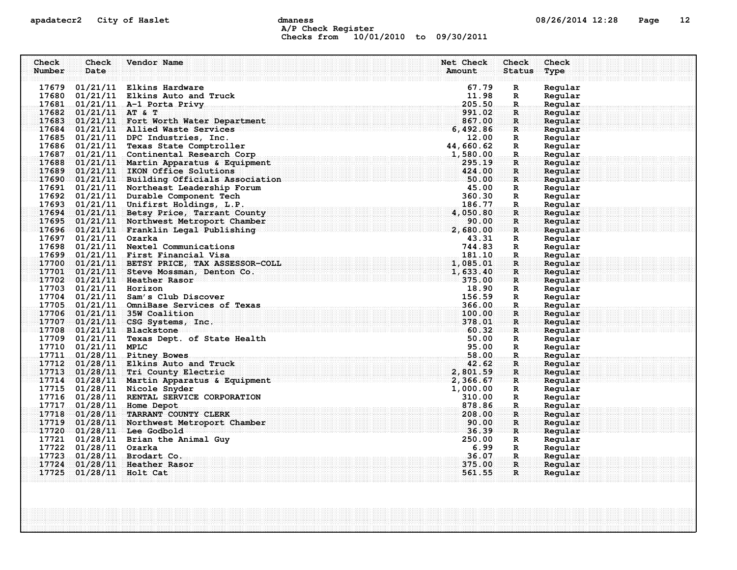A/P Check Register
Checks from 10/01/2010 to 09/30/2011

| Check Number | Check Date | Vendor Name | Net Check Amount | Check Status | Check Type |
|---|---|---|---|---|---|
| 17679 | 01/21/11 | Elkins Hardware | 67.79 | R | Regular |
| 17680 | 01/21/11 | Elkins Auto and Truck | 11.98 | R | Regular |
| 17681 | 01/21/11 | A-1 Porta Privy | 205.50 | R | Regular |
| 17682 | 01/21/11 | AT & T | 991.02 | R | Regular |
| 17683 | 01/21/11 | Fort Worth Water Department | 867.00 | R | Regular |
| 17684 | 01/21/11 | Allied Waste Services | 6,492.86 | R | Regular |
| 17685 | 01/21/11 | DPC Industries, Inc. | 12.00 | R | Regular |
| 17686 | 01/21/11 | Texas State Comptroller | 44,660.62 | R | Regular |
| 17687 | 01/21/11 | Continental Research Corp | 1,580.00 | R | Regular |
| 17688 | 01/21/11 | Martin Apparatus & Equipment | 295.19 | R | Regular |
| 17689 | 01/21/11 | IKON Office Solutions | 424.00 | R | Regular |
| 17690 | 01/21/11 | Building Officials Association | 50.00 | R | Regular |
| 17691 | 01/21/11 | Northeast Leadership Forum | 45.00 | R | Regular |
| 17692 | 01/21/11 | Durable Component Tech | 360.30 | R | Regular |
| 17693 | 01/21/11 | Unifirst Holdings, L.P. | 186.77 | R | Regular |
| 17694 | 01/21/11 | Betsy Price, Tarrant County | 4,050.80 | R | Regular |
| 17695 | 01/21/11 | Northwest Metroport Chamber | 90.00 | R | Regular |
| 17696 | 01/21/11 | Franklin Legal Publishing | 2,680.00 | R | Regular |
| 17697 | 01/21/11 | Ozarka | 43.31 | R | Regular |
| 17698 | 01/21/11 | Nextel Communications | 744.83 | R | Regular |
| 17699 | 01/21/11 | First Financial Visa | 181.10 | R | Regular |
| 17700 | 01/21/11 | BETSY PRICE, TAX ASSESSOR-COLL | 1,085.01 | R | Regular |
| 17701 | 01/21/11 | Steve Mossman, Denton Co. | 1,633.40 | R | Regular |
| 17702 | 01/21/11 | Heather Rasor | 375.00 | R | Regular |
| 17703 | 01/21/11 | Horizon | 18.90 | R | Regular |
| 17704 | 01/21/11 | Sam's Club Discover | 156.59 | R | Regular |
| 17705 | 01/21/11 | OmniBase Services of Texas | 366.00 | R | Regular |
| 17706 | 01/21/11 | 35W Coalition | 100.00 | R | Regular |
| 17707 | 01/21/11 | CSG Systems, Inc. | 378.01 | R | Regular |
| 17708 | 01/21/11 | Blackstone | 60.32 | R | Regular |
| 17709 | 01/21/11 | Texas Dept. of State Health | 50.00 | R | Regular |
| 17710 | 01/21/11 | MPLC | 95.00 | R | Regular |
| 17711 | 01/28/11 | Pitney Bowes | 58.00 | R | Regular |
| 17712 | 01/28/11 | Elkins Auto and Truck | 42.62 | R | Regular |
| 17713 | 01/28/11 | Tri County Electric | 2,801.59 | R | Regular |
| 17714 | 01/28/11 | Martin Apparatus & Equipment | 2,366.67 | R | Regular |
| 17715 | 01/28/11 | Nicole Snyder | 1,000.00 | R | Regular |
| 17716 | 01/28/11 | RENTAL SERVICE CORPORATION | 310.00 | R | Regular |
| 17717 | 01/28/11 | Home Depot | 878.86 | R | Regular |
| 17718 | 01/28/11 | TARRANT COUNTY CLERK | 208.00 | R | Regular |
| 17719 | 01/28/11 | Northwest Metroport Chamber | 90.00 | R | Regular |
| 17720 | 01/28/11 | Lee Godbold | 36.39 | R | Regular |
| 17721 | 01/28/11 | Brian the Animal Guy | 250.00 | R | Regular |
| 17722 | 01/28/11 | Ozarka | 6.99 | R | Regular |
| 17723 | 01/28/11 | Brodart Co. | 36.07 | R | Regular |
| 17724 | 01/28/11 | Heather Rasor | 375.00 | R | Regular |
| 17725 | 01/28/11 | Holt Cat | 561.55 | R | Regular |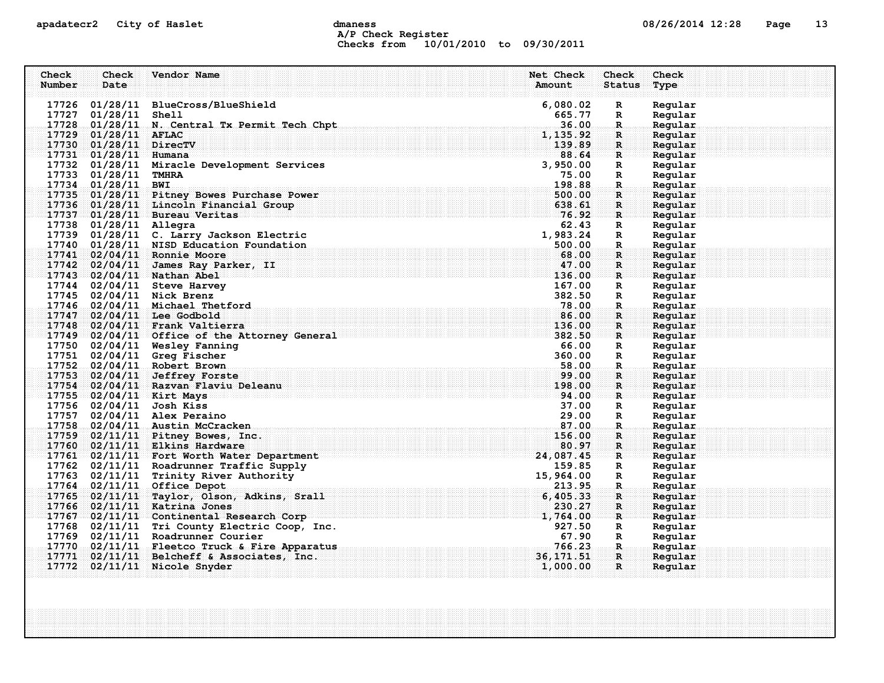apadatecr2 City of Haslet dmaness 08/26/2014 12:28

A/P Check Register
Checks from 10/01/2010 to 09/30/2011

| Check Number | Check Date | Vendor Name | Net Check Amount | Check Status | Check Type |
|---|---|---|---|---|---|
| 17726 | 01/28/11 | BlueCross/BlueShield | 6,080.02 | R | Regular |
| 17727 | 01/28/11 | Shell | 665.77 | R | Regular |
| 17728 | 01/28/11 | N. Central Tx Permit Tech Chpt | 36.00 | R | Regular |
| 17729 | 01/28/11 | AFLAC | 1,135.92 | R | Regular |
| 17730 | 01/28/11 | DirecTV | 139.89 | R | Regular |
| 17731 | 01/28/11 | Humana | 88.64 | R | Regular |
| 17732 | 01/28/11 | Miracle Development Services | 3,950.00 | R | Regular |
| 17733 | 01/28/11 | TMHRA | 75.00 | R | Regular |
| 17734 | 01/28/11 | BWI | 198.88 | R | Regular |
| 17735 | 01/28/11 | Pitney Bowes Purchase Power | 500.00 | R | Regular |
| 17736 | 01/28/11 | Lincoln Financial Group | 638.61 | R | Regular |
| 17737 | 01/28/11 | Bureau Veritas | 76.92 | R | Regular |
| 17738 | 01/28/11 | Allegra | 62.43 | R | Regular |
| 17739 | 01/28/11 | C. Larry Jackson Electric | 1,983.24 | R | Regular |
| 17740 | 01/28/11 | NISD Education Foundation | 500.00 | R | Regular |
| 17741 | 02/04/11 | Ronnie Moore | 68.00 | R | Regular |
| 17742 | 02/04/11 | James Ray Parker, II | 47.00 | R | Regular |
| 17743 | 02/04/11 | Nathan Abel | 136.00 | R | Regular |
| 17744 | 02/04/11 | Steve Harvey | 167.00 | R | Regular |
| 17745 | 02/04/11 | Nick Brenz | 382.50 | R | Regular |
| 17746 | 02/04/11 | Michael Thetford | 78.00 | R | Regular |
| 17747 | 02/04/11 | Lee Godbold | 86.00 | R | Regular |
| 17748 | 02/04/11 | Frank Valtierra | 136.00 | R | Regular |
| 17749 | 02/04/11 | Office of the Attorney General | 382.50 | R | Regular |
| 17750 | 02/04/11 | Wesley Fanning | 66.00 | R | Regular |
| 17751 | 02/04/11 | Greg Fischer | 360.00 | R | Regular |
| 17752 | 02/04/11 | Robert Brown | 58.00 | R | Regular |
| 17753 | 02/04/11 | Jeffrey Forste | 99.00 | R | Regular |
| 17754 | 02/04/11 | Razvan Flaviu Deleanu | 198.00 | R | Regular |
| 17755 | 02/04/11 | Kirt Mays | 94.00 | R | Regular |
| 17756 | 02/04/11 | Josh Kiss | 37.00 | R | Regular |
| 17757 | 02/04/11 | Alex Peraino | 29.00 | R | Regular |
| 17758 | 02/04/11 | Austin McCracken | 87.00 | R | Regular |
| 17759 | 02/11/11 | Pitney Bowes, Inc. | 156.00 | R | Regular |
| 17760 | 02/11/11 | Elkins Hardware | 80.97 | R | Regular |
| 17761 | 02/11/11 | Fort Worth Water Department | 24,087.45 | R | Regular |
| 17762 | 02/11/11 | Roadrunner Traffic Supply | 159.85 | R | Regular |
| 17763 | 02/11/11 | Trinity River Authority | 15,964.00 | R | Regular |
| 17764 | 02/11/11 | Office Depot | 213.95 | R | Regular |
| 17765 | 02/11/11 | Taylor, Olson, Adkins, Srall | 6,405.33 | R | Regular |
| 17766 | 02/11/11 | Katrina Jones | 230.27 | R | Regular |
| 17767 | 02/11/11 | Continental Research Corp | 1,764.00 | R | Regular |
| 17768 | 02/11/11 | Tri County Electric Coop, Inc. | 927.50 | R | Regular |
| 17769 | 02/11/11 | Roadrunner Courier | 67.90 | R | Regular |
| 17770 | 02/11/11 | Fleetco Truck & Fire Apparatus | 766.23 | R | Regular |
| 17771 | 02/11/11 | Belcheff & Associates, Inc. | 36,171.51 | R | Regular |
| 17772 | 02/11/11 | Nicole Snyder | 1,000.00 | R | Regular |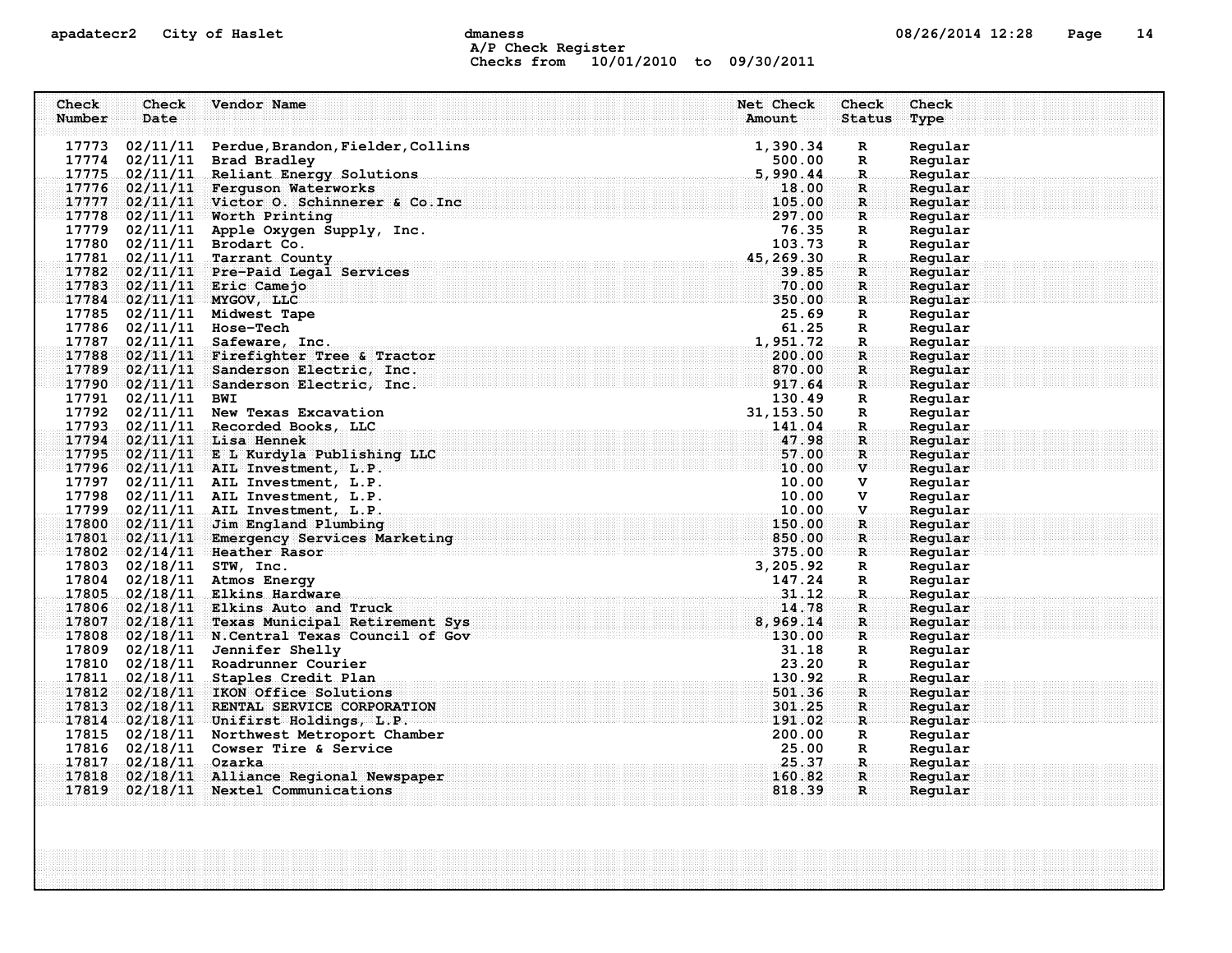apadatecr2 City of Haslet dmaness 08/26/2014 12:28 Page 14

A/P Check Register
Checks from 10/01/2010 to 09/30/2011

| Check Number | Check Date | Vendor Name | Net Check Amount | Check Status | Check Type |
|---|---|---|---|---|---|
| 17773 | 02/11/11 | Perdue,Brandon,Fielder,Collins | 1,390.34 | R | Regular |
| 17774 | 02/11/11 | Brad Bradley | 500.00 | R | Regular |
| 17775 | 02/11/11 | Reliant Energy Solutions | 5,990.44 | R | Regular |
| 17776 | 02/11/11 | Ferguson Waterworks | 18.00 | R | Regular |
| 17777 | 02/11/11 | Victor O. Schinnerer & Co.Inc | 105.00 | R | Regular |
| 17778 | 02/11/11 | Worth Printing | 297.00 | R | Regular |
| 17779 | 02/11/11 | Apple Oxygen Supply, Inc. | 76.35 | R | Regular |
| 17780 | 02/11/11 | Brodart Co. | 103.73 | R | Regular |
| 17781 | 02/11/11 | Tarrant County | 45,269.30 | R | Regular |
| 17782 | 02/11/11 | Pre-Paid Legal Services | 39.85 | R | Regular |
| 17783 | 02/11/11 | Eric Camejo | 70.00 | R | Regular |
| 17784 | 02/11/11 | MYGOV, LLC | 350.00 | R | Regular |
| 17785 | 02/11/11 | Midwest Tape | 25.69 | R | Regular |
| 17786 | 02/11/11 | Hose-Tech | 61.25 | R | Regular |
| 17787 | 02/11/11 | Safeware, Inc. | 1,951.72 | R | Regular |
| 17788 | 02/11/11 | Firefighter Tree & Tractor | 200.00 | R | Regular |
| 17789 | 02/11/11 | Sanderson Electric, Inc. | 870.00 | R | Regular |
| 17790 | 02/11/11 | Sanderson Electric, Inc. | 917.64 | R | Regular |
| 17791 | 02/11/11 | BWI | 130.49 | R | Regular |
| 17792 | 02/11/11 | New Texas Excavation | 31,153.50 | R | Regular |
| 17793 | 02/11/11 | Recorded Books, LLC | 141.04 | R | Regular |
| 17794 | 02/11/11 | Lisa Hennek | 47.98 | R | Regular |
| 17795 | 02/11/11 | E L Kurdyla Publishing LLC | 57.00 | R | Regular |
| 17796 | 02/11/11 | AIL Investment, L.P. | 10.00 | V | Regular |
| 17797 | 02/11/11 | AIL Investment, L.P. | 10.00 | V | Regular |
| 17798 | 02/11/11 | AIL Investment, L.P. | 10.00 | V | Regular |
| 17799 | 02/11/11 | AIL Investment, L.P. | 10.00 | V | Regular |
| 17800 | 02/11/11 | Jim England Plumbing | 150.00 | R | Regular |
| 17801 | 02/11/11 | Emergency Services Marketing | 850.00 | R | Regular |
| 17802 | 02/14/11 | Heather Rasor | 375.00 | R | Regular |
| 17803 | 02/18/11 | STW, Inc. | 3,205.92 | R | Regular |
| 17804 | 02/18/11 | Atmos Energy | 147.24 | R | Regular |
| 17805 | 02/18/11 | Elkins Hardware | 31.12 | R | Regular |
| 17806 | 02/18/11 | Elkins Auto and Truck | 14.78 | R | Regular |
| 17807 | 02/18/11 | Texas Municipal Retirement Sys | 8,969.14 | R | Regular |
| 17808 | 02/18/11 | N.Central Texas Council of Gov | 130.00 | R | Regular |
| 17809 | 02/18/11 | Jennifer Shelly | 31.18 | R | Regular |
| 17810 | 02/18/11 | Roadrunner Courier | 23.20 | R | Regular |
| 17811 | 02/18/11 | Staples Credit Plan | 130.92 | R | Regular |
| 17812 | 02/18/11 | IKON Office Solutions | 501.36 | R | Regular |
| 17813 | 02/18/11 | RENTAL SERVICE CORPORATION | 301.25 | R | Regular |
| 17814 | 02/18/11 | Unifirst Holdings, L.P. | 191.02 | R | Regular |
| 17815 | 02/18/11 | Northwest Metroport Chamber | 200.00 | R | Regular |
| 17816 | 02/18/11 | Cowser Tire & Service | 25.00 | R | Regular |
| 17817 | 02/18/11 | Ozarka | 25.37 | R | Regular |
| 17818 | 02/18/11 | Alliance Regional Newspaper | 160.82 | R | Regular |
| 17819 | 02/18/11 | Nextel Communications | 818.39 | R | Regular |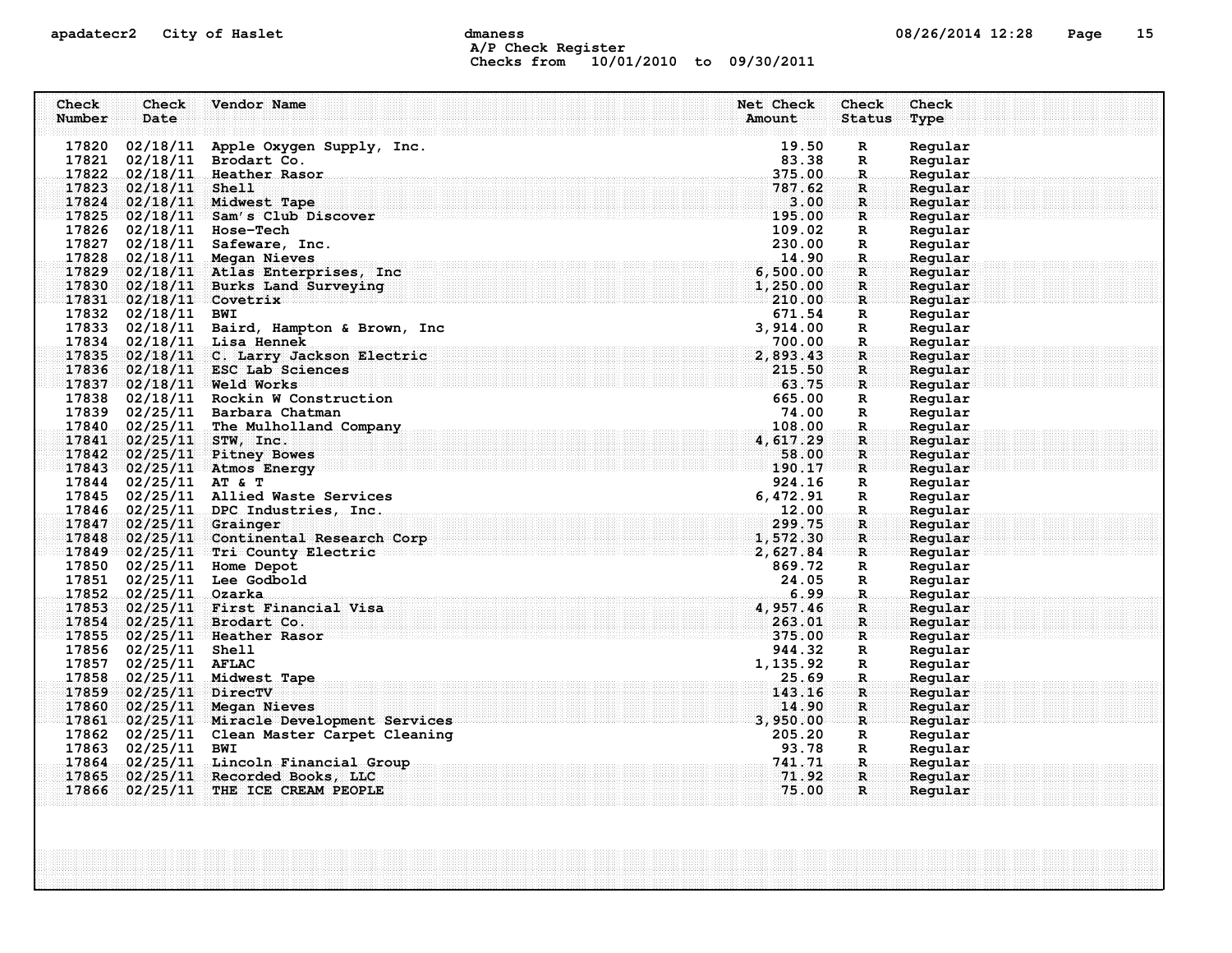apadatecr2 City of Haslet dmaness 08/26/2014 12:28

A/P Check Register
Checks from 10/01/2010 to 09/30/2011

| Check Number | Check Date | Vendor Name | Net Check Amount | Check Status | Check Type |
|---|---|---|---|---|---|
| 17820 | 02/18/11 | Apple Oxygen Supply, Inc. | 19.50 | R | Regular |
| 17821 | 02/18/11 | Brodart Co. | 83.38 | R | Regular |
| 17822 | 02/18/11 | Heather Rasor | 375.00 | R | Regular |
| 17823 | 02/18/11 | Shell | 787.62 | R | Regular |
| 17824 | 02/18/11 | Midwest Tape | 3.00 | R | Regular |
| 17825 | 02/18/11 | Sam's Club Discover | 195.00 | R | Regular |
| 17826 | 02/18/11 | Hose-Tech | 109.02 | R | Regular |
| 17827 | 02/18/11 | Safeware, Inc. | 230.00 | R | Regular |
| 17828 | 02/18/11 | Megan Nieves | 14.90 | R | Regular |
| 17829 | 02/18/11 | Atlas Enterprises, Inc | 6,500.00 | R | Regular |
| 17830 | 02/18/11 | Burks Land Surveying | 1,250.00 | R | Regular |
| 17831 | 02/18/11 | Covetrix | 210.00 | R | Regular |
| 17832 | 02/18/11 | BWI | 671.54 | R | Regular |
| 17833 | 02/18/11 | Baird, Hampton & Brown, Inc | 3,914.00 | R | Regular |
| 17834 | 02/18/11 | Lisa Hennek | 700.00 | R | Regular |
| 17835 | 02/18/11 | C. Larry Jackson Electric | 2,893.43 | R | Regular |
| 17836 | 02/18/11 | ESC Lab Sciences | 215.50 | R | Regular |
| 17837 | 02/18/11 | Weld Works | 63.75 | R | Regular |
| 17838 | 02/18/11 | Rockin W Construction | 665.00 | R | Regular |
| 17839 | 02/25/11 | Barbara Chatman | 74.00 | R | Regular |
| 17840 | 02/25/11 | The Mulholland Company | 108.00 | R | Regular |
| 17841 | 02/25/11 | STW, Inc. | 4,617.29 | R | Regular |
| 17842 | 02/25/11 | Pitney Bowes | 58.00 | R | Regular |
| 17843 | 02/25/11 | Atmos Energy | 190.17 | R | Regular |
| 17844 | 02/25/11 | AT & T | 924.16 | R | Regular |
| 17845 | 02/25/11 | Allied Waste Services | 6,472.91 | R | Regular |
| 17846 | 02/25/11 | DPC Industries, Inc. | 12.00 | R | Regular |
| 17847 | 02/25/11 | Grainger | 299.75 | R | Regular |
| 17848 | 02/25/11 | Continental Research Corp | 1,572.30 | R | Regular |
| 17849 | 02/25/11 | Tri County Electric | 2,627.84 | R | Regular |
| 17850 | 02/25/11 | Home Depot | 869.72 | R | Regular |
| 17851 | 02/25/11 | Lee Godbold | 24.05 | R | Regular |
| 17852 | 02/25/11 | Ozarka | 6.99 | R | Regular |
| 17853 | 02/25/11 | First Financial Visa | 4,957.46 | R | Regular |
| 17854 | 02/25/11 | Brodart Co. | 263.01 | R | Regular |
| 17855 | 02/25/11 | Heather Rasor | 375.00 | R | Regular |
| 17856 | 02/25/11 | Shell | 944.32 | R | Regular |
| 17857 | 02/25/11 | AFLAC | 1,135.92 | R | Regular |
| 17858 | 02/25/11 | Midwest Tape | 25.69 | R | Regular |
| 17859 | 02/25/11 | DirecTV | 143.16 | R | Regular |
| 17860 | 02/25/11 | Megan Nieves | 14.90 | R | Regular |
| 17861 | 02/25/11 | Miracle Development Services | 3,950.00 | R | Regular |
| 17862 | 02/25/11 | Clean Master Carpet Cleaning | 205.20 | R | Regular |
| 17863 | 02/25/11 | BWI | 93.78 | R | Regular |
| 17864 | 02/25/11 | Lincoln Financial Group | 741.71 | R | Regular |
| 17865 | 02/25/11 | Recorded Books, LLC | 71.92 | R | Regular |
| 17866 | 02/25/11 | THE ICE CREAM PEOPLE | 75.00 | R | Regular |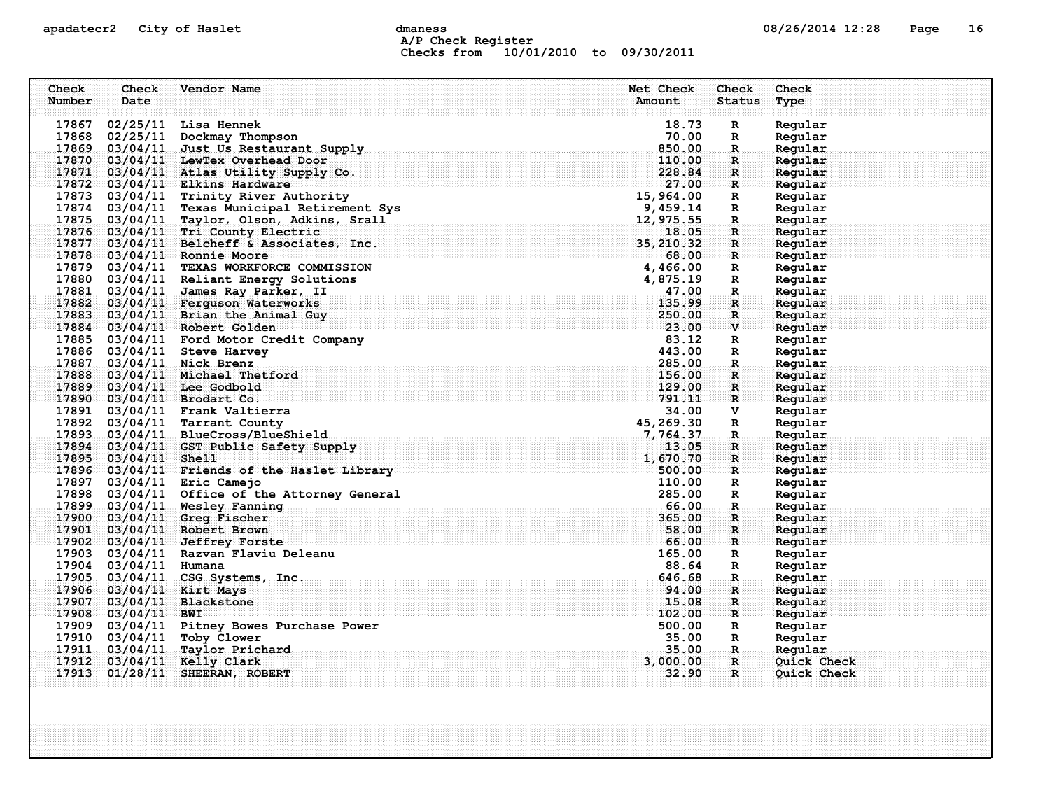A/P Check Register
Checks from 10/01/2010 to 09/30/2011

| Check Number | Check Date | Vendor Name | Net Check Amount | Check Status | Check Type |
|---|---|---|---|---|---|
| 17867 | 02/25/11 | Lisa Hennek | 18.73 | R | Regular |
| 17868 | 02/25/11 | Dockmay Thompson | 70.00 | R | Regular |
| 17869 | 03/04/11 | Just Us Restaurant Supply | 850.00 | R | Regular |
| 17870 | 03/04/11 | LewTex Overhead Door | 110.00 | R | Regular |
| 17871 | 03/04/11 | Atlas Utility Supply Co. | 228.84 | R | Regular |
| 17872 | 03/04/11 | Elkins Hardware | 27.00 | R | Regular |
| 17873 | 03/04/11 | Trinity River Authority | 15,964.00 | R | Regular |
| 17874 | 03/04/11 | Texas Municipal Retirement Sys | 9,459.14 | R | Regular |
| 17875 | 03/04/11 | Taylor, Olson, Adkins, Srall | 12,975.55 | R | Regular |
| 17876 | 03/04/11 | Tri County Electric | 18.05 | R | Regular |
| 17877 | 03/04/11 | Belcheff & Associates, Inc. | 35,210.32 | R | Regular |
| 17878 | 03/04/11 | Ronnie Moore | 68.00 | R | Regular |
| 17879 | 03/04/11 | TEXAS WORKFORCE COMMISSION | 4,466.00 | R | Regular |
| 17880 | 03/04/11 | Reliant Energy Solutions | 4,875.19 | R | Regular |
| 17881 | 03/04/11 | James Ray Parker, II | 47.00 | R | Regular |
| 17882 | 03/04/11 | Ferguson Waterworks | 135.99 | R | Regular |
| 17883 | 03/04/11 | Brian the Animal Guy | 250.00 | R | Regular |
| 17884 | 03/04/11 | Robert Golden | 23.00 | V | Regular |
| 17885 | 03/04/11 | Ford Motor Credit Company | 83.12 | R | Regular |
| 17886 | 03/04/11 | Steve Harvey | 443.00 | R | Regular |
| 17887 | 03/04/11 | Nick Brenz | 285.00 | R | Regular |
| 17888 | 03/04/11 | Michael Thetford | 156.00 | R | Regular |
| 17889 | 03/04/11 | Lee Godbold | 129.00 | R | Regular |
| 17890 | 03/04/11 | Brodart Co. | 791.11 | R | Regular |
| 17891 | 03/04/11 | Frank Valtierra | 34.00 | V | Regular |
| 17892 | 03/04/11 | Tarrant County | 45,269.30 | R | Regular |
| 17893 | 03/04/11 | BlueCross/BlueShield | 7,764.37 | R | Regular |
| 17894 | 03/04/11 | GST Public Safety Supply | 13.05 | R | Regular |
| 17895 | 03/04/11 | Shell | 1,670.70 | R | Regular |
| 17896 | 03/04/11 | Friends of the Haslet Library | 500.00 | R | Regular |
| 17897 | 03/04/11 | Eric Camejo | 110.00 | R | Regular |
| 17898 | 03/04/11 | Office of the Attorney General | 285.00 | R | Regular |
| 17899 | 03/04/11 | Wesley Fanning | 66.00 | R | Regular |
| 17900 | 03/04/11 | Greg Fischer | 365.00 | R | Regular |
| 17901 | 03/04/11 | Robert Brown | 58.00 | R | Regular |
| 17902 | 03/04/11 | Jeffrey Forste | 66.00 | R | Regular |
| 17903 | 03/04/11 | Razvan Flaviu Deleanu | 165.00 | R | Regular |
| 17904 | 03/04/11 | Humana | 88.64 | R | Regular |
| 17905 | 03/04/11 | CSG Systems, Inc. | 646.68 | R | Regular |
| 17906 | 03/04/11 | Kirt Mays | 94.00 | R | Regular |
| 17907 | 03/04/11 | Blackstone | 15.08 | R | Regular |
| 17908 | 03/04/11 | BWI | 102.00 | R | Regular |
| 17909 | 03/04/11 | Pitney Bowes Purchase Power | 500.00 | R | Regular |
| 17910 | 03/04/11 | Toby Clower | 35.00 | R | Regular |
| 17911 | 03/04/11 | Taylor Prichard | 35.00 | R | Regular |
| 17912 | 03/04/11 | Kelly Clark | 3,000.00 | R | Quick Check |
| 17913 | 01/28/11 | SHEERAN, ROBERT | 32.90 | R | Quick Check |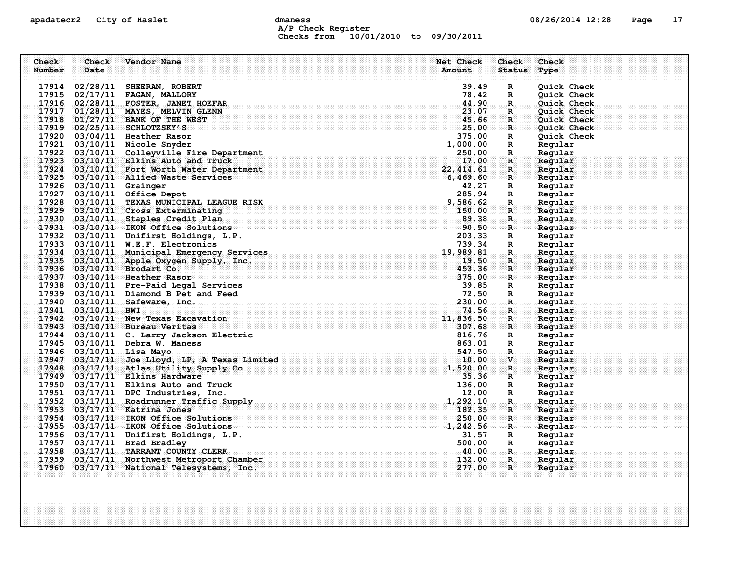apadatecr2 City of Haslet dmaness 08/26/2014 12:28

A/P Check Register
Checks from 10/01/2010 to 09/30/2011

| Check Number | Check Date | Vendor Name | Net Check Amount | Check Status | Check Type |
|---|---|---|---|---|---|
| 17914 | 02/28/11 | SHEERAN, ROBERT | 39.49 | R | Quick Check |
| 17915 | 02/17/11 | FAGAN, MALLORY | 78.42 | R | Quick Check |
| 17916 | 02/28/11 | FOSTER, JANET HOEFAR | 44.90 | R | Quick Check |
| 17917 | 01/28/11 | MAYES, MELVIN GLENN | 23.07 | R | Quick Check |
| 17918 | 01/27/11 | BANK OF THE WEST | 45.66 | R | Quick Check |
| 17919 | 02/25/11 | SCHLOTZSKY'S | 25.00 | R | Quick Check |
| 17920 | 03/04/11 | Heather Rasor | 375.00 | R | Quick Check |
| 17921 | 03/10/11 | Nicole Snyder | 1,000.00 | R | Regular |
| 17922 | 03/10/11 | Colleyville Fire Department | 250.00 | R | Regular |
| 17923 | 03/10/11 | Elkins Auto and Truck | 17.00 | R | Regular |
| 17924 | 03/10/11 | Fort Worth Water Department | 22,414.61 | R | Regular |
| 17925 | 03/10/11 | Allied Waste Services | 6,469.60 | R | Regular |
| 17926 | 03/10/11 | Grainger | 42.27 | R | Regular |
| 17927 | 03/10/11 | Office Depot | 285.94 | R | Regular |
| 17928 | 03/10/11 | TEXAS MUNICIPAL LEAGUE RISK | 9,586.62 | R | Regular |
| 17929 | 03/10/11 | Cross Exterminating | 150.00 | R | Regular |
| 17930 | 03/10/11 | Staples Credit Plan | 89.38 | R | Regular |
| 17931 | 03/10/11 | IKON Office Solutions | 90.50 | R | Regular |
| 17932 | 03/10/11 | Unifirst Holdings, L.P. | 203.33 | R | Regular |
| 17933 | 03/10/11 | W.E.F. Electronics | 739.34 | R | Regular |
| 17934 | 03/10/11 | Municipal Emergency Services | 19,989.81 | R | Regular |
| 17935 | 03/10/11 | Apple Oxygen Supply, Inc. | 19.50 | R | Regular |
| 17936 | 03/10/11 | Brodart Co. | 453.36 | R | Regular |
| 17937 | 03/10/11 | Heather Rasor | 375.00 | R | Regular |
| 17938 | 03/10/11 | Pre-Paid Legal Services | 39.85 | R | Regular |
| 17939 | 03/10/11 | Diamond B Pet and Feed | 72.50 | R | Regular |
| 17940 | 03/10/11 | Safeware, Inc. | 230.00 | R | Regular |
| 17941 | 03/10/11 | BWI | 74.56 | R | Regular |
| 17942 | 03/10/11 | New Texas Excavation | 11,836.50 | R | Regular |
| 17943 | 03/10/11 | Bureau Veritas | 307.68 | R | Regular |
| 17944 | 03/10/11 | C. Larry Jackson Electric | 816.76 | R | Regular |
| 17945 | 03/10/11 | Debra W. Maness | 863.01 | R | Regular |
| 17946 | 03/10/11 | Lisa Mayo | 547.50 | R | Regular |
| 17947 | 03/17/11 | Joe Lloyd, LP, A Texas Limited | 10.00 | V | Regular |
| 17948 | 03/17/11 | Atlas Utility Supply Co. | 1,520.00 | R | Regular |
| 17949 | 03/17/11 | Elkins Hardware | 35.36 | R | Regular |
| 17950 | 03/17/11 | Elkins Auto and Truck | 136.00 | R | Regular |
| 17951 | 03/17/11 | DPC Industries, Inc. | 12.00 | R | Regular |
| 17952 | 03/17/11 | Roadrunner Traffic Supply | 1,292.10 | R | Regular |
| 17953 | 03/17/11 | Katrina Jones | 182.35 | R | Regular |
| 17954 | 03/17/11 | IKON Office Solutions | 250.00 | R | Regular |
| 17955 | 03/17/11 | IKON Office Solutions | 1,242.56 | R | Regular |
| 17956 | 03/17/11 | Unifirst Holdings, L.P. | 31.57 | R | Regular |
| 17957 | 03/17/11 | Brad Bradley | 500.00 | R | Regular |
| 17958 | 03/17/11 | TARRANT COUNTY CLERK | 40.00 | R | Regular |
| 17959 | 03/17/11 | Northwest Metroport Chamber | 132.00 | R | Regular |
| 17960 | 03/17/11 | National Telesystems, Inc. | 277.00 | R | Regular |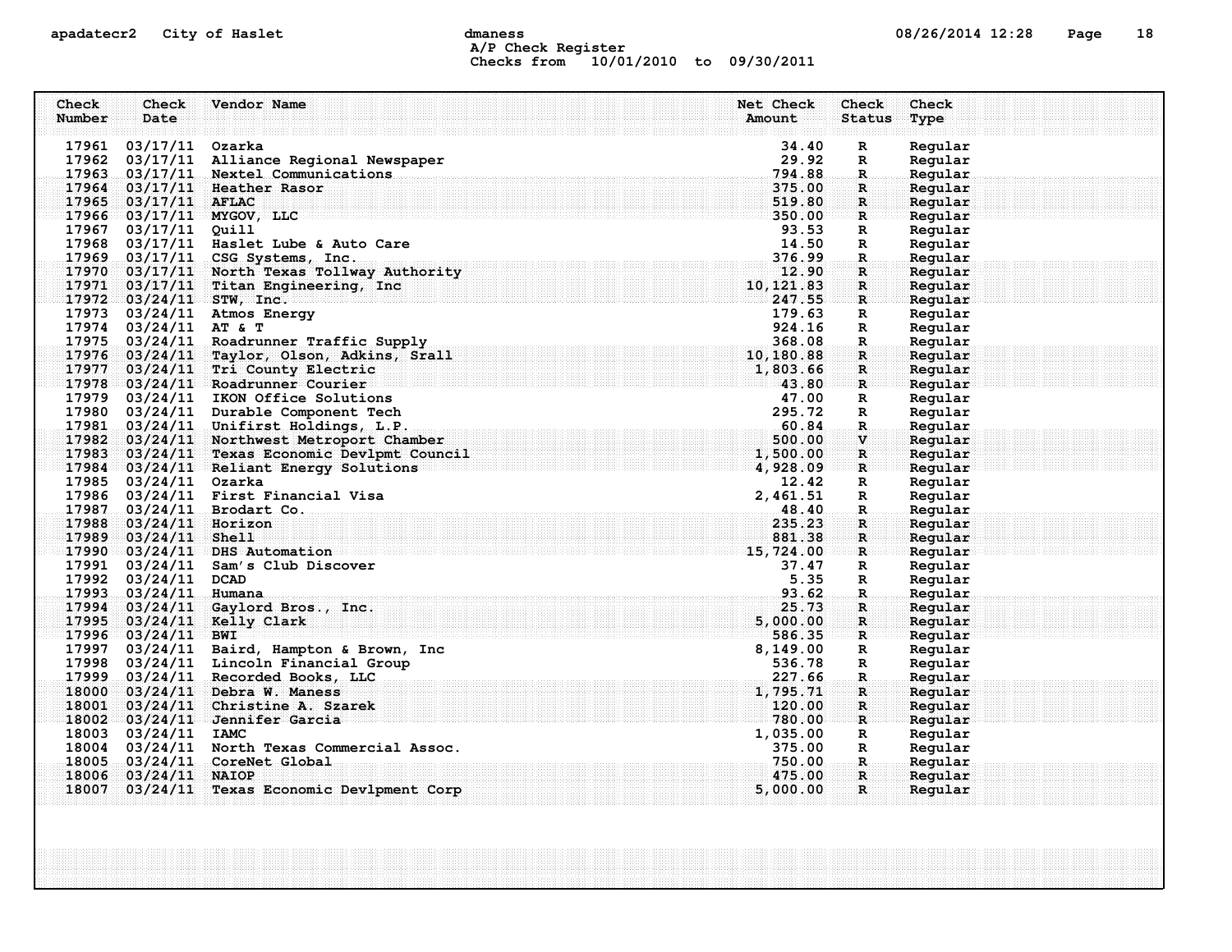A/P Check Register
Checks from 10/01/2010 to 09/30/2011

| Check Number | Check Date | Vendor Name | Net Check Amount | Check Status | Check Type |
|---|---|---|---|---|---|
| 17961 | 03/17/11 | Ozarka | 34.40 | R | Regular |
| 17962 | 03/17/11 | Alliance Regional Newspaper | 29.92 | R | Regular |
| 17963 | 03/17/11 | Nextel Communications | 794.88 | R | Regular |
| 17964 | 03/17/11 | Heather Rasor | 375.00 | R | Regular |
| 17965 | 03/17/11 | AFLAC | 519.80 | R | Regular |
| 17966 | 03/17/11 | MYGOV, LLC | 350.00 | R | Regular |
| 17967 | 03/17/11 | Quill | 93.53 | R | Regular |
| 17968 | 03/17/11 | Haslet Lube & Auto Care | 14.50 | R | Regular |
| 17969 | 03/17/11 | CSG Systems, Inc. | 376.99 | R | Regular |
| 17970 | 03/17/11 | North Texas Tollway Authority | 12.90 | R | Regular |
| 17971 | 03/17/11 | Titan Engineering, Inc | 10,121.83 | R | Regular |
| 17972 | 03/24/11 | STW, Inc. | 247.55 | R | Regular |
| 17973 | 03/24/11 | Atmos Energy | 179.63 | R | Regular |
| 17974 | 03/24/11 | AT & T | 924.16 | R | Regular |
| 17975 | 03/24/11 | Roadrunner Traffic Supply | 368.08 | R | Regular |
| 17976 | 03/24/11 | Taylor, Olson, Adkins, Srall | 10,180.88 | R | Regular |
| 17977 | 03/24/11 | Tri County Electric | 1,803.66 | R | Regular |
| 17978 | 03/24/11 | Roadrunner Courier | 43.80 | R | Regular |
| 17979 | 03/24/11 | IKON Office Solutions | 47.00 | R | Regular |
| 17980 | 03/24/11 | Durable Component Tech | 295.72 | R | Regular |
| 17981 | 03/24/11 | Unifirst Holdings, L.P. | 60.84 | R | Regular |
| 17982 | 03/24/11 | Northwest Metroport Chamber | 500.00 | V | Regular |
| 17983 | 03/24/11 | Texas Economic Devlpmt Council | 1,500.00 | R | Regular |
| 17984 | 03/24/11 | Reliant Energy Solutions | 4,928.09 | R | Regular |
| 17985 | 03/24/11 | Ozarka | 12.42 | R | Regular |
| 17986 | 03/24/11 | First Financial Visa | 2,461.51 | R | Regular |
| 17987 | 03/24/11 | Brodart Co. | 48.40 | R | Regular |
| 17988 | 03/24/11 | Horizon | 235.23 | R | Regular |
| 17989 | 03/24/11 | Shell | 881.38 | R | Regular |
| 17990 | 03/24/11 | DHS Automation | 15,724.00 | R | Regular |
| 17991 | 03/24/11 | Sam's Club Discover | 37.47 | R | Regular |
| 17992 | 03/24/11 | DCAD | 5.35 | R | Regular |
| 17993 | 03/24/11 | Humana | 93.62 | R | Regular |
| 17994 | 03/24/11 | Gaylord Bros., Inc. | 25.73 | R | Regular |
| 17995 | 03/24/11 | Kelly Clark | 5,000.00 | R | Regular |
| 17996 | 03/24/11 | BWI | 586.35 | R | Regular |
| 17997 | 03/24/11 | Baird, Hampton & Brown, Inc | 8,149.00 | R | Regular |
| 17998 | 03/24/11 | Lincoln Financial Group | 536.78 | R | Regular |
| 17999 | 03/24/11 | Recorded Books, LLC | 227.66 | R | Regular |
| 18000 | 03/24/11 | Debra W. Maness | 1,795.71 | R | Regular |
| 18001 | 03/24/11 | Christine A. Szarek | 120.00 | R | Regular |
| 18002 | 03/24/11 | Jennifer Garcia | 780.00 | R | Regular |
| 18003 | 03/24/11 | IAMC | 1,035.00 | R | Regular |
| 18004 | 03/24/11 | North Texas Commercial Assoc. | 375.00 | R | Regular |
| 18005 | 03/24/11 | CoreNet Global | 750.00 | R | Regular |
| 18006 | 03/24/11 | NAIOP | 475.00 | R | Regular |
| 18007 | 03/24/11 | Texas Economic Devlpment Corp | 5,000.00 | R | Regular |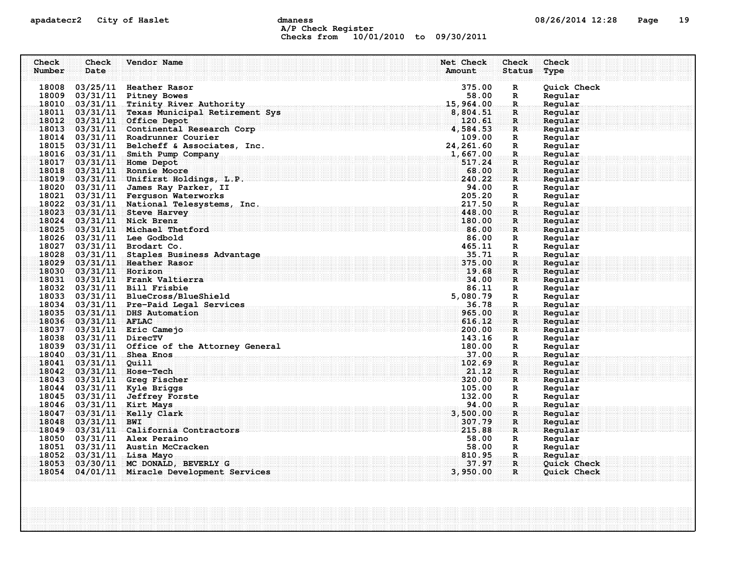apadatecr2 City of Haslet dmaness

A/P Check Register
Checks from 10/01/2010 to 09/30/2011

| Check Number | Check Date | Vendor Name | Net Check Amount | Check Status | Check Type |
|---|---|---|---|---|---|
| 18008 | 03/25/11 | Heather Rasor | 375.00 | R | Quick Check |
| 18009 | 03/31/11 | Pitney Bowes | 58.00 | R | Regular |
| 18010 | 03/31/11 | Trinity River Authority | 15,964.00 | R | Regular |
| 18011 | 03/31/11 | Texas Municipal Retirement Sys | 8,804.51 | R | Regular |
| 18012 | 03/31/11 | Office Depot | 120.61 | R | Regular |
| 18013 | 03/31/11 | Continental Research Corp | 4,584.53 | R | Regular |
| 18014 | 03/31/11 | Roadrunner Courier | 109.00 | R | Regular |
| 18015 | 03/31/11 | Belcheff & Associates, Inc. | 24,261.60 | R | Regular |
| 18016 | 03/31/11 | Smith Pump Company | 1,667.00 | R | Regular |
| 18017 | 03/31/11 | Home Depot | 517.24 | R | Regular |
| 18018 | 03/31/11 | Ronnie Moore | 68.00 | R | Regular |
| 18019 | 03/31/11 | Unifirst Holdings, L.P. | 240.22 | R | Regular |
| 18020 | 03/31/11 | James Ray Parker, II | 94.00 | R | Regular |
| 18021 | 03/31/11 | Ferguson Waterworks | 205.20 | R | Regular |
| 18022 | 03/31/11 | National Telesystems, Inc. | 217.50 | R | Regular |
| 18023 | 03/31/11 | Steve Harvey | 448.00 | R | Regular |
| 18024 | 03/31/11 | Nick Brenz | 180.00 | R | Regular |
| 18025 | 03/31/11 | Michael Thetford | 86.00 | R | Regular |
| 18026 | 03/31/11 | Lee Godbold | 86.00 | R | Regular |
| 18027 | 03/31/11 | Brodart Co. | 465.11 | R | Regular |
| 18028 | 03/31/11 | Staples Business Advantage | 35.71 | R | Regular |
| 18029 | 03/31/11 | Heather Rasor | 375.00 | R | Regular |
| 18030 | 03/31/11 | Horizon | 19.68 | R | Regular |
| 18031 | 03/31/11 | Frank Valtierra | 34.00 | R | Regular |
| 18032 | 03/31/11 | Bill Frisbie | 86.11 | R | Regular |
| 18033 | 03/31/11 | BlueCross/BlueShield | 5,080.79 | R | Regular |
| 18034 | 03/31/11 | Pre-Paid Legal Services | 36.78 | R | Regular |
| 18035 | 03/31/11 | DHS Automation | 965.00 | R | Regular |
| 18036 | 03/31/11 | AFLAC | 616.12 | R | Regular |
| 18037 | 03/31/11 | Eric Camejo | 200.00 | R | Regular |
| 18038 | 03/31/11 | DirecTV | 143.16 | R | Regular |
| 18039 | 03/31/11 | Office of the Attorney General | 180.00 | R | Regular |
| 18040 | 03/31/11 | Shea Enos | 37.00 | R | Regular |
| 18041 | 03/31/11 | Quill | 102.69 | R | Regular |
| 18042 | 03/31/11 | Hose-Tech | 21.12 | R | Regular |
| 18043 | 03/31/11 | Greg Fischer | 320.00 | R | Regular |
| 18044 | 03/31/11 | Kyle Briggs | 105.00 | R | Regular |
| 18045 | 03/31/11 | Jeffrey Forste | 132.00 | R | Regular |
| 18046 | 03/31/11 | Kirt Mays | 94.00 | R | Regular |
| 18047 | 03/31/11 | Kelly Clark | 3,500.00 | R | Regular |
| 18048 | 03/31/11 | BWI | 307.79 | R | Regular |
| 18049 | 03/31/11 | California Contractors | 215.88 | R | Regular |
| 18050 | 03/31/11 | Alex Peraino | 58.00 | R | Regular |
| 18051 | 03/31/11 | Austin McCracken | 58.00 | R | Regular |
| 18052 | 03/31/11 | Lisa Mayo | 810.95 | R | Regular |
| 18053 | 03/30/11 | MC DONALD, BEVERLY G | 37.97 | R | Quick Check |
| 18054 | 04/01/11 | Miracle Development Services | 3,950.00 | R | Quick Check |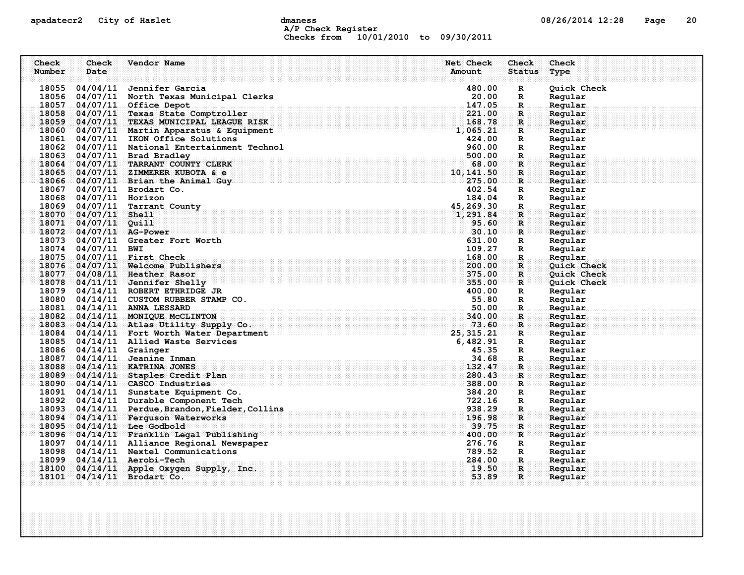apadatecr2 City of Haslet dmaness 08/26/2014 12:28

A/P Check Register
Checks from 10/01/2010 to 09/30/2011

| Check Number | Check Date | Vendor Name | Net Check Amount | Check Status | Check Type |
|---|---|---|---|---|---|
| 18055 | 04/04/11 | Jennifer Garcia | 480.00 | R | Quick Check |
| 18056 | 04/07/11 | North Texas Municipal Clerks | 20.00 | R | Regular |
| 18057 | 04/07/11 | Office Depot | 147.05 | R | Regular |
| 18058 | 04/07/11 | Texas State Comptroller | 221.00 | R | Regular |
| 18059 | 04/07/11 | TEXAS MUNICIPAL LEAGUE RISK | 168.78 | R | Regular |
| 18060 | 04/07/11 | Martin Apparatus & Equipment | 1,065.21 | R | Regular |
| 18061 | 04/07/11 | IKON Office Solutions | 424.00 | R | Regular |
| 18062 | 04/07/11 | National Entertainment Technol | 960.00 | R | Regular |
| 18063 | 04/07/11 | Brad Bradley | 500.00 | R | Regular |
| 18064 | 04/07/11 | TARRANT COUNTY CLERK | 68.00 | R | Regular |
| 18065 | 04/07/11 | ZIMMERER KUBOTA & e | 10,141.50 | R | Regular |
| 18066 | 04/07/11 | Brian the Animal Guy | 275.00 | R | Regular |
| 18067 | 04/07/11 | Brodart Co. | 402.54 | R | Regular |
| 18068 | 04/07/11 | Horizon | 184.04 | R | Regular |
| 18069 | 04/07/11 | Tarrant County | 45,269.30 | R | Regular |
| 18070 | 04/07/11 | Shell | 1,291.84 | R | Regular |
| 18071 | 04/07/11 | Quill | 95.60 | R | Regular |
| 18072 | 04/07/11 | AG-Power | 30.10 | R | Regular |
| 18073 | 04/07/11 | Greater Fort Worth | 631.00 | R | Regular |
| 18074 | 04/07/11 | BWI | 109.27 | R | Regular |
| 18075 | 04/07/11 | First Check | 168.00 | R | Regular |
| 18076 | 04/07/11 | Welcome Publishers | 200.00 | R | Quick Check |
| 18077 | 04/08/11 | Heather Rasor | 375.00 | R | Quick Check |
| 18078 | 04/11/11 | Jennifer Shelly | 355.00 | R | Quick Check |
| 18079 | 04/14/11 | ROBERT ETHRIDGE JR | 400.00 | R | Regular |
| 18080 | 04/14/11 | CUSTOM RUBBER STAMP CO. | 55.80 | R | Regular |
| 18081 | 04/14/11 | ANNA LESSARD | 50.00 | R | Regular |
| 18082 | 04/14/11 | MONIQUE McCLINTON | 340.00 | R | Regular |
| 18083 | 04/14/11 | Atlas Utility Supply Co. | 73.60 | R | Regular |
| 18084 | 04/14/11 | Fort Worth Water Department | 25,315.21 | R | Regular |
| 18085 | 04/14/11 | Allied Waste Services | 6,482.91 | R | Regular |
| 18086 | 04/14/11 | Grainger | 45.35 | R | Regular |
| 18087 | 04/14/11 | Jeanine Inman | 34.68 | R | Regular |
| 18088 | 04/14/11 | KATRINA JONES | 132.47 | R | Regular |
| 18089 | 04/14/11 | Staples Credit Plan | 280.43 | R | Regular |
| 18090 | 04/14/11 | CASCO Industries | 388.00 | R | Regular |
| 18091 | 04/14/11 | Sunstate Equipment Co. | 384.20 | R | Regular |
| 18092 | 04/14/11 | Durable Component Tech | 722.16 | R | Regular |
| 18093 | 04/14/11 | Perdue,Brandon,Fielder,Collins | 938.29 | R | Regular |
| 18094 | 04/14/11 | Ferguson Waterworks | 196.98 | R | Regular |
| 18095 | 04/14/11 | Lee Godbold | 39.75 | R | Regular |
| 18096 | 04/14/11 | Franklin Legal Publishing | 400.00 | R | Regular |
| 18097 | 04/14/11 | Alliance Regional Newspaper | 276.76 | R | Regular |
| 18098 | 04/14/11 | Nextel Communications | 789.52 | R | Regular |
| 18099 | 04/14/11 | Aerobi-Tech | 284.00 | R | Regular |
| 18100 | 04/14/11 | Apple Oxygen Supply, Inc. | 19.50 | R | Regular |
| 18101 | 04/14/11 | Brodart Co. | 53.89 | R | Regular |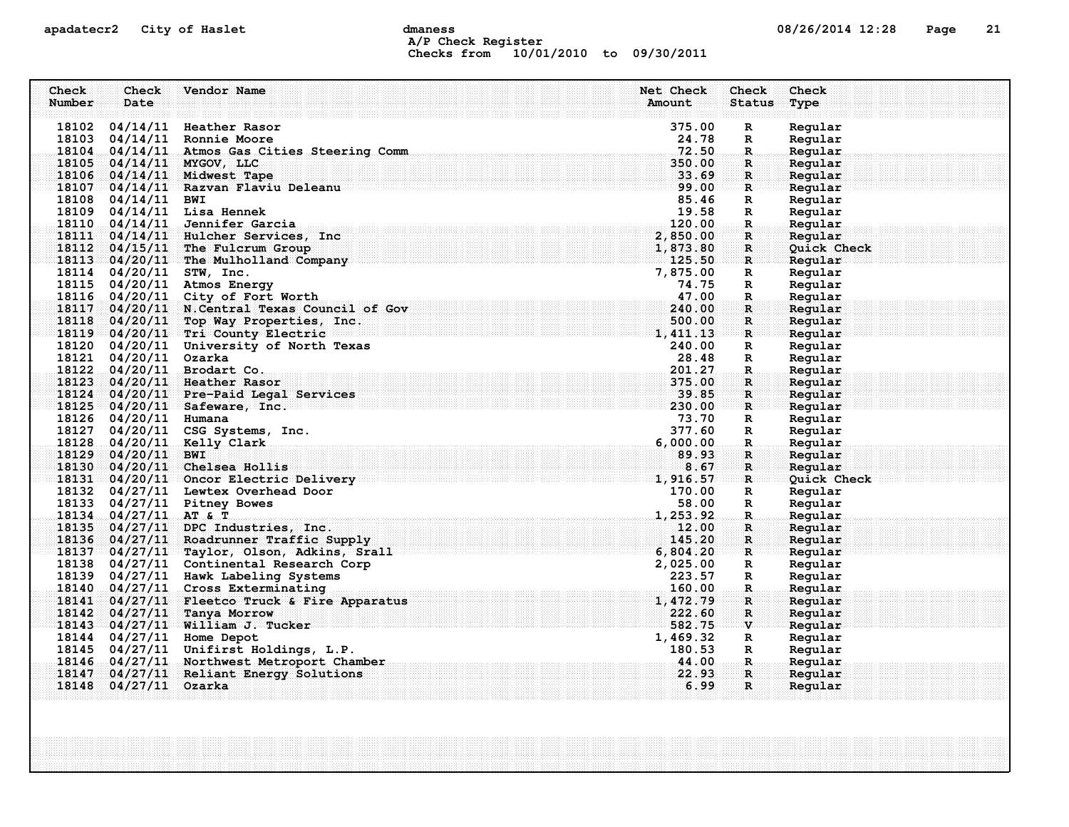apadatecr2 City of Haslet dmaness

A/P Check Register
Checks from 10/01/2010 to 09/30/2011

| Check Number | Check Date | Vendor Name | Net Check Amount | Check Status | Check Type |
|---|---|---|---|---|---|
| 18102 | 04/14/11 | Heather Rasor | 375.00 | R | Regular |
| 18103 | 04/14/11 | Ronnie Moore | 24.78 | R | Regular |
| 18104 | 04/14/11 | Atmos Gas Cities Steering Comm | 72.50 | R | Regular |
| 18105 | 04/14/11 | MYGOV, LLC | 350.00 | R | Regular |
| 18106 | 04/14/11 | Midwest Tape | 33.69 | R | Regular |
| 18107 | 04/14/11 | Razvan Flaviu Deleanu | 99.00 | R | Regular |
| 18108 | 04/14/11 | BWI | 85.46 | R | Regular |
| 18109 | 04/14/11 | Lisa Hennek | 19.58 | R | Regular |
| 18110 | 04/14/11 | Jennifer Garcia | 120.00 | R | Regular |
| 18111 | 04/14/11 | Hulcher Services, Inc | 2,850.00 | R | Regular |
| 18112 | 04/15/11 | The Fulcrum Group | 1,873.80 | R | Quick Check |
| 18113 | 04/20/11 | The Mulholland Company | 125.50 | R | Regular |
| 18114 | 04/20/11 | STW, Inc. | 7,875.00 | R | Regular |
| 18115 | 04/20/11 | Atmos Energy | 74.75 | R | Regular |
| 18116 | 04/20/11 | City of Fort Worth | 47.00 | R | Regular |
| 18117 | 04/20/11 | N.Central Texas Council of Gov | 240.00 | R | Regular |
| 18118 | 04/20/11 | Top Way Properties, Inc. | 500.00 | R | Regular |
| 18119 | 04/20/11 | Tri County Electric | 1,411.13 | R | Regular |
| 18120 | 04/20/11 | University of North Texas | 240.00 | R | Regular |
| 18121 | 04/20/11 | Ozarka | 28.48 | R | Regular |
| 18122 | 04/20/11 | Brodart Co. | 201.27 | R | Regular |
| 18123 | 04/20/11 | Heather Rasor | 375.00 | R | Regular |
| 18124 | 04/20/11 | Pre-Paid Legal Services | 39.85 | R | Regular |
| 18125 | 04/20/11 | Safeware, Inc. | 230.00 | R | Regular |
| 18126 | 04/20/11 | Humana | 73.70 | R | Regular |
| 18127 | 04/20/11 | CSG Systems, Inc. | 377.60 | R | Regular |
| 18128 | 04/20/11 | Kelly Clark | 6,000.00 | R | Regular |
| 18129 | 04/20/11 | BWI | 89.93 | R | Regular |
| 18130 | 04/20/11 | Chelsea Hollis | 8.67 | R | Regular |
| 18131 | 04/20/11 | Oncor Electric Delivery | 1,916.57 | R | Quick Check |
| 18132 | 04/27/11 | Lewtex Overhead Door | 170.00 | R | Regular |
| 18133 | 04/27/11 | Pitney Bowes | 58.00 | R | Regular |
| 18134 | 04/27/11 | AT & T | 1,253.92 | R | Regular |
| 18135 | 04/27/11 | DPC Industries, Inc. | 12.00 | R | Regular |
| 18136 | 04/27/11 | Roadrunner Traffic Supply | 145.20 | R | Regular |
| 18137 | 04/27/11 | Taylor, Olson, Adkins, Srall | 6,804.20 | R | Regular |
| 18138 | 04/27/11 | Continental Research Corp | 2,025.00 | R | Regular |
| 18139 | 04/27/11 | Hawk Labeling Systems | 223.57 | R | Regular |
| 18140 | 04/27/11 | Cross Exterminating | 160.00 | R | Regular |
| 18141 | 04/27/11 | Fleetco Truck & Fire Apparatus | 1,472.79 | R | Regular |
| 18142 | 04/27/11 | Tanya Morrow | 222.60 | R | Regular |
| 18143 | 04/27/11 | William J. Tucker | 582.75 | V | Regular |
| 18144 | 04/27/11 | Home Depot | 1,469.32 | R | Regular |
| 18145 | 04/27/11 | Unifirst Holdings, L.P. | 180.53 | R | Regular |
| 18146 | 04/27/11 | Northwest Metroport Chamber | 44.00 | R | Regular |
| 18147 | 04/27/11 | Reliant Energy Solutions | 22.93 | R | Regular |
| 18148 | 04/27/11 | Ozarka | 6.99 | R | Regular |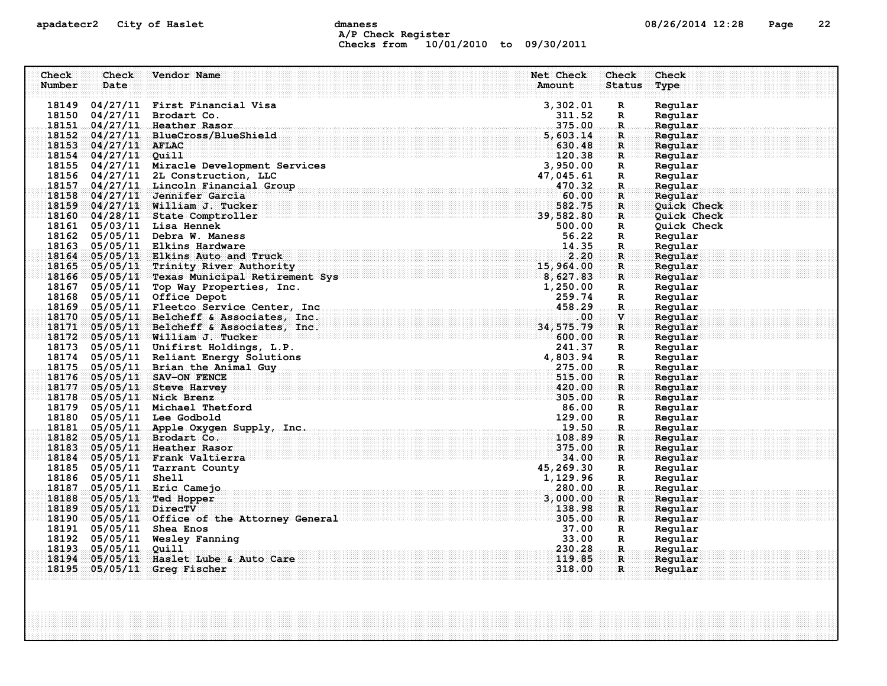A/P Check Register
Checks from 10/01/2010 to 09/30/2011

| Check Number | Check Date | Vendor Name | Net Check Amount | Check Status | Check Type |
|---|---|---|---|---|---|
| 18149 | 04/27/11 | First Financial Visa | 3,302.01 | R | Regular |
| 18150 | 04/27/11 | Brodart Co. | 311.52 | R | Regular |
| 18151 | 04/27/11 | Heather Rasor | 375.00 | R | Regular |
| 18152 | 04/27/11 | BlueCross/BlueShield | 5,603.14 | R | Regular |
| 18153 | 04/27/11 | AFLAC | 630.48 | R | Regular |
| 18154 | 04/27/11 | Quill | 120.38 | R | Regular |
| 18155 | 04/27/11 | Miracle Development Services | 3,950.00 | R | Regular |
| 18156 | 04/27/11 | 2L Construction, LLC | 47,045.61 | R | Regular |
| 18157 | 04/27/11 | Lincoln Financial Group | 470.32 | R | Regular |
| 18158 | 04/27/11 | Jennifer Garcia | 60.00 | R | Regular |
| 18159 | 04/27/11 | William J. Tucker | 582.75 | R | Quick Check |
| 18160 | 04/28/11 | State Comptroller | 39,582.80 | R | Quick Check |
| 18161 | 05/03/11 | Lisa Hennek | 500.00 | R | Quick Check |
| 18162 | 05/05/11 | Debra W. Maness | 56.22 | R | Regular |
| 18163 | 05/05/11 | Elkins Hardware | 14.35 | R | Regular |
| 18164 | 05/05/11 | Elkins Auto and Truck | 2.20 | R | Regular |
| 18165 | 05/05/11 | Trinity River Authority | 15,964.00 | R | Regular |
| 18166 | 05/05/11 | Texas Municipal Retirement Sys | 8,627.83 | R | Regular |
| 18167 | 05/05/11 | Top Way Properties, Inc. | 1,250.00 | R | Regular |
| 18168 | 05/05/11 | Office Depot | 259.74 | R | Regular |
| 18169 | 05/05/11 | Fleetco Service Center, Inc | 458.29 | R | Regular |
| 18170 | 05/05/11 | Belcheff & Associates, Inc. | .00 | V | Regular |
| 18171 | 05/05/11 | Belcheff & Associates, Inc. | 34,575.79 | R | Regular |
| 18172 | 05/05/11 | William J. Tucker | 600.00 | R | Regular |
| 18173 | 05/05/11 | Unifirst Holdings, L.P. | 241.37 | R | Regular |
| 18174 | 05/05/11 | Reliant Energy Solutions | 4,803.94 | R | Regular |
| 18175 | 05/05/11 | Brian the Animal Guy | 275.00 | R | Regular |
| 18176 | 05/05/11 | SAV-ON FENCE | 515.00 | R | Regular |
| 18177 | 05/05/11 | Steve Harvey | 420.00 | R | Regular |
| 18178 | 05/05/11 | Nick Brenz | 305.00 | R | Regular |
| 18179 | 05/05/11 | Michael Thetford | 86.00 | R | Regular |
| 18180 | 05/05/11 | Lee Godbold | 129.00 | R | Regular |
| 18181 | 05/05/11 | Apple Oxygen Supply, Inc. | 19.50 | R | Regular |
| 18182 | 05/05/11 | Brodart Co. | 108.89 | R | Regular |
| 18183 | 05/05/11 | Heather Rasor | 375.00 | R | Regular |
| 18184 | 05/05/11 | Frank Valtierra | 34.00 | R | Regular |
| 18185 | 05/05/11 | Tarrant County | 45,269.30 | R | Regular |
| 18186 | 05/05/11 | Shell | 1,129.96 | R | Regular |
| 18187 | 05/05/11 | Eric Camejo | 280.00 | R | Regular |
| 18188 | 05/05/11 | Ted Hopper | 3,000.00 | R | Regular |
| 18189 | 05/05/11 | DirecTV | 138.98 | R | Regular |
| 18190 | 05/05/11 | Office of the Attorney General | 305.00 | R | Regular |
| 18191 | 05/05/11 | Shea Enos | 37.00 | R | Regular |
| 18192 | 05/05/11 | Wesley Fanning | 33.00 | R | Regular |
| 18193 | 05/05/11 | Quill | 230.28 | R | Regular |
| 18194 | 05/05/11 | Haslet Lube & Auto Care | 119.85 | R | Regular |
| 18195 | 05/05/11 | Greg Fischer | 318.00 | R | Regular |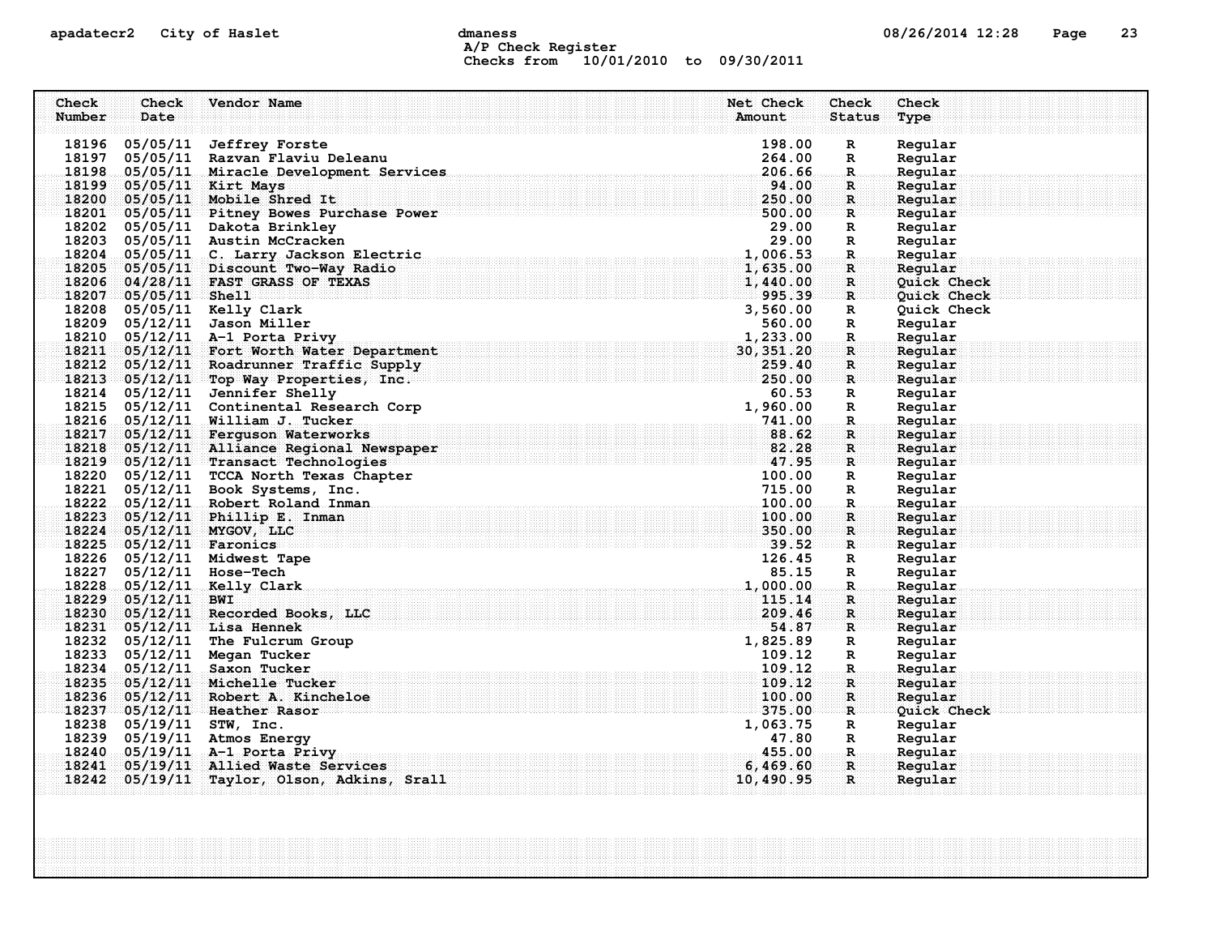# City of Haslet

## A/P Check Register

Checks from 10/01/2010 to 09/30/2011

| Check Number | Check Date | Vendor Name | Net Check Amount | Check Status | Check Type |
|---|---|---|---|---|---|
| 18196 | 05/05/11 | Jeffrey Forste | 198.00 | R | Regular |
| 18197 | 05/05/11 | Razvan Flaviu Deleanu | 264.00 | R | Regular |
| 18198 | 05/05/11 | Miracle Development Services | 206.66 | R | Regular |
| 18199 | 05/05/11 | Kirt Mays | 94.00 | R | Regular |
| 18200 | 05/05/11 | Mobile Shred It | 250.00 | R | Regular |
| 18201 | 05/05/11 | Pitney Bowes Purchase Power | 500.00 | R | Regular |
| 18202 | 05/05/11 | Dakota Brinkley | 29.00 | R | Regular |
| 18203 | 05/05/11 | Austin McCracken | 29.00 | R | Regular |
| 18204 | 05/05/11 | C. Larry Jackson Electric | 1,006.53 | R | Regular |
| 18205 | 05/05/11 | Discount Two-Way Radio | 1,635.00 | R | Regular |
| 18206 | 04/28/11 | FAST GRASS OF TEXAS | 1,440.00 | R | Quick Check |
| 18207 | 05/05/11 | Shell | 995.39 | R | Quick Check |
| 18208 | 05/05/11 | Kelly Clark | 3,560.00 | R | Quick Check |
| 18209 | 05/12/11 | Jason Miller | 560.00 | R | Regular |
| 18210 | 05/12/11 | A-1 Porta Privy | 1,233.00 | R | Regular |
| 18211 | 05/12/11 | Fort Worth Water Department | 30,351.20 | R | Regular |
| 18212 | 05/12/11 | Roadrunner Traffic Supply | 259.40 | R | Regular |
| 18213 | 05/12/11 | Top Way Properties, Inc. | 250.00 | R | Regular |
| 18214 | 05/12/11 | Jennifer Shelly | 60.53 | R | Regular |
| 18215 | 05/12/11 | Continental Research Corp | 1,960.00 | R | Regular |
| 18216 | 05/12/11 | William J. Tucker | 741.00 | R | Regular |
| 18217 | 05/12/11 | Ferguson Waterworks | 88.62 | R | Regular |
| 18218 | 05/12/11 | Alliance Regional Newspaper | 82.28 | R | Regular |
| 18219 | 05/12/11 | Transact Technologies | 47.95 | R | Regular |
| 18220 | 05/12/11 | TCCA North Texas Chapter | 100.00 | R | Regular |
| 18221 | 05/12/11 | Book Systems, Inc. | 715.00 | R | Regular |
| 18222 | 05/12/11 | Robert Roland Inman | 100.00 | R | Regular |
| 18223 | 05/12/11 | Phillip E. Inman | 100.00 | R | Regular |
| 18224 | 05/12/11 | MYGOV, LLC | 350.00 | R | Regular |
| 18225 | 05/12/11 | Faronics | 39.52 | R | Regular |
| 18226 | 05/12/11 | Midwest Tape | 126.45 | R | Regular |
| 18227 | 05/12/11 | Hose-Tech | 85.15 | R | Regular |
| 18228 | 05/12/11 | Kelly Clark | 1,000.00 | R | Regular |
| 18229 | 05/12/11 | BWI | 115.14 | R | Regular |
| 18230 | 05/12/11 | Recorded Books, LLC | 209.46 | R | Regular |
| 18231 | 05/12/11 | Lisa Hennek | 54.87 | R | Regular |
| 18232 | 05/12/11 | The Fulcrum Group | 1,825.89 | R | Regular |
| 18233 | 05/12/11 | Megan Tucker | 109.12 | R | Regular |
| 18234 | 05/12/11 | Saxon Tucker | 109.12 | R | Regular |
| 18235 | 05/12/11 | Michelle Tucker | 109.12 | R | Regular |
| 18236 | 05/12/11 | Robert A. Kincheloe | 100.00 | R | Regular |
| 18237 | 05/12/11 | Heather Rasor | 375.00 | R | Quick Check |
| 18238 | 05/19/11 | STW, Inc. | 1,063.75 | R | Regular |
| 18239 | 05/19/11 | Atmos Energy | 47.80 | R | Regular |
| 18240 | 05/19/11 | A-1 Porta Privy | 455.00 | R | Regular |
| 18241 | 05/19/11 | Allied Waste Services | 6,469.60 | R | Regular |
| 18242 | 05/19/11 | Taylor, Olson, Adkins, Srall | 10,490.95 | R | Regular |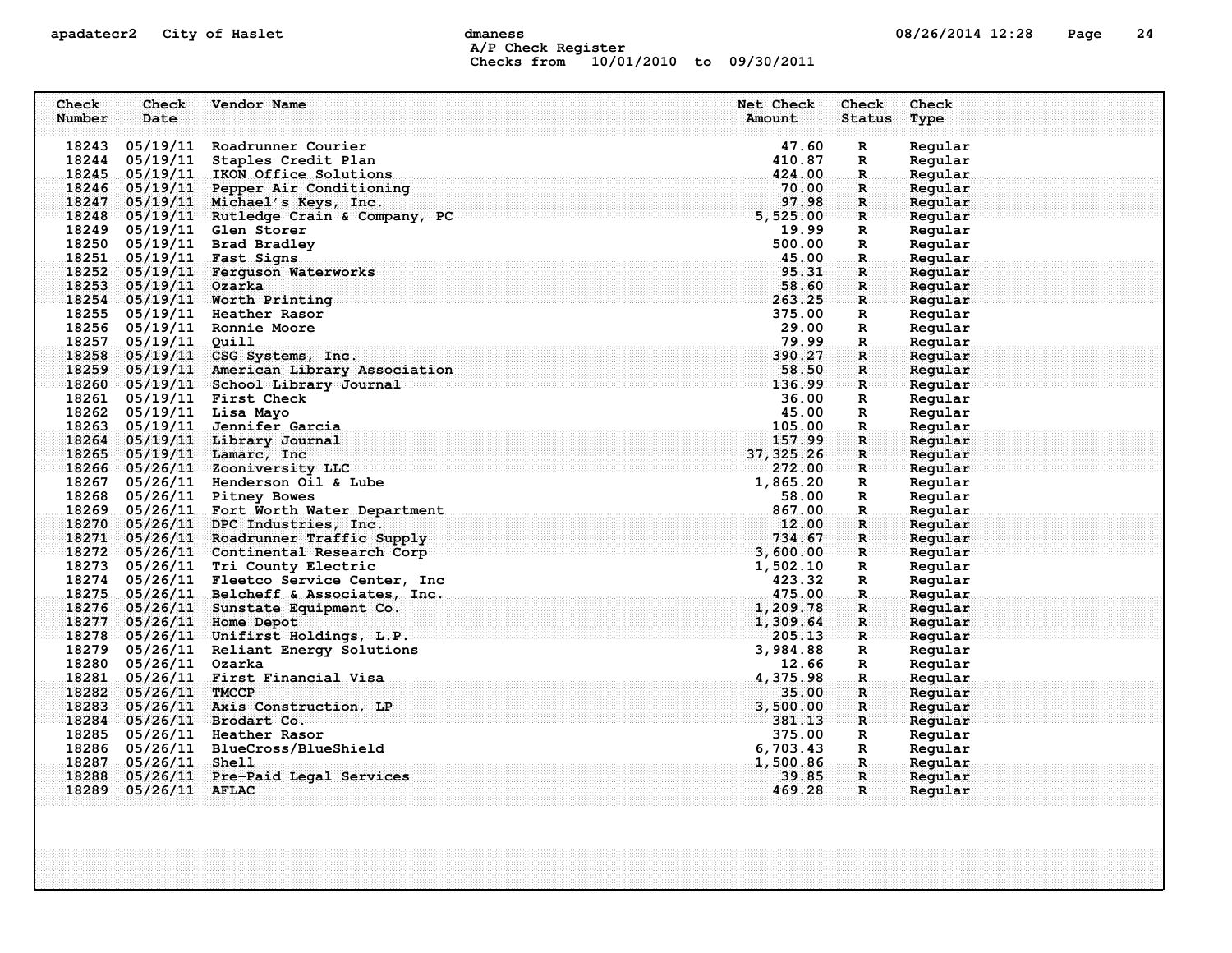apadatecr2 City of Haslet dmaness

A/P Check Register
Checks from 10/01/2010 to 09/30/2011

| Check Number | Check Date | Vendor Name | Net Check Amount | Check Status | Check Type |
|---|---|---|---|---|---|
| 18243 | 05/19/11 | Roadrunner Courier | 47.60 | R | Regular |
| 18244 | 05/19/11 | Staples Credit Plan | 410.87 | R | Regular |
| 18245 | 05/19/11 | IKON Office Solutions | 424.00 | R | Regular |
| 18246 | 05/19/11 | Pepper Air Conditioning | 70.00 | R | Regular |
| 18247 | 05/19/11 | Michael's Keys, Inc. | 97.98 | R | Regular |
| 18248 | 05/19/11 | Rutledge Crain & Company, PC | 5,525.00 | R | Regular |
| 18249 | 05/19/11 | Glen Storer | 19.99 | R | Regular |
| 18250 | 05/19/11 | Brad Bradley | 500.00 | R | Regular |
| 18251 | 05/19/11 | Fast Signs | 45.00 | R | Regular |
| 18252 | 05/19/11 | Ferguson Waterworks | 95.31 | R | Regular |
| 18253 | 05/19/11 | Ozarka | 58.60 | R | Regular |
| 18254 | 05/19/11 | Worth Printing | 263.25 | R | Regular |
| 18255 | 05/19/11 | Heather Rasor | 375.00 | R | Regular |
| 18256 | 05/19/11 | Ronnie Moore | 29.00 | R | Regular |
| 18257 | 05/19/11 | Quill | 79.99 | R | Regular |
| 18258 | 05/19/11 | CSG Systems, Inc. | 390.27 | R | Regular |
| 18259 | 05/19/11 | American Library Association | 58.50 | R | Regular |
| 18260 | 05/19/11 | School Library Journal | 136.99 | R | Regular |
| 18261 | 05/19/11 | First Check | 36.00 | R | Regular |
| 18262 | 05/19/11 | Lisa Mayo | 45.00 | R | Regular |
| 18263 | 05/19/11 | Jennifer Garcia | 105.00 | R | Regular |
| 18264 | 05/19/11 | Library Journal | 157.99 | R | Regular |
| 18265 | 05/19/11 | Lamarc, Inc | 37,325.26 | R | Regular |
| 18266 | 05/26/11 | Zooniversity LLC | 272.00 | R | Regular |
| 18267 | 05/26/11 | Henderson Oil & Lube | 1,865.20 | R | Regular |
| 18268 | 05/26/11 | Pitney Bowes | 58.00 | R | Regular |
| 18269 | 05/26/11 | Fort Worth Water Department | 867.00 | R | Regular |
| 18270 | 05/26/11 | DPC Industries, Inc. | 12.00 | R | Regular |
| 18271 | 05/26/11 | Roadrunner Traffic Supply | 734.67 | R | Regular |
| 18272 | 05/26/11 | Continental Research Corp | 3,600.00 | R | Regular |
| 18273 | 05/26/11 | Tri County Electric | 1,502.10 | R | Regular |
| 18274 | 05/26/11 | Fleetco Service Center, Inc | 423.32 | R | Regular |
| 18275 | 05/26/11 | Belcheff & Associates, Inc. | 475.00 | R | Regular |
| 18276 | 05/26/11 | Sunstate Equipment Co. | 1,209.78 | R | Regular |
| 18277 | 05/26/11 | Home Depot | 1,309.64 | R | Regular |
| 18278 | 05/26/11 | Unifirst Holdings, L.P. | 205.13 | R | Regular |
| 18279 | 05/26/11 | Reliant Energy Solutions | 3,984.88 | R | Regular |
| 18280 | 05/26/11 | Ozarka | 12.66 | R | Regular |
| 18281 | 05/26/11 | First Financial Visa | 4,375.98 | R | Regular |
| 18282 | 05/26/11 | TMCCP | 35.00 | R | Regular |
| 18283 | 05/26/11 | Axis Construction, LP | 3,500.00 | R | Regular |
| 18284 | 05/26/11 | Brodart Co. | 381.13 | R | Regular |
| 18285 | 05/26/11 | Heather Rasor | 375.00 | R | Regular |
| 18286 | 05/26/11 | BlueCross/BlueShield | 6,703.43 | R | Regular |
| 18287 | 05/26/11 | Shell | 1,500.86 | R | Regular |
| 18288 | 05/26/11 | Pre-Paid Legal Services | 39.85 | R | Regular |
| 18289 | 05/26/11 | AFLAC | 469.28 | R | Regular |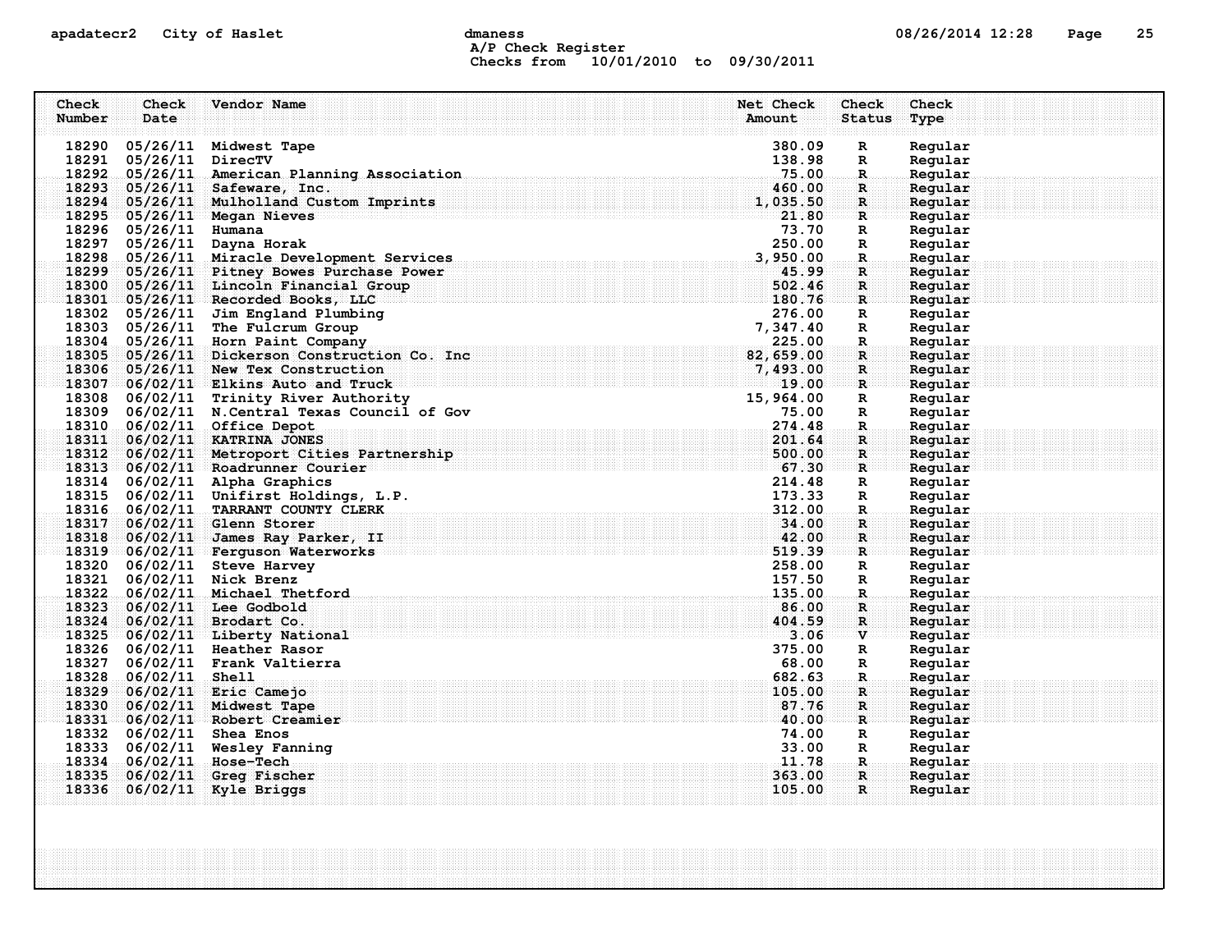A/P Check Register
Checks from 10/01/2010 to 09/30/2011

| Check Number | Check Date | Vendor Name | Net Check Amount | Check Status | Check Type |
|---|---|---|---|---|---|
| 18290 | 05/26/11 | Midwest Tape | 380.09 | R | Regular |
| 18291 | 05/26/11 | DirecTV | 138.98 | R | Regular |
| 18292 | 05/26/11 | American Planning Association | 75.00 | R | Regular |
| 18293 | 05/26/11 | Safeware, Inc. | 460.00 | R | Regular |
| 18294 | 05/26/11 | Mulholland Custom Imprints | 1,035.50 | R | Regular |
| 18295 | 05/26/11 | Megan Nieves | 21.80 | R | Regular |
| 18296 | 05/26/11 | Humana | 73.70 | R | Regular |
| 18297 | 05/26/11 | Dayna Horak | 250.00 | R | Regular |
| 18298 | 05/26/11 | Miracle Development Services | 3,950.00 | R | Regular |
| 18299 | 05/26/11 | Pitney Bowes Purchase Power | 45.99 | R | Regular |
| 18300 | 05/26/11 | Lincoln Financial Group | 502.46 | R | Regular |
| 18301 | 05/26/11 | Recorded Books, LLC | 180.76 | R | Regular |
| 18302 | 05/26/11 | Jim England Plumbing | 276.00 | R | Regular |
| 18303 | 05/26/11 | The Fulcrum Group | 7,347.40 | R | Regular |
| 18304 | 05/26/11 | Horn Paint Company | 225.00 | R | Regular |
| 18305 | 05/26/11 | Dickerson Construction Co. Inc | 82,659.00 | R | Regular |
| 18306 | 05/26/11 | New Tex Construction | 7,493.00 | R | Regular |
| 18307 | 06/02/11 | Elkins Auto and Truck | 19.00 | R | Regular |
| 18308 | 06/02/11 | Trinity River Authority | 15,964.00 | R | Regular |
| 18309 | 06/02/11 | N.Central Texas Council of Gov | 75.00 | R | Regular |
| 18310 | 06/02/11 | Office Depot | 274.48 | R | Regular |
| 18311 | 06/02/11 | KATRINA JONES | 201.64 | R | Regular |
| 18312 | 06/02/11 | Metroport Cities Partnership | 500.00 | R | Regular |
| 18313 | 06/02/11 | Roadrunner Courier | 67.30 | R | Regular |
| 18314 | 06/02/11 | Alpha Graphics | 214.48 | R | Regular |
| 18315 | 06/02/11 | Unifirst Holdings, L.P. | 173.33 | R | Regular |
| 18316 | 06/02/11 | TARRANT COUNTY CLERK | 312.00 | R | Regular |
| 18317 | 06/02/11 | Glenn Storer | 34.00 | R | Regular |
| 18318 | 06/02/11 | James Ray Parker, II | 42.00 | R | Regular |
| 18319 | 06/02/11 | Ferguson Waterworks | 519.39 | R | Regular |
| 18320 | 06/02/11 | Steve Harvey | 258.00 | R | Regular |
| 18321 | 06/02/11 | Nick Brenz | 157.50 | R | Regular |
| 18322 | 06/02/11 | Michael Thetford | 135.00 | R | Regular |
| 18323 | 06/02/11 | Lee Godbold | 86.00 | R | Regular |
| 18324 | 06/02/11 | Brodart Co. | 404.59 | R | Regular |
| 18325 | 06/02/11 | Liberty National | 3.06 | V | Regular |
| 18326 | 06/02/11 | Heather Rasor | 375.00 | R | Regular |
| 18327 | 06/02/11 | Frank Valtierra | 68.00 | R | Regular |
| 18328 | 06/02/11 | Shell | 682.63 | R | Regular |
| 18329 | 06/02/11 | Eric Camejo | 105.00 | R | Regular |
| 18330 | 06/02/11 | Midwest Tape | 87.76 | R | Regular |
| 18331 | 06/02/11 | Robert Creamier | 40.00 | R | Regular |
| 18332 | 06/02/11 | Shea Enos | 74.00 | R | Regular |
| 18333 | 06/02/11 | Wesley Fanning | 33.00 | R | Regular |
| 18334 | 06/02/11 | Hose-Tech | 11.78 | R | Regular |
| 18335 | 06/02/11 | Greg Fischer | 363.00 | R | Regular |
| 18336 | 06/02/11 | Kyle Briggs | 105.00 | R | Regular |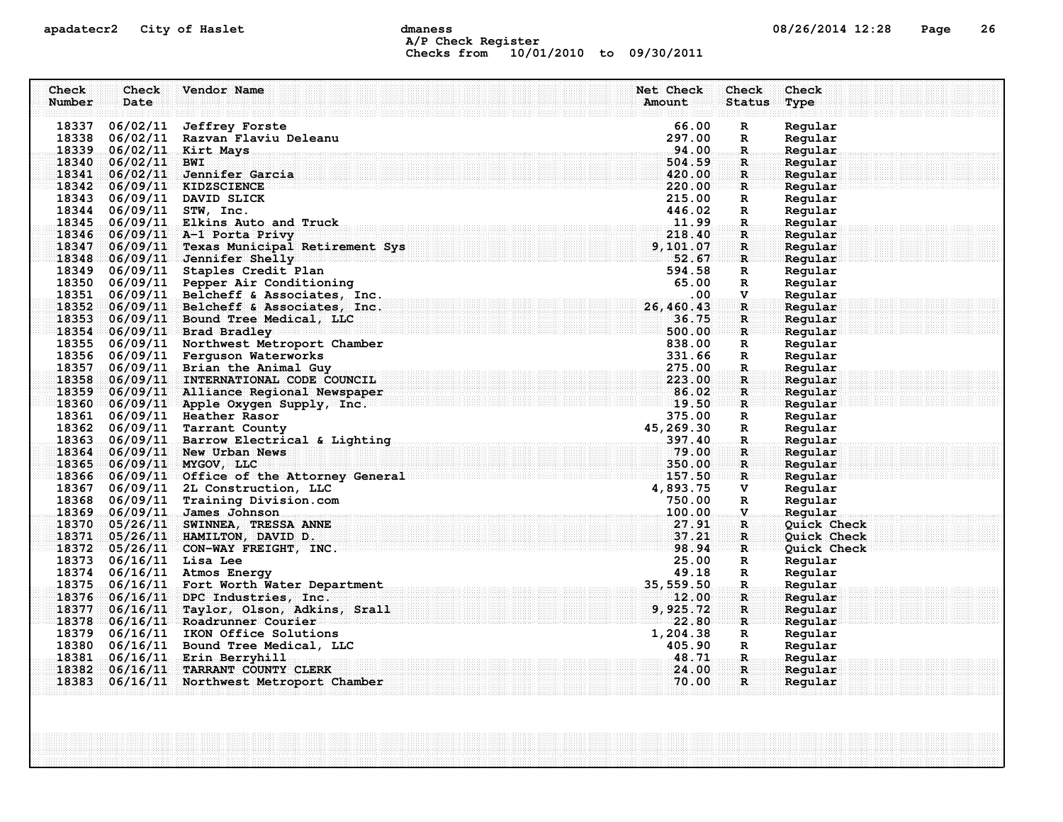A/P Check Register
Checks from 10/01/2010 to 09/30/2011

| Check Number | Check Date | Vendor Name | Net Check Amount | Check Status | Check Type |
|---|---|---|---|---|---|
| 18337 | 06/02/11 | Jeffrey Forste | 66.00 | R | Regular |
| 18338 | 06/02/11 | Razvan Flaviu Deleanu | 297.00 | R | Regular |
| 18339 | 06/02/11 | Kirt Mays | 94.00 | R | Regular |
| 18340 | 06/02/11 | BWI | 504.59 | R | Regular |
| 18341 | 06/02/11 | Jennifer Garcia | 420.00 | R | Regular |
| 18342 | 06/09/11 | KIDZSCIENCE | 220.00 | R | Regular |
| 18343 | 06/09/11 | DAVID SLICK | 215.00 | R | Regular |
| 18344 | 06/09/11 | STW, Inc. | 446.02 | R | Regular |
| 18345 | 06/09/11 | Elkins Auto and Truck | 11.99 | R | Regular |
| 18346 | 06/09/11 | A-1 Porta Privy | 218.40 | R | Regular |
| 18347 | 06/09/11 | Texas Municipal Retirement Sys | 9,101.07 | R | Regular |
| 18348 | 06/09/11 | Jennifer Shelly | 52.67 | R | Regular |
| 18349 | 06/09/11 | Staples Credit Plan | 594.58 | R | Regular |
| 18350 | 06/09/11 | Pepper Air Conditioning | 65.00 | R | Regular |
| 18351 | 06/09/11 | Belcheff & Associates, Inc. | .00 | V | Regular |
| 18352 | 06/09/11 | Belcheff & Associates, Inc. | 26,460.43 | R | Regular |
| 18353 | 06/09/11 | Bound Tree Medical, LLC | 36.75 | R | Regular |
| 18354 | 06/09/11 | Brad Bradley | 500.00 | R | Regular |
| 18355 | 06/09/11 | Northwest Metroport Chamber | 838.00 | R | Regular |
| 18356 | 06/09/11 | Ferguson Waterworks | 331.66 | R | Regular |
| 18357 | 06/09/11 | Brian the Animal Guy | 275.00 | R | Regular |
| 18358 | 06/09/11 | INTERNATIONAL CODE COUNCIL | 223.00 | R | Regular |
| 18359 | 06/09/11 | Alliance Regional Newspaper | 86.02 | R | Regular |
| 18360 | 06/09/11 | Apple Oxygen Supply, Inc. | 19.50 | R | Regular |
| 18361 | 06/09/11 | Heather Rasor | 375.00 | R | Regular |
| 18362 | 06/09/11 | Tarrant County | 45,269.30 | R | Regular |
| 18363 | 06/09/11 | Barrow Electrical & Lighting | 397.40 | R | Regular |
| 18364 | 06/09/11 | New Urban News | 79.00 | R | Regular |
| 18365 | 06/09/11 | MYGOV, LLC | 350.00 | R | Regular |
| 18366 | 06/09/11 | Office of the Attorney General | 157.50 | R | Regular |
| 18367 | 06/09/11 | 2L Construction, LLC | 4,893.75 | V | Regular |
| 18368 | 06/09/11 | Training Division.com | 750.00 | R | Regular |
| 18369 | 06/09/11 | James Johnson | 100.00 | V | Regular |
| 18370 | 05/26/11 | SWINNEA, TRESSA ANNE | 27.91 | R | Quick Check |
| 18371 | 05/26/11 | HAMILTON, DAVID D. | 37.21 | R | Quick Check |
| 18372 | 05/26/11 | CON-WAY FREIGHT, INC. | 98.94 | R | Quick Check |
| 18373 | 06/16/11 | Lisa Lee | 25.00 | R | Regular |
| 18374 | 06/16/11 | Atmos Energy | 49.18 | R | Regular |
| 18375 | 06/16/11 | Fort Worth Water Department | 35,559.50 | R | Regular |
| 18376 | 06/16/11 | DPC Industries, Inc. | 12.00 | R | Regular |
| 18377 | 06/16/11 | Taylor, Olson, Adkins, Srall | 9,925.72 | R | Regular |
| 18378 | 06/16/11 | Roadrunner Courier | 22.80 | R | Regular |
| 18379 | 06/16/11 | IKON Office Solutions | 1,204.38 | R | Regular |
| 18380 | 06/16/11 | Bound Tree Medical, LLC | 405.90 | R | Regular |
| 18381 | 06/16/11 | Erin Berryhill | 48.71 | R | Regular |
| 18382 | 06/16/11 | TARRANT COUNTY CLERK | 24.00 | R | Regular |
| 18383 | 06/16/11 | Northwest Metroport Chamber | 70.00 | R | Regular |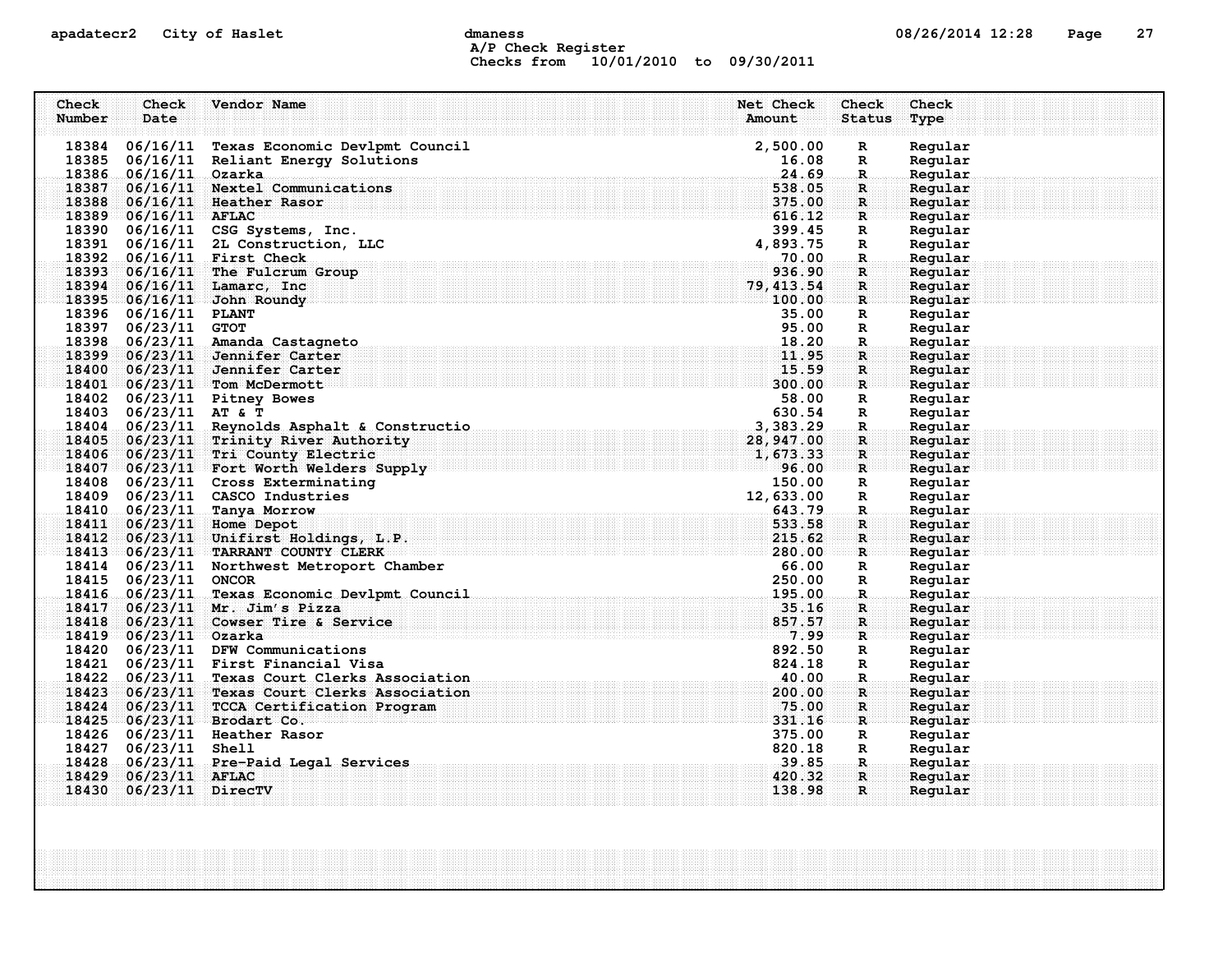apadatecr2 City of Haslet dmaness

A/P Check Register
Checks from 10/01/2010 to 09/30/2011

| Check Number | Check Date | Vendor Name | Net Check Amount | Check Status | Check Type |
|---|---|---|---|---|---|
| 18384 | 06/16/11 | Texas Economic Devlpmt Council | 2,500.00 | R | Regular |
| 18385 | 06/16/11 | Reliant Energy Solutions | 16.08 | R | Regular |
| 18386 | 06/16/11 | Ozarka | 24.69 | R | Regular |
| 18387 | 06/16/11 | Nextel Communications | 538.05 | R | Regular |
| 18388 | 06/16/11 | Heather Rasor | 375.00 | R | Regular |
| 18389 | 06/16/11 | AFLAC | 616.12 | R | Regular |
| 18390 | 06/16/11 | CSG Systems, Inc. | 399.45 | R | Regular |
| 18391 | 06/16/11 | 2L Construction, LLC | 4,893.75 | R | Regular |
| 18392 | 06/16/11 | First Check | 70.00 | R | Regular |
| 18393 | 06/16/11 | The Fulcrum Group | 936.90 | R | Regular |
| 18394 | 06/16/11 | Lamarc, Inc | 79,413.54 | R | Regular |
| 18395 | 06/16/11 | John Roundy | 100.00 | R | Regular |
| 18396 | 06/16/11 | PLANT | 35.00 | R | Regular |
| 18397 | 06/23/11 | GTOT | 95.00 | R | Regular |
| 18398 | 06/23/11 | Amanda Castagneto | 18.20 | R | Regular |
| 18399 | 06/23/11 | Jennifer Carter | 11.95 | R | Regular |
| 18400 | 06/23/11 | Jennifer Carter | 15.59 | R | Regular |
| 18401 | 06/23/11 | Tom McDermott | 300.00 | R | Regular |
| 18402 | 06/23/11 | Pitney Bowes | 58.00 | R | Regular |
| 18403 | 06/23/11 | AT & T | 630.54 | R | Regular |
| 18404 | 06/23/11 | Reynolds Asphalt & Constructio | 3,383.29 | R | Regular |
| 18405 | 06/23/11 | Trinity River Authority | 28,947.00 | R | Regular |
| 18406 | 06/23/11 | Tri County Electric | 1,673.33 | R | Regular |
| 18407 | 06/23/11 | Fort Worth Welders Supply | 96.00 | R | Regular |
| 18408 | 06/23/11 | Cross Exterminating | 150.00 | R | Regular |
| 18409 | 06/23/11 | CASCO Industries | 12,633.00 | R | Regular |
| 18410 | 06/23/11 | Tanya Morrow | 643.79 | R | Regular |
| 18411 | 06/23/11 | Home Depot | 533.58 | R | Regular |
| 18412 | 06/23/11 | Unifirst Holdings, L.P. | 215.62 | R | Regular |
| 18413 | 06/23/11 | TARRANT COUNTY CLERK | 280.00 | R | Regular |
| 18414 | 06/23/11 | Northwest Metroport Chamber | 66.00 | R | Regular |
| 18415 | 06/23/11 | ONCOR | 250.00 | R | Regular |
| 18416 | 06/23/11 | Texas Economic Devlpmt Council | 195.00 | R | Regular |
| 18417 | 06/23/11 | Mr. Jim's Pizza | 35.16 | R | Regular |
| 18418 | 06/23/11 | Cowser Tire & Service | 857.57 | R | Regular |
| 18419 | 06/23/11 | Ozarka | 7.99 | R | Regular |
| 18420 | 06/23/11 | DFW Communications | 892.50 | R | Regular |
| 18421 | 06/23/11 | First Financial Visa | 824.18 | R | Regular |
| 18422 | 06/23/11 | Texas Court Clerks Association | 40.00 | R | Regular |
| 18423 | 06/23/11 | Texas Court Clerks Association | 200.00 | R | Regular |
| 18424 | 06/23/11 | TCCA Certification Program | 75.00 | R | Regular |
| 18425 | 06/23/11 | Brodart Co. | 331.16 | R | Regular |
| 18426 | 06/23/11 | Heather Rasor | 375.00 | R | Regular |
| 18427 | 06/23/11 | Shell | 820.18 | R | Regular |
| 18428 | 06/23/11 | Pre-Paid Legal Services | 39.85 | R | Regular |
| 18429 | 06/23/11 | AFLAC | 420.32 | R | Regular |
| 18430 | 06/23/11 | DirecTV | 138.98 | R | Regular |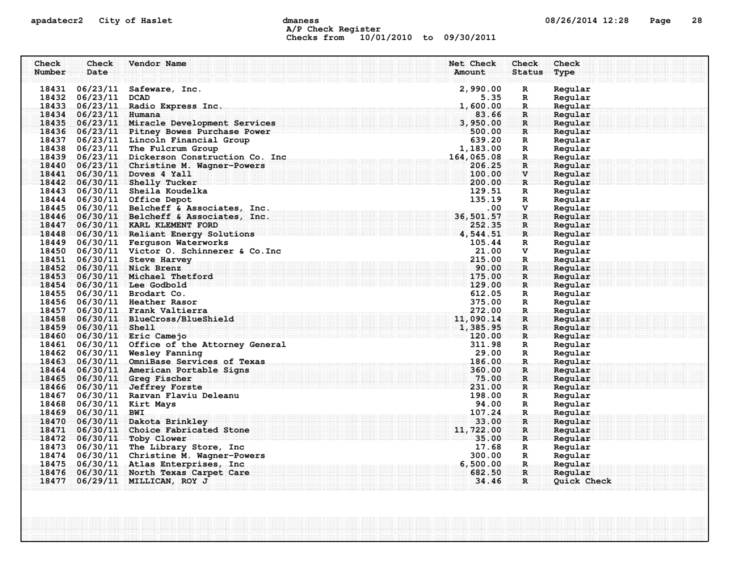A/P Check Register
Checks from 10/01/2010 to 09/30/2011

| Check Number | Check Date | Vendor Name | Net Check Amount | Check Status | Check Type |
|---|---|---|---|---|---|
| 18431 | 06/23/11 | Safeware, Inc. | 2,990.00 | R | Regular |
| 18432 | 06/23/11 | DCAD | 5.35 | R | Regular |
| 18433 | 06/23/11 | Radio Express Inc. | 1,600.00 | R | Regular |
| 18434 | 06/23/11 | Humana | 83.66 | R | Regular |
| 18435 | 06/23/11 | Miracle Development Services | 3,950.00 | R | Regular |
| 18436 | 06/23/11 | Pitney Bowes Purchase Power | 500.00 | R | Regular |
| 18437 | 06/23/11 | Lincoln Financial Group | 639.20 | R | Regular |
| 18438 | 06/23/11 | The Fulcrum Group | 1,183.00 | R | Regular |
| 18439 | 06/23/11 | Dickerson Construction Co. Inc | 164,065.08 | R | Regular |
| 18440 | 06/23/11 | Christine M. Wagner-Powers | 206.25 | R | Regular |
| 18441 | 06/30/11 | Doves 4 Yall | 100.00 | V | Regular |
| 18442 | 06/30/11 | Shelly Tucker | 200.00 | R | Regular |
| 18443 | 06/30/11 | Sheila Koudelka | 129.51 | R | Regular |
| 18444 | 06/30/11 | Office Depot | 135.19 | R | Regular |
| 18445 | 06/30/11 | Belcheff & Associates, Inc. | .00 | V | Regular |
| 18446 | 06/30/11 | Belcheff & Associates, Inc. | 36,501.57 | R | Regular |
| 18447 | 06/30/11 | KARL KLEMENT FORD | 252.35 | R | Regular |
| 18448 | 06/30/11 | Reliant Energy Solutions | 4,544.51 | R | Regular |
| 18449 | 06/30/11 | Ferguson Waterworks | 105.44 | R | Regular |
| 18450 | 06/30/11 | Victor O. Schinnerer & Co.Inc | 21.00 | V | Regular |
| 18451 | 06/30/11 | Steve Harvey | 215.00 | R | Regular |
| 18452 | 06/30/11 | Nick Brenz | 90.00 | R | Regular |
| 18453 | 06/30/11 | Michael Thetford | 175.00 | R | Regular |
| 18454 | 06/30/11 | Lee Godbold | 129.00 | R | Regular |
| 18455 | 06/30/11 | Brodart Co. | 612.05 | R | Regular |
| 18456 | 06/30/11 | Heather Rasor | 375.00 | R | Regular |
| 18457 | 06/30/11 | Frank Valtierra | 272.00 | R | Regular |
| 18458 | 06/30/11 | BlueCross/BlueShield | 11,090.14 | R | Regular |
| 18459 | 06/30/11 | Shell | 1,385.95 | R | Regular |
| 18460 | 06/30/11 | Eric Camejo | 120.00 | R | Regular |
| 18461 | 06/30/11 | Office of the Attorney General | 311.98 | R | Regular |
| 18462 | 06/30/11 | Wesley Fanning | 29.00 | R | Regular |
| 18463 | 06/30/11 | OmniBase Services of Texas | 186.00 | R | Regular |
| 18464 | 06/30/11 | American Portable Signs | 360.00 | R | Regular |
| 18465 | 06/30/11 | Greg Fischer | 75.00 | R | Regular |
| 18466 | 06/30/11 | Jeffrey Forste | 231.00 | R | Regular |
| 18467 | 06/30/11 | Razvan Flaviu Deleanu | 198.00 | R | Regular |
| 18468 | 06/30/11 | Kirt Mays | 94.00 | R | Regular |
| 18469 | 06/30/11 | BWI | 107.24 | R | Regular |
| 18470 | 06/30/11 | Dakota Brinkley | 33.00 | R | Regular |
| 18471 | 06/30/11 | Choice Fabricated Stone | 11,722.00 | R | Regular |
| 18472 | 06/30/11 | Toby Clower | 35.00 | R | Regular |
| 18473 | 06/30/11 | The Library Store, Inc | 17.68 | R | Regular |
| 18474 | 06/30/11 | Christine M. Wagner-Powers | 300.00 | R | Regular |
| 18475 | 06/30/11 | Atlas Enterprises, Inc | 6,500.00 | R | Regular |
| 18476 | 06/30/11 | North Texas Carpet Care | 682.50 | R | Regular |
| 18477 | 06/29/11 | MILLICAN, ROY J | 34.46 | R | Quick Check |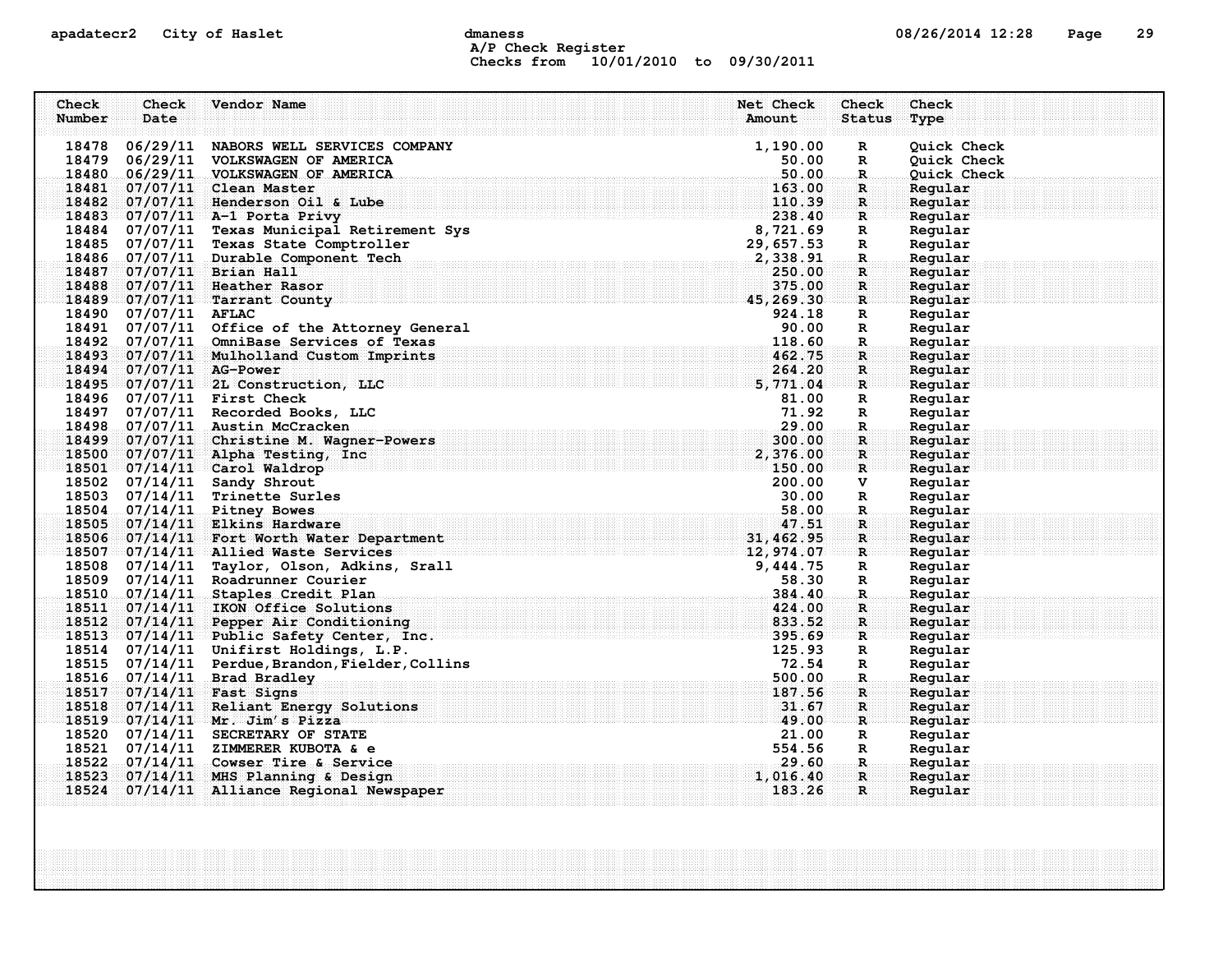apadatecr2 City of Haslet dmaness 08/26/2014 12:28

A/P Check Register
Checks from 10/01/2010 to 09/30/2011

| Check Number | Check Date | Vendor Name | Net Check Amount | Check Status | Check Type |
|---|---|---|---|---|---|
| 18478 | 06/29/11 | NABORS WELL SERVICES COMPANY | 1,190.00 | R | Quick Check |
| 18479 | 06/29/11 | VOLKSWAGEN OF AMERICA | 50.00 | R | Quick Check |
| 18480 | 06/29/11 | VOLKSWAGEN OF AMERICA | 50.00 | R | Quick Check |
| 18481 | 07/07/11 | Clean Master | 163.00 | R | Regular |
| 18482 | 07/07/11 | Henderson Oil & Lube | 110.39 | R | Regular |
| 18483 | 07/07/11 | A-1 Porta Privy | 238.40 | R | Regular |
| 18484 | 07/07/11 | Texas Municipal Retirement Sys | 8,721.69 | R | Regular |
| 18485 | 07/07/11 | Texas State Comptroller | 29,657.53 | R | Regular |
| 18486 | 07/07/11 | Durable Component Tech | 2,338.91 | R | Regular |
| 18487 | 07/07/11 | Brian Hall | 250.00 | R | Regular |
| 18488 | 07/07/11 | Heather Rasor | 375.00 | R | Regular |
| 18489 | 07/07/11 | Tarrant County | 45,269.30 | R | Regular |
| 18490 | 07/07/11 | AFLAC | 924.18 | R | Regular |
| 18491 | 07/07/11 | Office of the Attorney General | 90.00 | R | Regular |
| 18492 | 07/07/11 | OmniBase Services of Texas | 118.60 | R | Regular |
| 18493 | 07/07/11 | Mulholland Custom Imprints | 462.75 | R | Regular |
| 18494 | 07/07/11 | AG-Power | 264.20 | R | Regular |
| 18495 | 07/07/11 | 2L Construction, LLC | 5,771.04 | R | Regular |
| 18496 | 07/07/11 | First Check | 81.00 | R | Regular |
| 18497 | 07/07/11 | Recorded Books, LLC | 71.92 | R | Regular |
| 18498 | 07/07/11 | Austin McCracken | 29.00 | R | Regular |
| 18499 | 07/07/11 | Christine M. Wagner-Powers | 300.00 | R | Regular |
| 18500 | 07/07/11 | Alpha Testing, Inc | 2,376.00 | R | Regular |
| 18501 | 07/14/11 | Carol Waldrop | 150.00 | R | Regular |
| 18502 | 07/14/11 | Sandy Shrout | 200.00 | V | Regular |
| 18503 | 07/14/11 | Trinette Surles | 30.00 | R | Regular |
| 18504 | 07/14/11 | Pitney Bowes | 58.00 | R | Regular |
| 18505 | 07/14/11 | Elkins Hardware | 47.51 | R | Regular |
| 18506 | 07/14/11 | Fort Worth Water Department | 31,462.95 | R | Regular |
| 18507 | 07/14/11 | Allied Waste Services | 12,974.07 | R | Regular |
| 18508 | 07/14/11 | Taylor, Olson, Adkins, Srall | 9,444.75 | R | Regular |
| 18509 | 07/14/11 | Roadrunner Courier | 58.30 | R | Regular |
| 18510 | 07/14/11 | Staples Credit Plan | 384.40 | R | Regular |
| 18511 | 07/14/11 | IKON Office Solutions | 424.00 | R | Regular |
| 18512 | 07/14/11 | Pepper Air Conditioning | 833.52 | R | Regular |
| 18513 | 07/14/11 | Public Safety Center, Inc. | 395.69 | R | Regular |
| 18514 | 07/14/11 | Unifirst Holdings, L.P. | 125.93 | R | Regular |
| 18515 | 07/14/11 | Perdue,Brandon,Fielder,Collins | 72.54 | R | Regular |
| 18516 | 07/14/11 | Brad Bradley | 500.00 | R | Regular |
| 18517 | 07/14/11 | Fast Signs | 187.56 | R | Regular |
| 18518 | 07/14/11 | Reliant Energy Solutions | 31.67 | R | Regular |
| 18519 | 07/14/11 | Mr. Jim's Pizza | 49.00 | R | Regular |
| 18520 | 07/14/11 | SECRETARY OF STATE | 21.00 | R | Regular |
| 18521 | 07/14/11 | ZIMMERER KUBOTA & e | 554.56 | R | Regular |
| 18522 | 07/14/11 | Cowser Tire & Service | 29.60 | R | Regular |
| 18523 | 07/14/11 | MHS Planning & Design | 1,016.40 | R | Regular |
| 18524 | 07/14/11 | Alliance Regional Newspaper | 183.26 | R | Regular |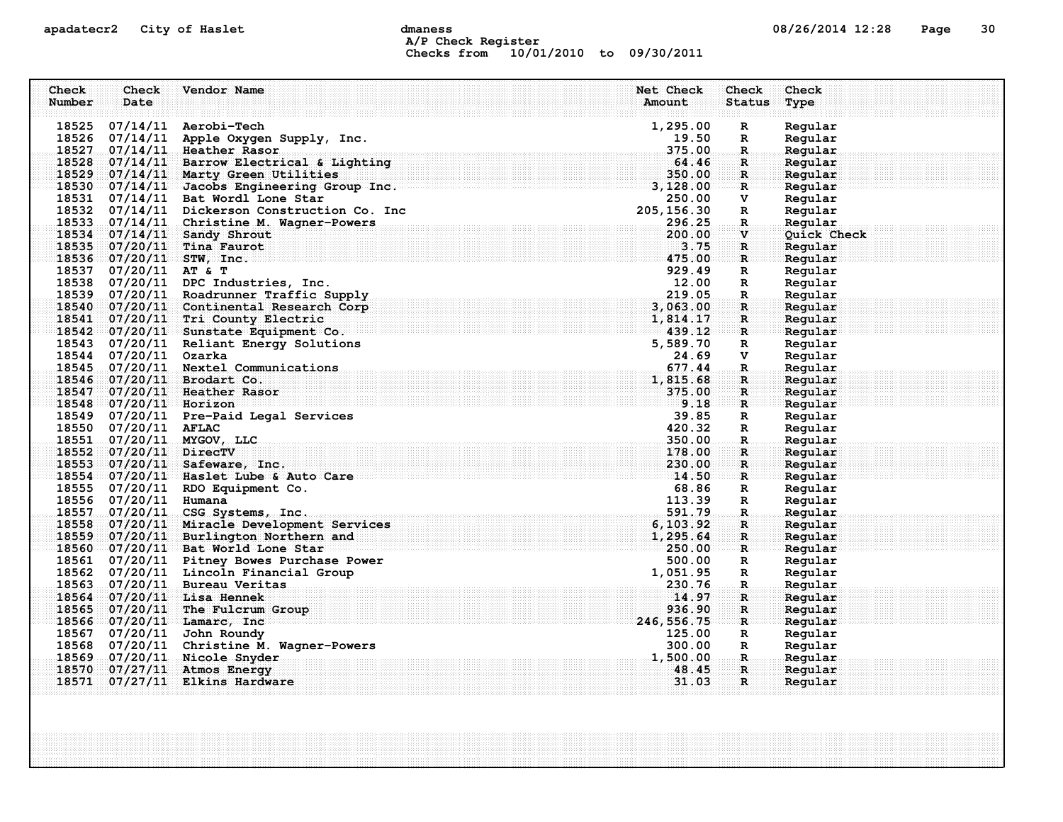apadatecr2 City of Haslet dmaness

A/P Check Register
Checks from 10/01/2010 to 09/30/2011

| Check Number | Check Date | Vendor Name | Net Check Amount | Check Status | Check Type |
|---|---|---|---|---|---|
| 18525 | 07/14/11 | Aerobi-Tech | 1,295.00 | R | Regular |
| 18526 | 07/14/11 | Apple Oxygen Supply, Inc. | 19.50 | R | Regular |
| 18527 | 07/14/11 | Heather Rasor | 375.00 | R | Regular |
| 18528 | 07/14/11 | Barrow Electrical & Lighting | 64.46 | R | Regular |
| 18529 | 07/14/11 | Marty Green Utilities | 350.00 | R | Regular |
| 18530 | 07/14/11 | Jacobs Engineering Group Inc. | 3,128.00 | R | Regular |
| 18531 | 07/14/11 | Bat Wordl Lone Star | 250.00 | V | Regular |
| 18532 | 07/14/11 | Dickerson Construction Co. Inc | 205,156.30 | R | Regular |
| 18533 | 07/14/11 | Christine M. Wagner-Powers | 296.25 | R | Regular |
| 18534 | 07/14/11 | Sandy Shrout | 200.00 | V | Quick Check |
| 18535 | 07/20/11 | Tina Faurot | 3.75 | R | Regular |
| 18536 | 07/20/11 | STW, Inc. | 475.00 | R | Regular |
| 18537 | 07/20/11 | AT & T | 929.49 | R | Regular |
| 18538 | 07/20/11 | DPC Industries, Inc. | 12.00 | R | Regular |
| 18539 | 07/20/11 | Roadrunner Traffic Supply | 219.05 | R | Regular |
| 18540 | 07/20/11 | Continental Research Corp | 3,063.00 | R | Regular |
| 18541 | 07/20/11 | Tri County Electric | 1,814.17 | R | Regular |
| 18542 | 07/20/11 | Sunstate Equipment Co. | 439.12 | R | Regular |
| 18543 | 07/20/11 | Reliant Energy Solutions | 5,589.70 | R | Regular |
| 18544 | 07/20/11 | Ozarka | 24.69 | V | Regular |
| 18545 | 07/20/11 | Nextel Communications | 677.44 | R | Regular |
| 18546 | 07/20/11 | Brodart Co. | 1,815.68 | R | Regular |
| 18547 | 07/20/11 | Heather Rasor | 375.00 | R | Regular |
| 18548 | 07/20/11 | Horizon | 9.18 | R | Regular |
| 18549 | 07/20/11 | Pre-Paid Legal Services | 39.85 | R | Regular |
| 18550 | 07/20/11 | AFLAC | 420.32 | R | Regular |
| 18551 | 07/20/11 | MYGOV, LLC | 350.00 | R | Regular |
| 18552 | 07/20/11 | DirecTV | 178.00 | R | Regular |
| 18553 | 07/20/11 | Safeware, Inc. | 230.00 | R | Regular |
| 18554 | 07/20/11 | Haslet Lube & Auto Care | 14.50 | R | Regular |
| 18555 | 07/20/11 | RDO Equipment Co. | 68.86 | R | Regular |
| 18556 | 07/20/11 | Humana | 113.39 | R | Regular |
| 18557 | 07/20/11 | CSG Systems, Inc. | 591.79 | R | Regular |
| 18558 | 07/20/11 | Miracle Development Services | 6,103.92 | R | Regular |
| 18559 | 07/20/11 | Burlington Northern and | 1,295.64 | R | Regular |
| 18560 | 07/20/11 | Bat World Lone Star | 250.00 | R | Regular |
| 18561 | 07/20/11 | Pitney Bowes Purchase Power | 500.00 | R | Regular |
| 18562 | 07/20/11 | Lincoln Financial Group | 1,051.95 | R | Regular |
| 18563 | 07/20/11 | Bureau Veritas | 230.76 | R | Regular |
| 18564 | 07/20/11 | Lisa Hennek | 14.97 | R | Regular |
| 18565 | 07/20/11 | The Fulcrum Group | 936.90 | R | Regular |
| 18566 | 07/20/11 | Lamarc, Inc | 246,556.75 | R | Regular |
| 18567 | 07/20/11 | John Roundy | 125.00 | R | Regular |
| 18568 | 07/20/11 | Christine M. Wagner-Powers | 300.00 | R | Regular |
| 18569 | 07/20/11 | Nicole Snyder | 1,500.00 | R | Regular |
| 18570 | 07/27/11 | Atmos Energy | 48.45 | R | Regular |
| 18571 | 07/27/11 | Elkins Hardware | 31.03 | R | Regular |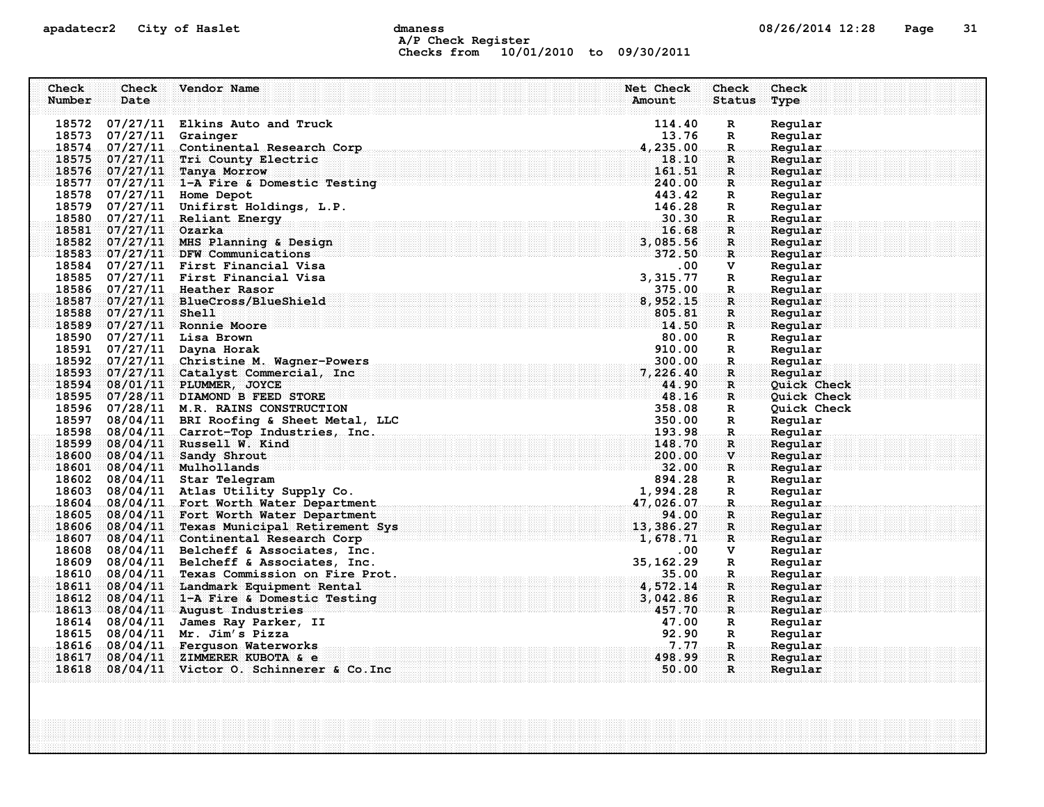A/P Check Register
Checks from 10/01/2010 to 09/30/2011

| Check Number | Check Date | Vendor Name | Net Check Amount | Check Status | Check Type |
|---|---|---|---|---|---|
| 18572 | 07/27/11 | Elkins Auto and Truck | 114.40 | R | Regular |
| 18573 | 07/27/11 | Grainger | 13.76 | R | Regular |
| 18574 | 07/27/11 | Continental Research Corp | 4,235.00 | R | Regular |
| 18575 | 07/27/11 | Tri County Electric | 18.10 | R | Regular |
| 18576 | 07/27/11 | Tanya Morrow | 161.51 | R | Regular |
| 18577 | 07/27/11 | 1-A Fire & Domestic Testing | 240.00 | R | Regular |
| 18578 | 07/27/11 | Home Depot | 443.42 | R | Regular |
| 18579 | 07/27/11 | Unifirst Holdings, L.P. | 146.28 | R | Regular |
| 18580 | 07/27/11 | Reliant Energy | 30.30 | R | Regular |
| 18581 | 07/27/11 | Ozarka | 16.68 | R | Regular |
| 18582 | 07/27/11 | MHS Planning & Design | 3,085.56 | R | Regular |
| 18583 | 07/27/11 | DFW Communications | 372.50 | R | Regular |
| 18584 | 07/27/11 | First Financial Visa | .00 | V | Regular |
| 18585 | 07/27/11 | First Financial Visa | 3,315.77 | R | Regular |
| 18586 | 07/27/11 | Heather Rasor | 375.00 | R | Regular |
| 18587 | 07/27/11 | BlueCross/BlueShield | 8,952.15 | R | Regular |
| 18588 | 07/27/11 | Shell | 805.81 | R | Regular |
| 18589 | 07/27/11 | Ronnie Moore | 14.50 | R | Regular |
| 18590 | 07/27/11 | Lisa Brown | 80.00 | R | Regular |
| 18591 | 07/27/11 | Dayna Horak | 910.00 | R | Regular |
| 18592 | 07/27/11 | Christine M. Wagner-Powers | 300.00 | R | Regular |
| 18593 | 07/27/11 | Catalyst Commercial, Inc | 7,226.40 | R | Regular |
| 18594 | 08/01/11 | PLUMMER, JOYCE | 44.90 | R | Quick Check |
| 18595 | 07/28/11 | DIAMOND B FEED STORE | 48.16 | R | Quick Check |
| 18596 | 07/28/11 | M.R. RAINS CONSTRUCTION | 358.08 | R | Quick Check |
| 18597 | 08/04/11 | BRI Roofing & Sheet Metal, LLC | 350.00 | R | Regular |
| 18598 | 08/04/11 | Carrot-Top Industries, Inc. | 193.98 | R | Regular |
| 18599 | 08/04/11 | Russell W. Kind | 148.70 | R | Regular |
| 18600 | 08/04/11 | Sandy Shrout | 200.00 | V | Regular |
| 18601 | 08/04/11 | Mulhollands | 32.00 | R | Regular |
| 18602 | 08/04/11 | Star Telegram | 894.28 | R | Regular |
| 18603 | 08/04/11 | Atlas Utility Supply Co. | 1,994.28 | R | Regular |
| 18604 | 08/04/11 | Fort Worth Water Department | 47,026.07 | R | Regular |
| 18605 | 08/04/11 | Fort Worth Water Department | 94.00 | R | Regular |
| 18606 | 08/04/11 | Texas Municipal Retirement Sys | 13,386.27 | R | Regular |
| 18607 | 08/04/11 | Continental Research Corp | 1,678.71 | R | Regular |
| 18608 | 08/04/11 | Belcheff & Associates, Inc. | .00 | V | Regular |
| 18609 | 08/04/11 | Belcheff & Associates, Inc. | 35,162.29 | R | Regular |
| 18610 | 08/04/11 | Texas Commission on Fire Prot. | 35.00 | R | Regular |
| 18611 | 08/04/11 | Landmark Equipment Rental | 4,572.14 | R | Regular |
| 18612 | 08/04/11 | 1-A Fire & Domestic Testing | 3,042.86 | R | Regular |
| 18613 | 08/04/11 | August Industries | 457.70 | R | Regular |
| 18614 | 08/04/11 | James Ray Parker, II | 47.00 | R | Regular |
| 18615 | 08/04/11 | Mr. Jim's Pizza | 92.90 | R | Regular |
| 18616 | 08/04/11 | Ferguson Waterworks | 7.77 | R | Regular |
| 18617 | 08/04/11 | ZIMMERER KUBOTA & e | 498.99 | R | Regular |
| 18618 | 08/04/11 | Victor O. Schinnerer & Co.Inc | 50.00 | R | Regular |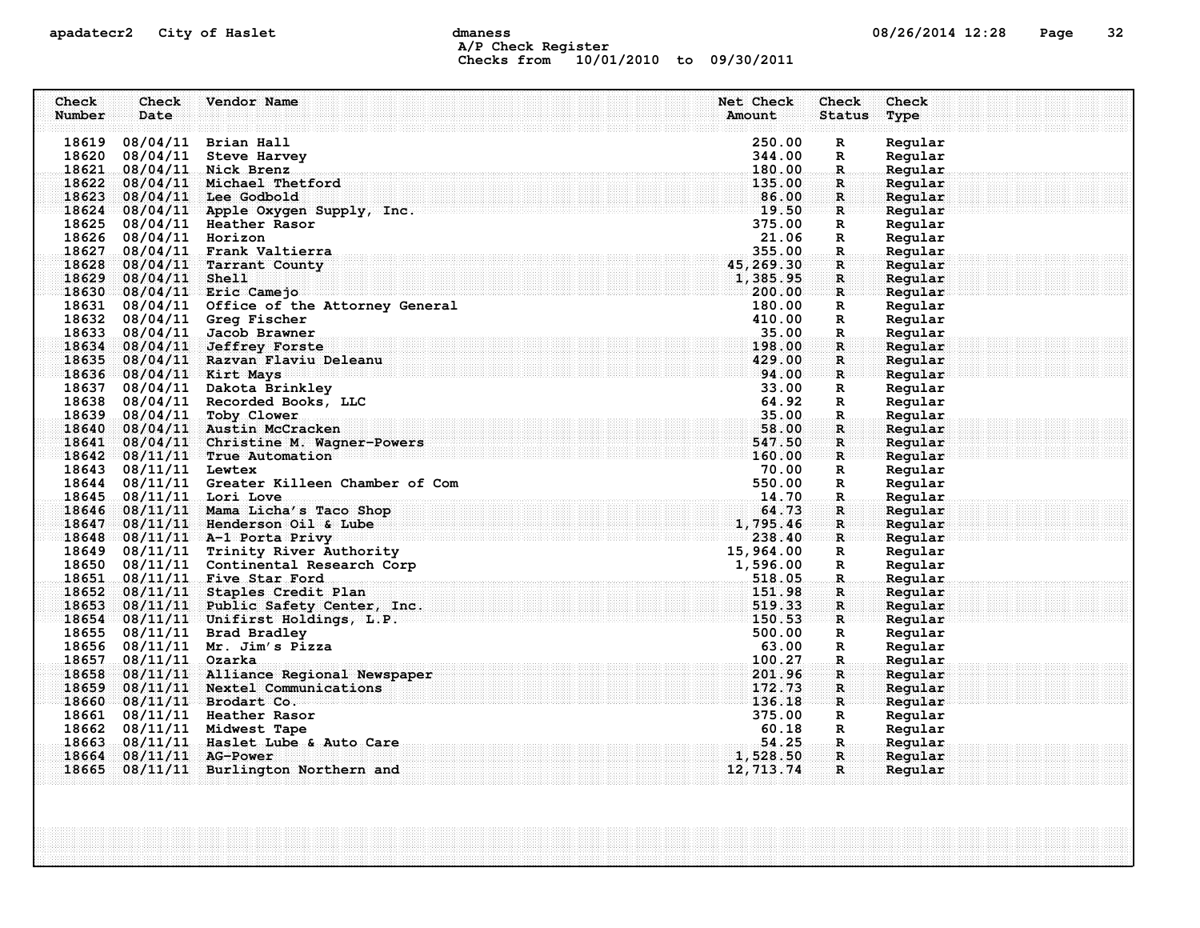A/P Check Register
Checks from 10/01/2010 to 09/30/2011

| Check Number | Check Date | Vendor Name | Net Check Amount | Check Status | Check Type |
|---|---|---|---|---|---|
| 18619 | 08/04/11 | Brian Hall | 250.00 | R | Regular |
| 18620 | 08/04/11 | Steve Harvey | 344.00 | R | Regular |
| 18621 | 08/04/11 | Nick Brenz | 180.00 | R | Regular |
| 18622 | 08/04/11 | Michael Thetford | 135.00 | R | Regular |
| 18623 | 08/04/11 | Lee Godbold | 86.00 | R | Regular |
| 18624 | 08/04/11 | Apple Oxygen Supply, Inc. | 19.50 | R | Regular |
| 18625 | 08/04/11 | Heather Rasor | 375.00 | R | Regular |
| 18626 | 08/04/11 | Horizon | 21.06 | R | Regular |
| 18627 | 08/04/11 | Frank Valtierra | 355.00 | R | Regular |
| 18628 | 08/04/11 | Tarrant County | 45,269.30 | R | Regular |
| 18629 | 08/04/11 | Shell | 1,385.95 | R | Regular |
| 18630 | 08/04/11 | Eric Camejo | 200.00 | R | Regular |
| 18631 | 08/04/11 | Office of the Attorney General | 180.00 | R | Regular |
| 18632 | 08/04/11 | Greg Fischer | 410.00 | R | Regular |
| 18633 | 08/04/11 | Jacob Brawner | 35.00 | R | Regular |
| 18634 | 08/04/11 | Jeffrey Forste | 198.00 | R | Regular |
| 18635 | 08/04/11 | Razvan Flaviu Deleanu | 429.00 | R | Regular |
| 18636 | 08/04/11 | Kirt Mays | 94.00 | R | Regular |
| 18637 | 08/04/11 | Dakota Brinkley | 33.00 | R | Regular |
| 18638 | 08/04/11 | Recorded Books, LLC | 64.92 | R | Regular |
| 18639 | 08/04/11 | Toby Clower | 35.00 | R | Regular |
| 18640 | 08/04/11 | Austin McCracken | 58.00 | R | Regular |
| 18641 | 08/04/11 | Christine M. Wagner-Powers | 547.50 | R | Regular |
| 18642 | 08/11/11 | True Automation | 160.00 | R | Regular |
| 18643 | 08/11/11 | Lewtex | 70.00 | R | Regular |
| 18644 | 08/11/11 | Greater Killeen Chamber of Com | 550.00 | R | Regular |
| 18645 | 08/11/11 | Lori Love | 14.70 | R | Regular |
| 18646 | 08/11/11 | Mama Licha's Taco Shop | 64.73 | R | Regular |
| 18647 | 08/11/11 | Henderson Oil & Lube | 1,795.46 | R | Regular |
| 18648 | 08/11/11 | A-1 Porta Privy | 238.40 | R | Regular |
| 18649 | 08/11/11 | Trinity River Authority | 15,964.00 | R | Regular |
| 18650 | 08/11/11 | Continental Research Corp | 1,596.00 | R | Regular |
| 18651 | 08/11/11 | Five Star Ford | 518.05 | R | Regular |
| 18652 | 08/11/11 | Staples Credit Plan | 151.98 | R | Regular |
| 18653 | 08/11/11 | Public Safety Center, Inc. | 519.33 | R | Regular |
| 18654 | 08/11/11 | Unifirst Holdings, L.P. | 150.53 | R | Regular |
| 18655 | 08/11/11 | Brad Bradley | 500.00 | R | Regular |
| 18656 | 08/11/11 | Mr. Jim's Pizza | 63.00 | R | Regular |
| 18657 | 08/11/11 | Ozarka | 100.27 | R | Regular |
| 18658 | 08/11/11 | Alliance Regional Newspaper | 201.96 | R | Regular |
| 18659 | 08/11/11 | Nextel Communications | 172.73 | R | Regular |
| 18660 | 08/11/11 | Brodart Co. | 136.18 | R | Regular |
| 18661 | 08/11/11 | Heather Rasor | 375.00 | R | Regular |
| 18662 | 08/11/11 | Midwest Tape | 60.18 | R | Regular |
| 18663 | 08/11/11 | Haslet Lube & Auto Care | 54.25 | R | Regular |
| 18664 | 08/11/11 | AG-Power | 1,528.50 | R | Regular |
| 18665 | 08/11/11 | Burlington Northern and | 12,713.74 | R | Regular |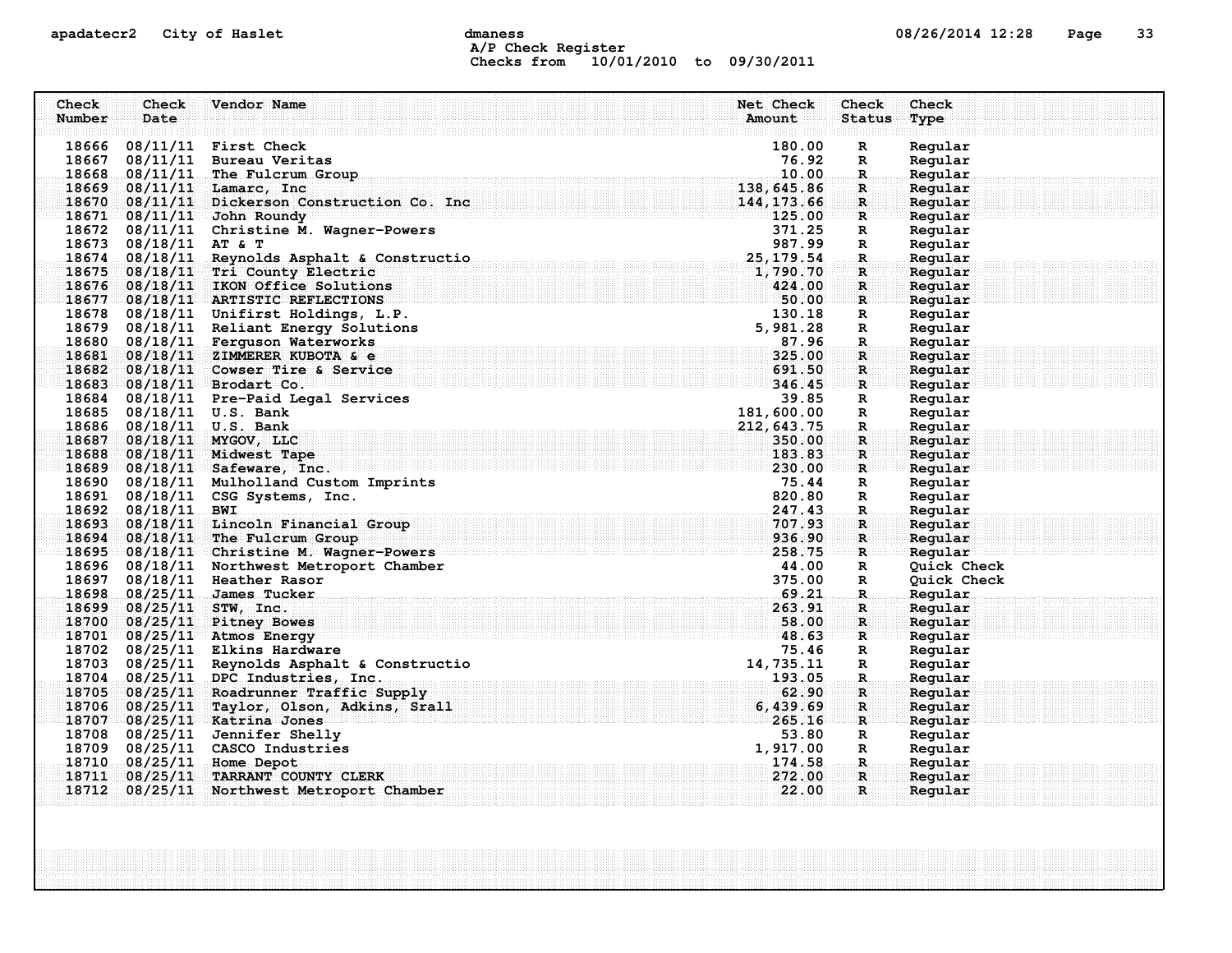apadatecr2 City of Haslet dmaness 08/26/2014 12:28

A/P Check Register
Checks from 10/01/2010 to 09/30/2011

| Check Number | Check Date | Vendor Name | Net Check Amount | Check Status | Check Type |
|---|---|---|---|---|---|
| 18666 | 08/11/11 | First Check | 180.00 | R | Regular |
| 18667 | 08/11/11 | Bureau Veritas | 76.92 | R | Regular |
| 18668 | 08/11/11 | The Fulcrum Group | 10.00 | R | Regular |
| 18669 | 08/11/11 | Lamarc, Inc | 138,645.86 | R | Regular |
| 18670 | 08/11/11 | Dickerson Construction Co. Inc | 144,173.66 | R | Regular |
| 18671 | 08/11/11 | John Roundy | 125.00 | R | Regular |
| 18672 | 08/11/11 | Christine M. Wagner-Powers | 371.25 | R | Regular |
| 18673 | 08/18/11 | AT & T | 987.99 | R | Regular |
| 18674 | 08/18/11 | Reynolds Asphalt & Constructio | 25,179.54 | R | Regular |
| 18675 | 08/18/11 | Tri County Electric | 1,790.70 | R | Regular |
| 18676 | 08/18/11 | IKON Office Solutions | 424.00 | R | Regular |
| 18677 | 08/18/11 | ARTISTIC REFLECTIONS | 50.00 | R | Regular |
| 18678 | 08/18/11 | Unifirst Holdings, L.P. | 130.18 | R | Regular |
| 18679 | 08/18/11 | Reliant Energy Solutions | 5,981.28 | R | Regular |
| 18680 | 08/18/11 | Ferguson Waterworks | 87.96 | R | Regular |
| 18681 | 08/18/11 | ZIMMERER KUBOTA & e | 325.00 | R | Regular |
| 18682 | 08/18/11 | Cowser Tire & Service | 691.50 | R | Regular |
| 18683 | 08/18/11 | Brodart Co. | 346.45 | R | Regular |
| 18684 | 08/18/11 | Pre-Paid Legal Services | 39.85 | R | Regular |
| 18685 | 08/18/11 | U.S. Bank | 181,600.00 | R | Regular |
| 18686 | 08/18/11 | U.S. Bank | 212,643.75 | R | Regular |
| 18687 | 08/18/11 | MYGOV, LLC | 350.00 | R | Regular |
| 18688 | 08/18/11 | Midwest Tape | 183.83 | R | Regular |
| 18689 | 08/18/11 | Safeware, Inc. | 230.00 | R | Regular |
| 18690 | 08/18/11 | Mulholland Custom Imprints | 75.44 | R | Regular |
| 18691 | 08/18/11 | CSG Systems, Inc. | 820.80 | R | Regular |
| 18692 | 08/18/11 | BWI | 247.43 | R | Regular |
| 18693 | 08/18/11 | Lincoln Financial Group | 707.93 | R | Regular |
| 18694 | 08/18/11 | The Fulcrum Group | 936.90 | R | Regular |
| 18695 | 08/18/11 | Christine M. Wagner-Powers | 258.75 | R | Regular |
| 18696 | 08/18/11 | Northwest Metroport Chamber | 44.00 | R | Quick Check |
| 18697 | 08/18/11 | Heather Rasor | 375.00 | R | Quick Check |
| 18698 | 08/25/11 | James Tucker | 69.21 | R | Regular |
| 18699 | 08/25/11 | STW, Inc. | 263.91 | R | Regular |
| 18700 | 08/25/11 | Pitney Bowes | 58.00 | R | Regular |
| 18701 | 08/25/11 | Atmos Energy | 48.63 | R | Regular |
| 18702 | 08/25/11 | Elkins Hardware | 75.46 | R | Regular |
| 18703 | 08/25/11 | Reynolds Asphalt & Constructio | 14,735.11 | R | Regular |
| 18704 | 08/25/11 | DPC Industries, Inc. | 193.05 | R | Regular |
| 18705 | 08/25/11 | Roadrunner Traffic Supply | 62.90 | R | Regular |
| 18706 | 08/25/11 | Taylor, Olson, Adkins, Srall | 6,439.69 | R | Regular |
| 18707 | 08/25/11 | Katrina Jones | 265.16 | R | Regular |
| 18708 | 08/25/11 | Jennifer Shelly | 53.80 | R | Regular |
| 18709 | 08/25/11 | CASCO Industries | 1,917.00 | R | Regular |
| 18710 | 08/25/11 | Home Depot | 174.58 | R | Regular |
| 18711 | 08/25/11 | TARRANT COUNTY CLERK | 272.00 | R | Regular |
| 18712 | 08/25/11 | Northwest Metroport Chamber | 22.00 | R | Regular |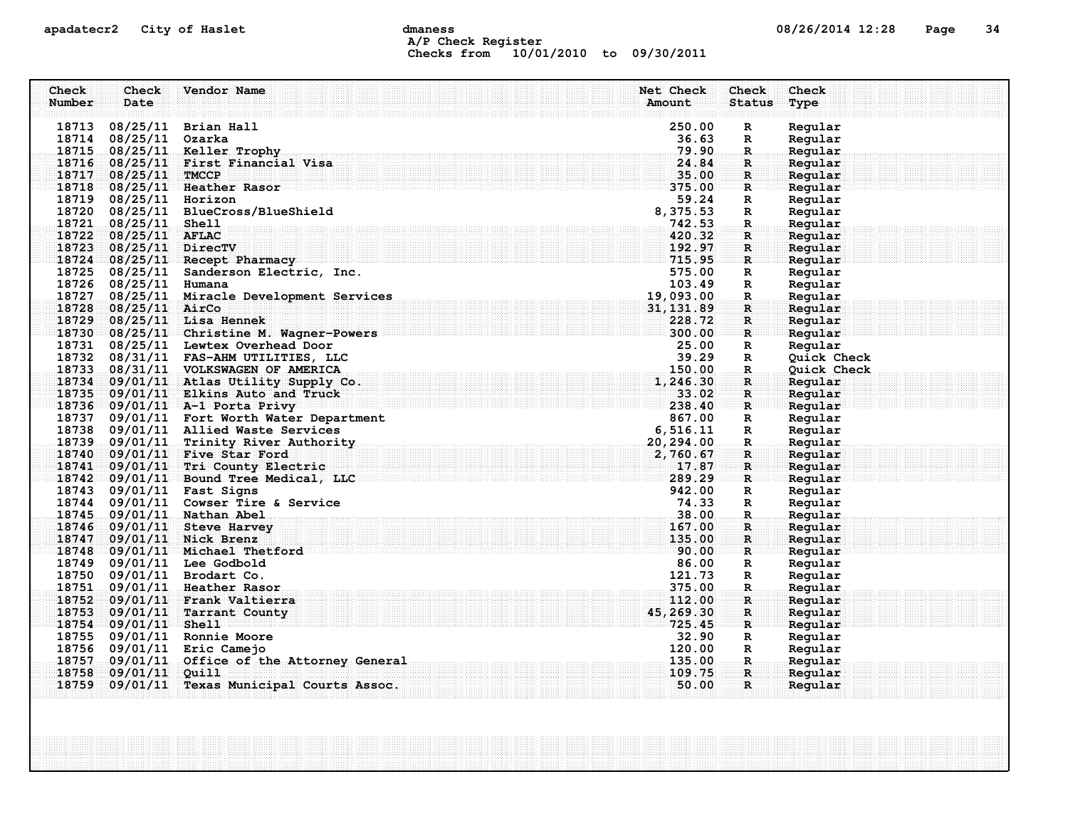A/P Check Register
Checks from 10/01/2010 to 09/30/2011

| Check Number | Check Date | Vendor Name | Net Check Amount | Check Status | Check Type |
|---|---|---|---|---|---|
| 18713 | 08/25/11 | Brian Hall | 250.00 | R | Regular |
| 18714 | 08/25/11 | Ozarka | 36.63 | R | Regular |
| 18715 | 08/25/11 | Keller Trophy | 79.90 | R | Regular |
| 18716 | 08/25/11 | First Financial Visa | 24.84 | R | Regular |
| 18717 | 08/25/11 | TMCCP | 35.00 | R | Regular |
| 18718 | 08/25/11 | Heather Rasor | 375.00 | R | Regular |
| 18719 | 08/25/11 | Horizon | 59.24 | R | Regular |
| 18720 | 08/25/11 | BlueCross/BlueShield | 8,375.53 | R | Regular |
| 18721 | 08/25/11 | Shell | 742.53 | R | Regular |
| 18722 | 08/25/11 | AFLAC | 420.32 | R | Regular |
| 18723 | 08/25/11 | DirecTV | 192.97 | R | Regular |
| 18724 | 08/25/11 | Recept Pharmacy | 715.95 | R | Regular |
| 18725 | 08/25/11 | Sanderson Electric, Inc. | 575.00 | R | Regular |
| 18726 | 08/25/11 | Humana | 103.49 | R | Regular |
| 18727 | 08/25/11 | Miracle Development Services | 19,093.00 | R | Regular |
| 18728 | 08/25/11 | AirCo | 31,131.89 | R | Regular |
| 18729 | 08/25/11 | Lisa Hennek | 228.72 | R | Regular |
| 18730 | 08/25/11 | Christine M. Wagner-Powers | 300.00 | R | Regular |
| 18731 | 08/25/11 | Lewtex Overhead Door | 25.00 | R | Regular |
| 18732 | 08/31/11 | FAS-AHM UTILITIES, LLC | 39.29 | R | Quick Check |
| 18733 | 08/31/11 | VOLKSWAGEN OF AMERICA | 150.00 | R | Quick Check |
| 18734 | 09/01/11 | Atlas Utility Supply Co. | 1,246.30 | R | Regular |
| 18735 | 09/01/11 | Elkins Auto and Truck | 33.02 | R | Regular |
| 18736 | 09/01/11 | A-1 Porta Privy | 238.40 | R | Regular |
| 18737 | 09/01/11 | Fort Worth Water Department | 867.00 | R | Regular |
| 18738 | 09/01/11 | Allied Waste Services | 6,516.11 | R | Regular |
| 18739 | 09/01/11 | Trinity River Authority | 20,294.00 | R | Regular |
| 18740 | 09/01/11 | Five Star Ford | 2,760.67 | R | Regular |
| 18741 | 09/01/11 | Tri County Electric | 17.87 | R | Regular |
| 18742 | 09/01/11 | Bound Tree Medical, LLC | 289.29 | R | Regular |
| 18743 | 09/01/11 | Fast Signs | 942.00 | R | Regular |
| 18744 | 09/01/11 | Cowser Tire & Service | 74.33 | R | Regular |
| 18745 | 09/01/11 | Nathan Abel | 38.00 | R | Regular |
| 18746 | 09/01/11 | Steve Harvey | 167.00 | R | Regular |
| 18747 | 09/01/11 | Nick Brenz | 135.00 | R | Regular |
| 18748 | 09/01/11 | Michael Thetford | 90.00 | R | Regular |
| 18749 | 09/01/11 | Lee Godbold | 86.00 | R | Regular |
| 18750 | 09/01/11 | Brodart Co. | 121.73 | R | Regular |
| 18751 | 09/01/11 | Heather Rasor | 375.00 | R | Regular |
| 18752 | 09/01/11 | Frank Valtierra | 112.00 | R | Regular |
| 18753 | 09/01/11 | Tarrant County | 45,269.30 | R | Regular |
| 18754 | 09/01/11 | Shell | 725.45 | R | Regular |
| 18755 | 09/01/11 | Ronnie Moore | 32.90 | R | Regular |
| 18756 | 09/01/11 | Eric Camejo | 120.00 | R | Regular |
| 18757 | 09/01/11 | Office of the Attorney General | 135.00 | R | Regular |
| 18758 | 09/01/11 | Quill | 109.75 | R | Regular |
| 18759 | 09/01/11 | Texas Municipal Courts Assoc. | 50.00 | R | Regular |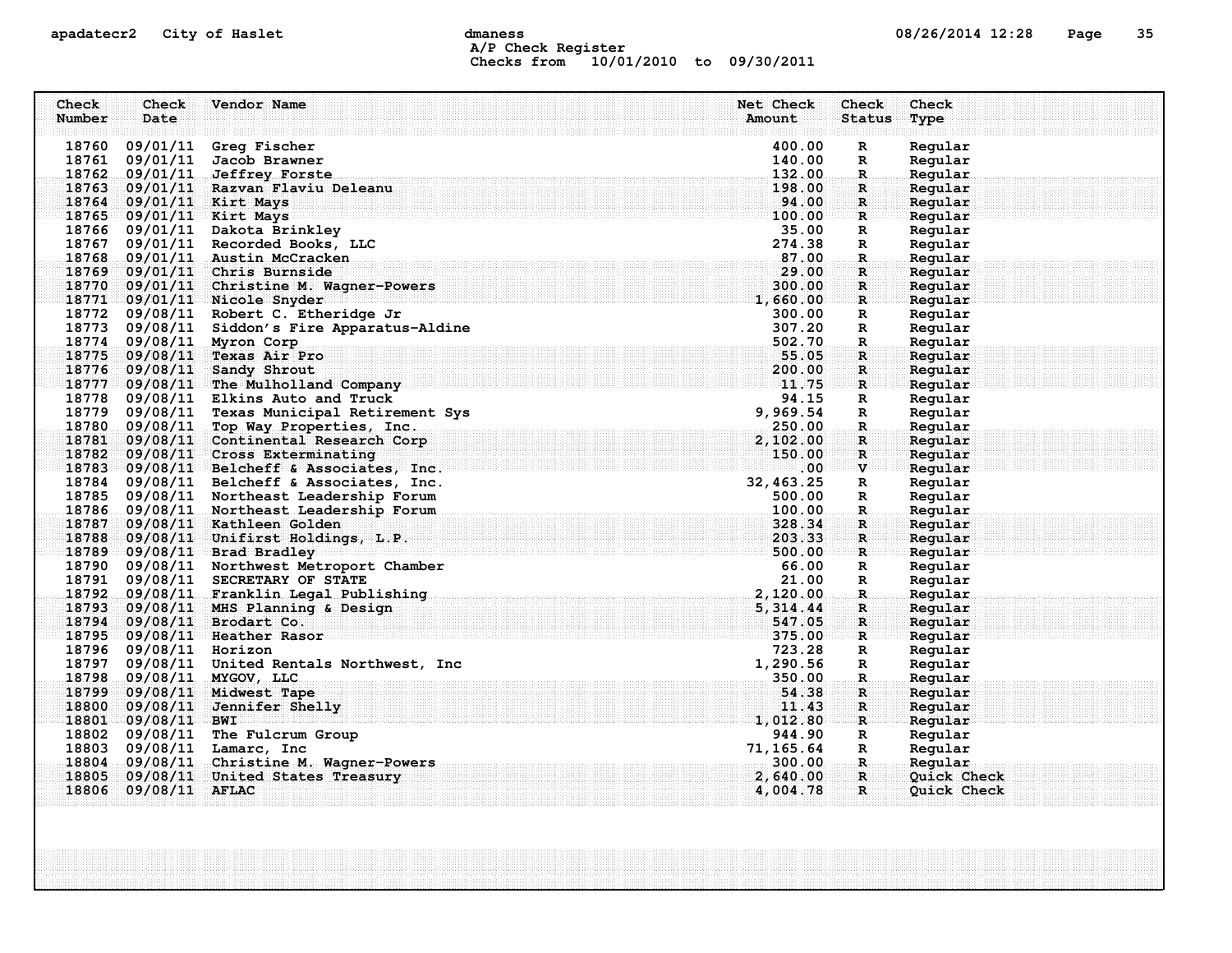A/P Check Register
Checks from 10/01/2010 to 09/30/2011

| Check Number | Check Date | Vendor Name | Net Check Amount | Check Status | Check Type |
|---|---|---|---|---|---|
| 18760 | 09/01/11 | Greg Fischer | 400.00 | R | Regular |
| 18761 | 09/01/11 | Jacob Brawner | 140.00 | R | Regular |
| 18762 | 09/01/11 | Jeffrey Forste | 132.00 | R | Regular |
| 18763 | 09/01/11 | Razvan Flaviu Deleanu | 198.00 | R | Regular |
| 18764 | 09/01/11 | Kirt Mays | 94.00 | R | Regular |
| 18765 | 09/01/11 | Kirt Mays | 100.00 | R | Regular |
| 18766 | 09/01/11 | Dakota Brinkley | 35.00 | R | Regular |
| 18767 | 09/01/11 | Recorded Books, LLC | 274.38 | R | Regular |
| 18768 | 09/01/11 | Austin McCracken | 87.00 | R | Regular |
| 18769 | 09/01/11 | Chris Burnside | 29.00 | R | Regular |
| 18770 | 09/01/11 | Christine M. Wagner-Powers | 300.00 | R | Regular |
| 18771 | 09/01/11 | Nicole Snyder | 1,660.00 | R | Regular |
| 18772 | 09/08/11 | Robert C. Etheridge Jr | 300.00 | R | Regular |
| 18773 | 09/08/11 | Siddon's Fire Apparatus-Aldine | 307.20 | R | Regular |
| 18774 | 09/08/11 | Myron Corp | 502.70 | R | Regular |
| 18775 | 09/08/11 | Texas Air Pro | 55.05 | R | Regular |
| 18776 | 09/08/11 | Sandy Shrout | 200.00 | R | Regular |
| 18777 | 09/08/11 | The Mulholland Company | 11.75 | R | Regular |
| 18778 | 09/08/11 | Elkins Auto and Truck | 94.15 | R | Regular |
| 18779 | 09/08/11 | Texas Municipal Retirement Sys | 9,969.54 | R | Regular |
| 18780 | 09/08/11 | Top Way Properties, Inc. | 250.00 | R | Regular |
| 18781 | 09/08/11 | Continental Research Corp | 2,102.00 | R | Regular |
| 18782 | 09/08/11 | Cross Exterminating | 150.00 | R | Regular |
| 18783 | 09/08/11 | Belcheff & Associates, Inc. | .00 | V | Regular |
| 18784 | 09/08/11 | Belcheff & Associates, Inc. | 32,463.25 | R | Regular |
| 18785 | 09/08/11 | Northeast Leadership Forum | 500.00 | R | Regular |
| 18786 | 09/08/11 | Northeast Leadership Forum | 100.00 | R | Regular |
| 18787 | 09/08/11 | Kathleen Golden | 328.34 | R | Regular |
| 18788 | 09/08/11 | Unifirst Holdings, L.P. | 203.33 | R | Regular |
| 18789 | 09/08/11 | Brad Bradley | 500.00 | R | Regular |
| 18790 | 09/08/11 | Northwest Metroport Chamber | 66.00 | R | Regular |
| 18791 | 09/08/11 | SECRETARY OF STATE | 21.00 | R | Regular |
| 18792 | 09/08/11 | Franklin Legal Publishing | 2,120.00 | R | Regular |
| 18793 | 09/08/11 | MHS Planning & Design | 5,314.44 | R | Regular |
| 18794 | 09/08/11 | Brodart Co. | 547.05 | R | Regular |
| 18795 | 09/08/11 | Heather Rasor | 375.00 | R | Regular |
| 18796 | 09/08/11 | Horizon | 723.28 | R | Regular |
| 18797 | 09/08/11 | United Rentals Northwest, Inc | 1,290.56 | R | Regular |
| 18798 | 09/08/11 | MYGOV, LLC | 350.00 | R | Regular |
| 18799 | 09/08/11 | Midwest Tape | 54.38 | R | Regular |
| 18800 | 09/08/11 | Jennifer Shelly | 11.43 | R | Regular |
| 18801 | 09/08/11 | BWI | 1,012.80 | R | Regular |
| 18802 | 09/08/11 | The Fulcrum Group | 944.90 | R | Regular |
| 18803 | 09/08/11 | Lamarc, Inc | 71,165.64 | R | Regular |
| 18804 | 09/08/11 | Christine M. Wagner-Powers | 300.00 | R | Regular |
| 18805 | 09/08/11 | United States Treasury | 2,640.00 | R | Quick Check |
| 18806 | 09/08/11 | AFLAC | 4,004.78 | R | Quick Check |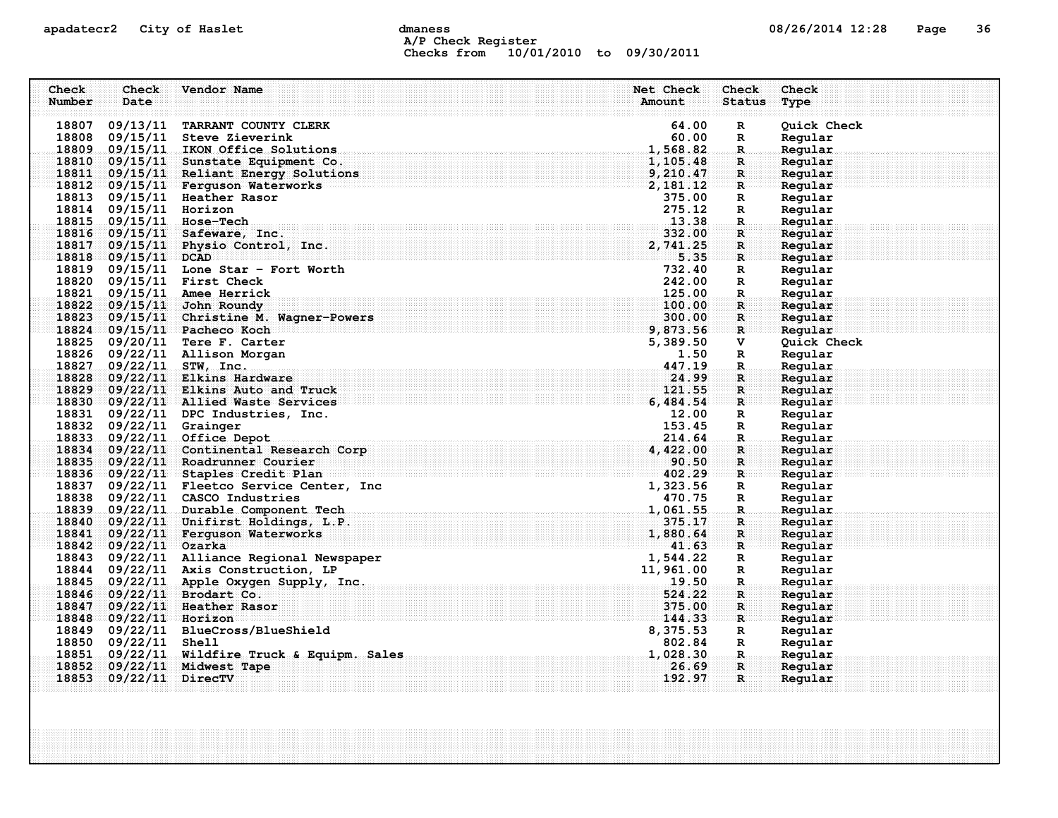apadatecr2 City of Haslet dmaness

A/P Check Register

Checks from 10/01/2010 to 09/30/2011

| Check Number | Check Date | Vendor Name | Net Check Amount | Check Status | Check Type |
|---|---|---|---|---|---|
| 18807 | 09/13/11 | TARRANT COUNTY CLERK | 64.00 | R | Quick Check |
| 18808 | 09/15/11 | Steve Zieverink | 60.00 | R | Regular |
| 18809 | 09/15/11 | IKON Office Solutions | 1,568.82 | R | Regular |
| 18810 | 09/15/11 | Sunstate Equipment Co. | 1,105.48 | R | Regular |
| 18811 | 09/15/11 | Reliant Energy Solutions | 9,210.47 | R | Regular |
| 18812 | 09/15/11 | Ferguson Waterworks | 2,181.12 | R | Regular |
| 18813 | 09/15/11 | Heather Rasor | 375.00 | R | Regular |
| 18814 | 09/15/11 | Horizon | 275.12 | R | Regular |
| 18815 | 09/15/11 | Hose-Tech | 13.38 | R | Regular |
| 18816 | 09/15/11 | Safeware, Inc. | 332.00 | R | Regular |
| 18817 | 09/15/11 | Physio Control, Inc. | 2,741.25 | R | Regular |
| 18818 | 09/15/11 | DCAD | 5.35 | R | Regular |
| 18819 | 09/15/11 | Lone Star - Fort Worth | 732.40 | R | Regular |
| 18820 | 09/15/11 | First Check | 242.00 | R | Regular |
| 18821 | 09/15/11 | Amee Herrick | 125.00 | R | Regular |
| 18822 | 09/15/11 | John Roundy | 100.00 | R | Regular |
| 18823 | 09/15/11 | Christine M. Wagner-Powers | 300.00 | R | Regular |
| 18824 | 09/15/11 | Pacheco Koch | 9,873.56 | R | Regular |
| 18825 | 09/20/11 | Tere F. Carter | 5,389.50 | V | Quick Check |
| 18826 | 09/22/11 | Allison Morgan | 1.50 | R | Regular |
| 18827 | 09/22/11 | STW, Inc. | 447.19 | R | Regular |
| 18828 | 09/22/11 | Elkins Hardware | 24.99 | R | Regular |
| 18829 | 09/22/11 | Elkins Auto and Truck | 121.55 | R | Regular |
| 18830 | 09/22/11 | Allied Waste Services | 6,484.54 | R | Regular |
| 18831 | 09/22/11 | DPC Industries, Inc. | 12.00 | R | Regular |
| 18832 | 09/22/11 | Grainger | 153.45 | R | Regular |
| 18833 | 09/22/11 | Office Depot | 214.64 | R | Regular |
| 18834 | 09/22/11 | Continental Research Corp | 4,422.00 | R | Regular |
| 18835 | 09/22/11 | Roadrunner Courier | 90.50 | R | Regular |
| 18836 | 09/22/11 | Staples Credit Plan | 402.29 | R | Regular |
| 18837 | 09/22/11 | Fleetco Service Center, Inc | 1,323.56 | R | Regular |
| 18838 | 09/22/11 | CASCO Industries | 470.75 | R | Regular |
| 18839 | 09/22/11 | Durable Component Tech | 1,061.55 | R | Regular |
| 18840 | 09/22/11 | Unifirst Holdings, L.P. | 375.17 | R | Regular |
| 18841 | 09/22/11 | Ferguson Waterworks | 1,880.64 | R | Regular |
| 18842 | 09/22/11 | Ozarka | 41.63 | R | Regular |
| 18843 | 09/22/11 | Alliance Regional Newspaper | 1,544.22 | R | Regular |
| 18844 | 09/22/11 | Axis Construction, LP | 11,961.00 | R | Regular |
| 18845 | 09/22/11 | Apple Oxygen Supply, Inc. | 19.50 | R | Regular |
| 18846 | 09/22/11 | Brodart Co. | 524.22 | R | Regular |
| 18847 | 09/22/11 | Heather Rasor | 375.00 | R | Regular |
| 18848 | 09/22/11 | Horizon | 144.33 | R | Regular |
| 18849 | 09/22/11 | BlueCross/BlueShield | 8,375.53 | R | Regular |
| 18850 | 09/22/11 | Shell | 802.84 | R | Regular |
| 18851 | 09/22/11 | Wildfire Truck & Equipm. Sales | 1,028.30 | R | Regular |
| 18852 | 09/22/11 | Midwest Tape | 26.69 | R | Regular |
| 18853 | 09/22/11 | DirecTV | 192.97 | R | Regular |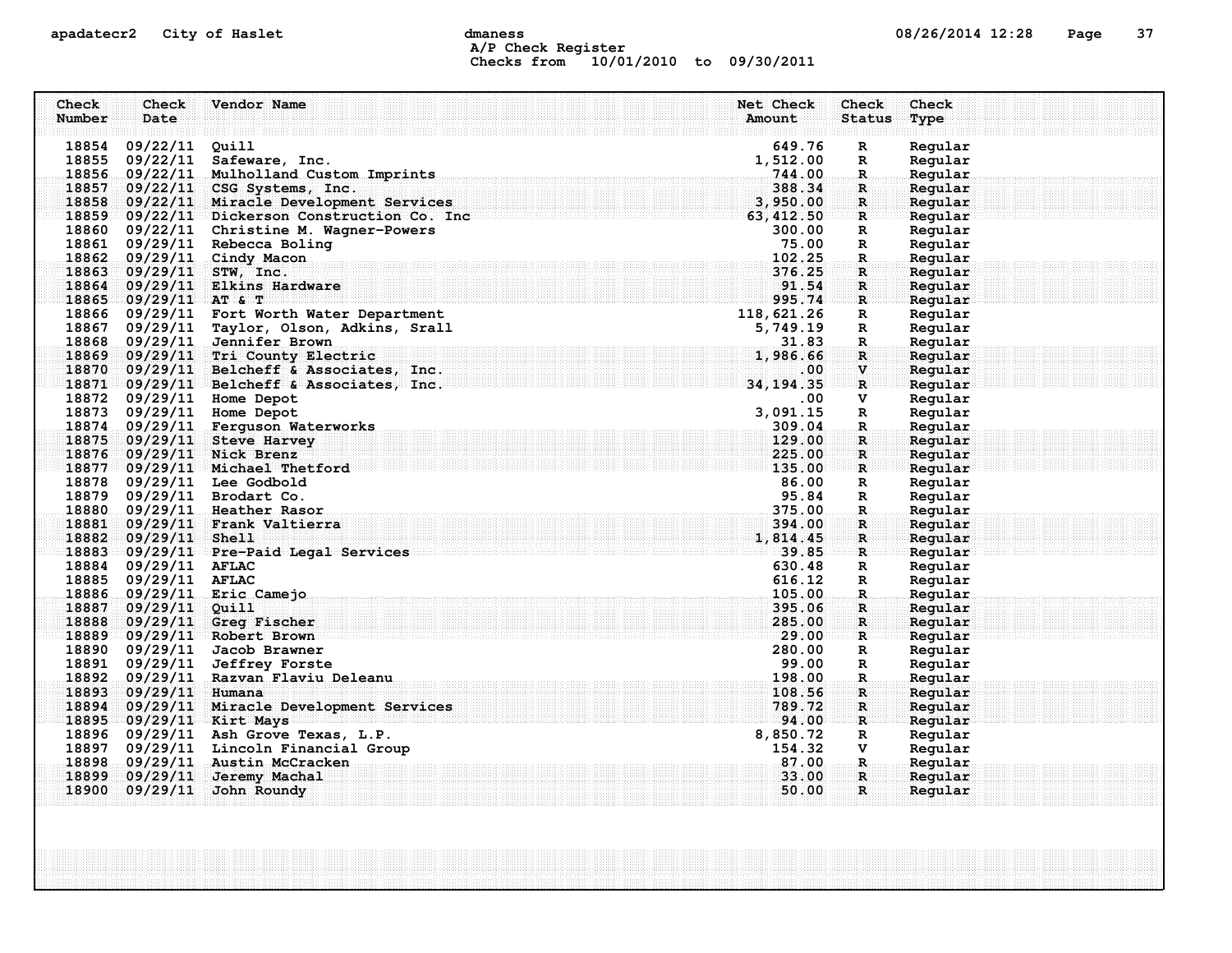apadatecr2 City of Haslet dmaness 08/26/2014 12:28

A/P Check Register
Checks from 10/01/2010 to 09/30/2011

| Check Number | Check Date | Vendor Name | Net Check Amount | Check Status | Check Type |
|---|---|---|---|---|---|
| 18854 | 09/22/11 | Quill | 649.76 | R | Regular |
| 18855 | 09/22/11 | Safeware, Inc. | 1,512.00 | R | Regular |
| 18856 | 09/22/11 | Mulholland Custom Imprints | 744.00 | R | Regular |
| 18857 | 09/22/11 | CSG Systems, Inc. | 388.34 | R | Regular |
| 18858 | 09/22/11 | Miracle Development Services | 3,950.00 | R | Regular |
| 18859 | 09/22/11 | Dickerson Construction Co. Inc | 63,412.50 | R | Regular |
| 18860 | 09/22/11 | Christine M. Wagner-Powers | 300.00 | R | Regular |
| 18861 | 09/29/11 | Rebecca Boling | 75.00 | R | Regular |
| 18862 | 09/29/11 | Cindy Macon | 102.25 | R | Regular |
| 18863 | 09/29/11 | STW, Inc. | 376.25 | R | Regular |
| 18864 | 09/29/11 | Elkins Hardware | 91.54 | R | Regular |
| 18865 | 09/29/11 | AT & T | 995.74 | R | Regular |
| 18866 | 09/29/11 | Fort Worth Water Department | 118,621.26 | R | Regular |
| 18867 | 09/29/11 | Taylor, Olson, Adkins, Srall | 5,749.19 | R | Regular |
| 18868 | 09/29/11 | Jennifer Brown | 31.83 | R | Regular |
| 18869 | 09/29/11 | Tri County Electric | 1,986.66 | R | Regular |
| 18870 | 09/29/11 | Belcheff & Associates, Inc. | .00 | V | Regular |
| 18871 | 09/29/11 | Belcheff & Associates, Inc. | 34,194.35 | R | Regular |
| 18872 | 09/29/11 | Home Depot | .00 | V | Regular |
| 18873 | 09/29/11 | Home Depot | 3,091.15 | R | Regular |
| 18874 | 09/29/11 | Ferguson Waterworks | 309.04 | R | Regular |
| 18875 | 09/29/11 | Steve Harvey | 129.00 | R | Regular |
| 18876 | 09/29/11 | Nick Brenz | 225.00 | R | Regular |
| 18877 | 09/29/11 | Michael Thetford | 135.00 | R | Regular |
| 18878 | 09/29/11 | Lee Godbold | 86.00 | R | Regular |
| 18879 | 09/29/11 | Brodart Co. | 95.84 | R | Regular |
| 18880 | 09/29/11 | Heather Rasor | 375.00 | R | Regular |
| 18881 | 09/29/11 | Frank Valtierra | 394.00 | R | Regular |
| 18882 | 09/29/11 | Shell | 1,814.45 | R | Regular |
| 18883 | 09/29/11 | Pre-Paid Legal Services | 39.85 | R | Regular |
| 18884 | 09/29/11 | AFLAC | 630.48 | R | Regular |
| 18885 | 09/29/11 | AFLAC | 616.12 | R | Regular |
| 18886 | 09/29/11 | Eric Camejo | 105.00 | R | Regular |
| 18887 | 09/29/11 | Quill | 395.06 | R | Regular |
| 18888 | 09/29/11 | Greg Fischer | 285.00 | R | Regular |
| 18889 | 09/29/11 | Robert Brown | 29.00 | R | Regular |
| 18890 | 09/29/11 | Jacob Brawner | 280.00 | R | Regular |
| 18891 | 09/29/11 | Jeffrey Forste | 99.00 | R | Regular |
| 18892 | 09/29/11 | Razvan Flaviu Deleanu | 198.00 | R | Regular |
| 18893 | 09/29/11 | Humana | 108.56 | R | Regular |
| 18894 | 09/29/11 | Miracle Development Services | 789.72 | R | Regular |
| 18895 | 09/29/11 | Kirt Mays | 94.00 | R | Regular |
| 18896 | 09/29/11 | Ash Grove Texas, L.P. | 8,850.72 | R | Regular |
| 18897 | 09/29/11 | Lincoln Financial Group | 154.32 | V | Regular |
| 18898 | 09/29/11 | Austin McCracken | 87.00 | R | Regular |
| 18899 | 09/29/11 | Jeremy Machal | 33.00 | R | Regular |
| 18900 | 09/29/11 | John Roundy | 50.00 | R | Regular |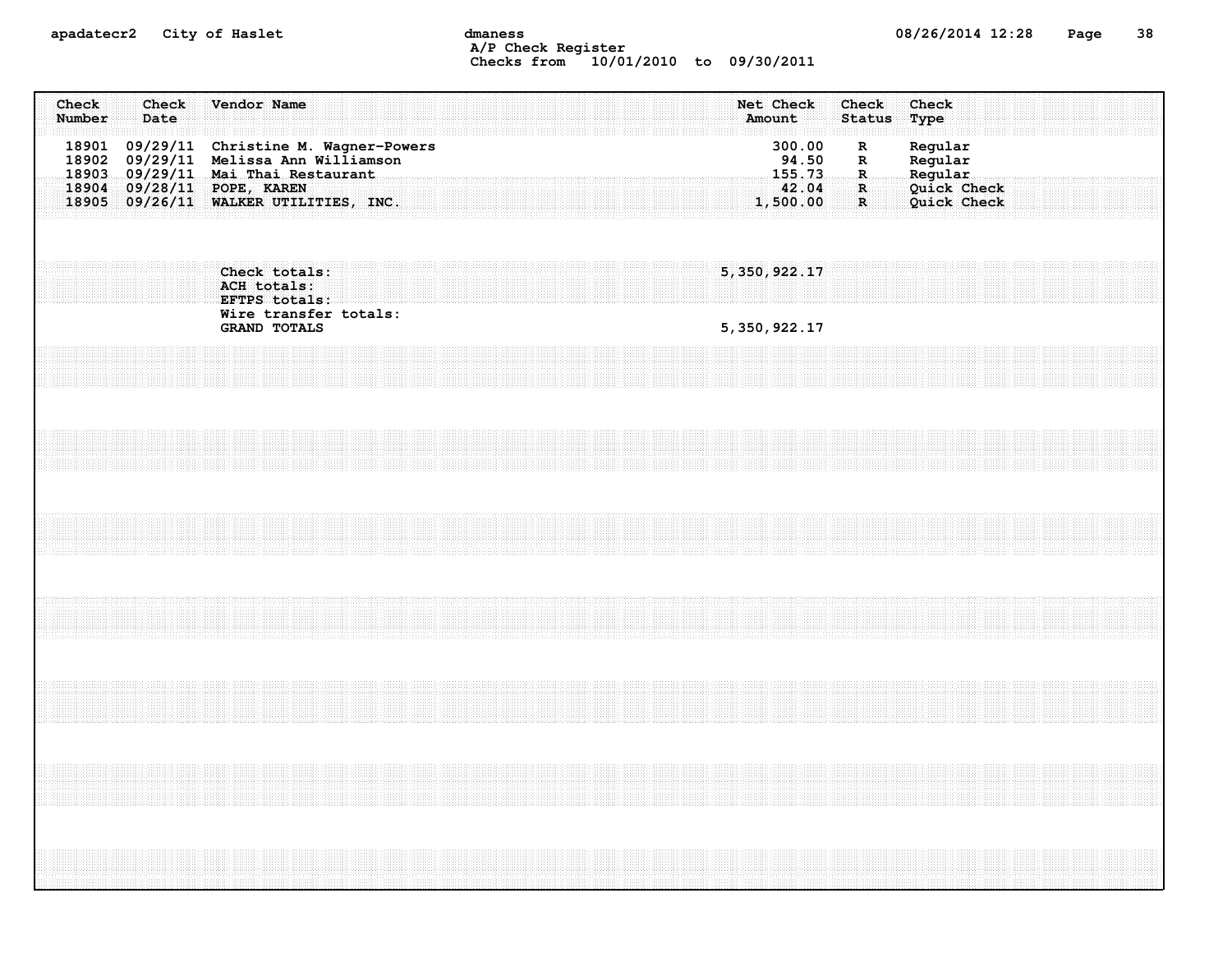A/P Check Register
Checks from 10/01/2010 to 09/30/2011

| Check Number | Check Date | Vendor Name | Net Check Amount | Check Status | Check Type |
|---|---|---|---|---|---|
| 18901 | 09/29/11 | Christine M. Wagner-Powers | 300.00 | R | Regular |
| 18902 | 09/29/11 | Melissa Ann Williamson | 94.50 | R | Regular |
| 18903 | 09/29/11 | Mai Thai Restaurant | 155.73 | R | Regular |
| 18904 | 09/28/11 | POPE, KAREN | 42.04 | R | Quick Check |
| 18905 | 09/26/11 | WALKER UTILITIES, INC. | 1,500.00 | R | Quick Check |

| | |
|---|---|
| Check totals: | 5,350,922.17 |
| ACH totals: | |
| EFTPS totals: | |
| Wire transfer totals: | |
| GRAND TOTALS | 5,350,922.17 |